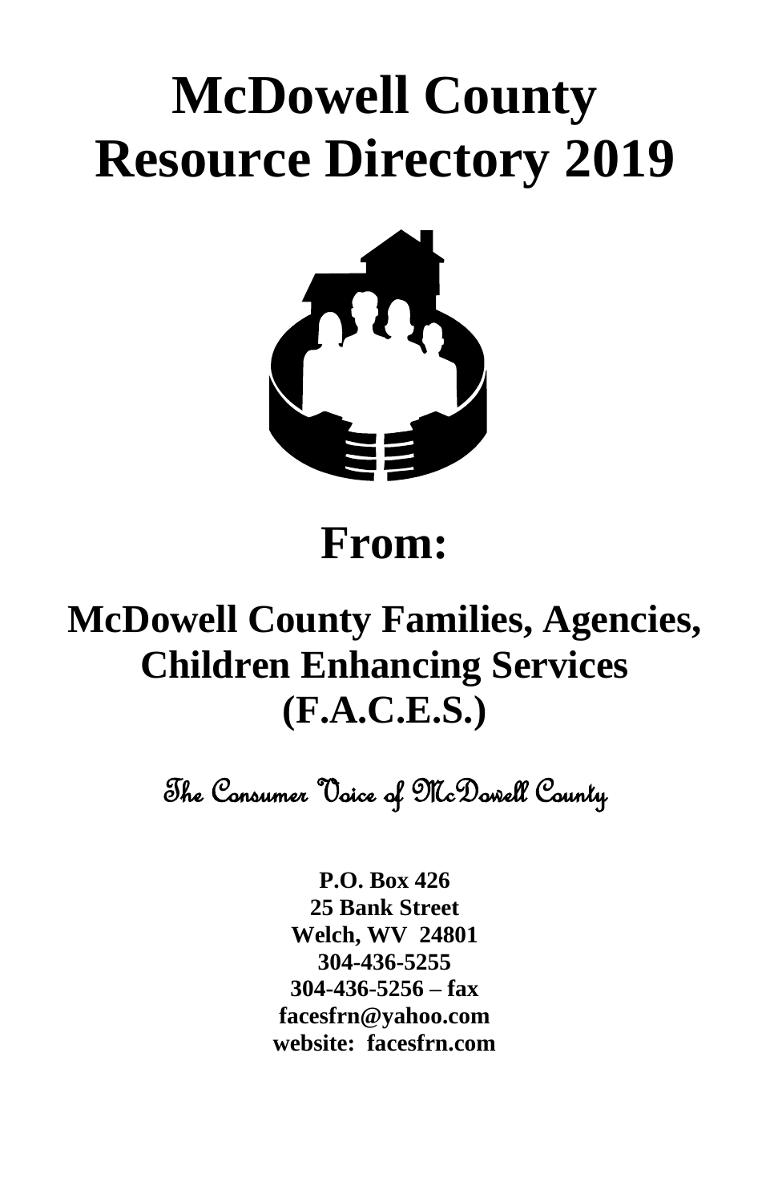# McDowell County Resource Directory 2019

## From:

## McDowell County Families, Agencies, Children Enhancing Services (F.A.C.E.S.)

*The Consumer Voice of McDowell County*

**P.O. Box 426**
**25 Bank Street**
**Welch, WV 24801**
**304-436-5255**
**304-436-5256 – fax**
**facesfrn@yahoo.com**
**website: facesfrn.com**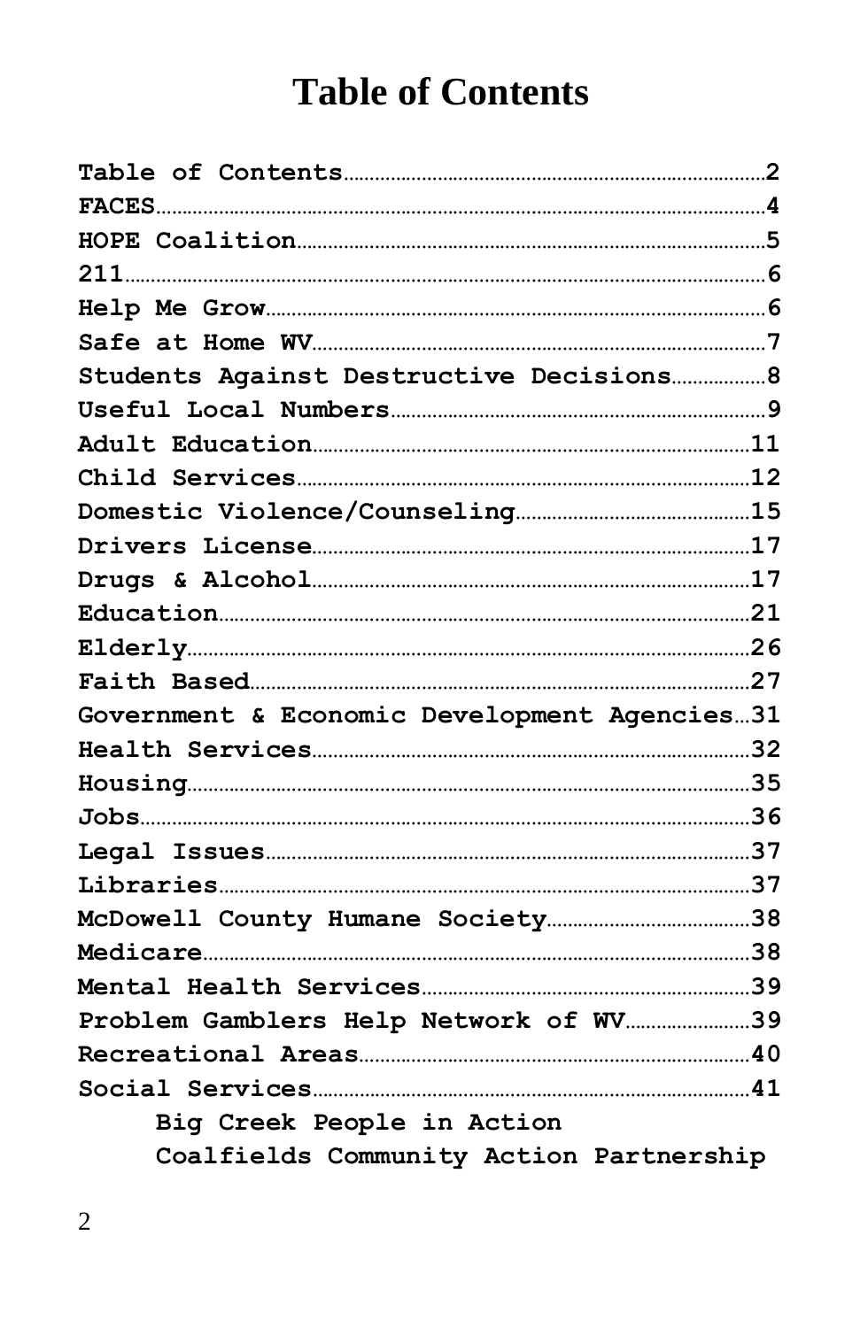# Table of Contents

Table of Contents.......2
FACES.......4
HOPE Coalition.......5
211.......6
Help Me Grow.......6
Safe at Home WV.......7
Students Against Destructive Decisions.......8
Useful Local Numbers.......9
Adult Education.......11
Child Services.......12
Domestic Violence/Counseling.......15
Drivers License.......17
Drugs & Alcohol.......17
Education.......21
Elderly.......26
Faith Based.......27
Government & Economic Development Agencies...31
Health Services.......32
Housing.......35
Jobs.......36
Legal Issues.......37
Libraries.......37
McDowell County Humane Society.......38
Medicare.......38
Mental Health Services.......39
Problem Gamblers Help Network of WV.......39
Recreational Areas.......40
Social Services.......41

- Big Creek People in Action
- Coalfields Community Action Partnership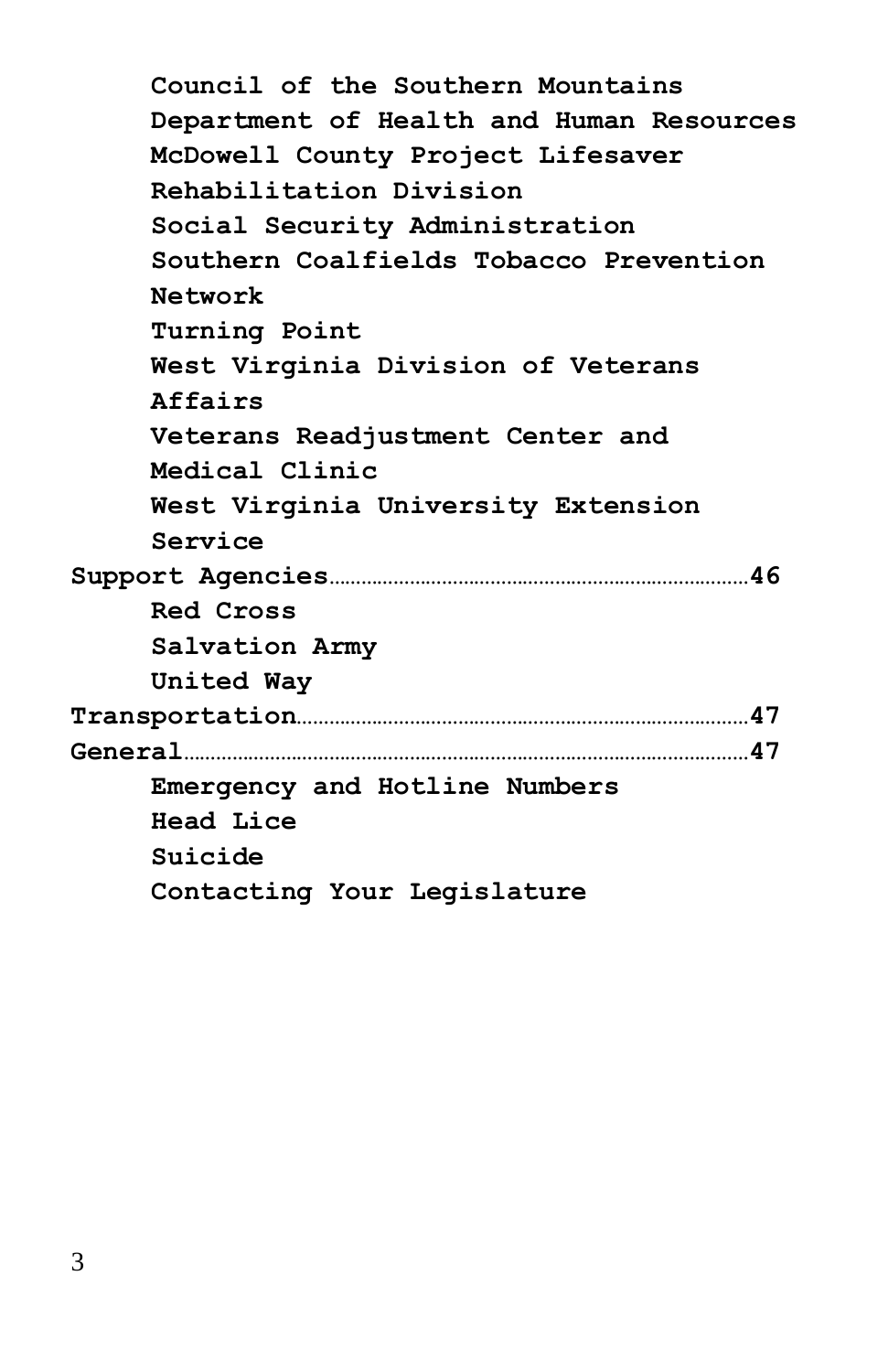- **Council of the Southern Mountains**
- **Department of Health and Human Resources**
- **McDowell County Project Lifesaver**
- **Rehabilitation Division**
- **Social Security Administration**
- **Southern Coalfields Tobacco Prevention Network**
- **Turning Point**
- **West Virginia Division of Veterans Affairs**
- **Veterans Readjustment Center and Medical Clinic**
- **West Virginia University Extension Service**

**Support Agencies**..........46

- **Red Cross**
- **Salvation Army**
- **United Way**

**Transportation**..........47

**General**..........47

- **Emergency and Hotline Numbers**
- **Head Lice**
- **Suicide**
- **Contacting Your Legislature**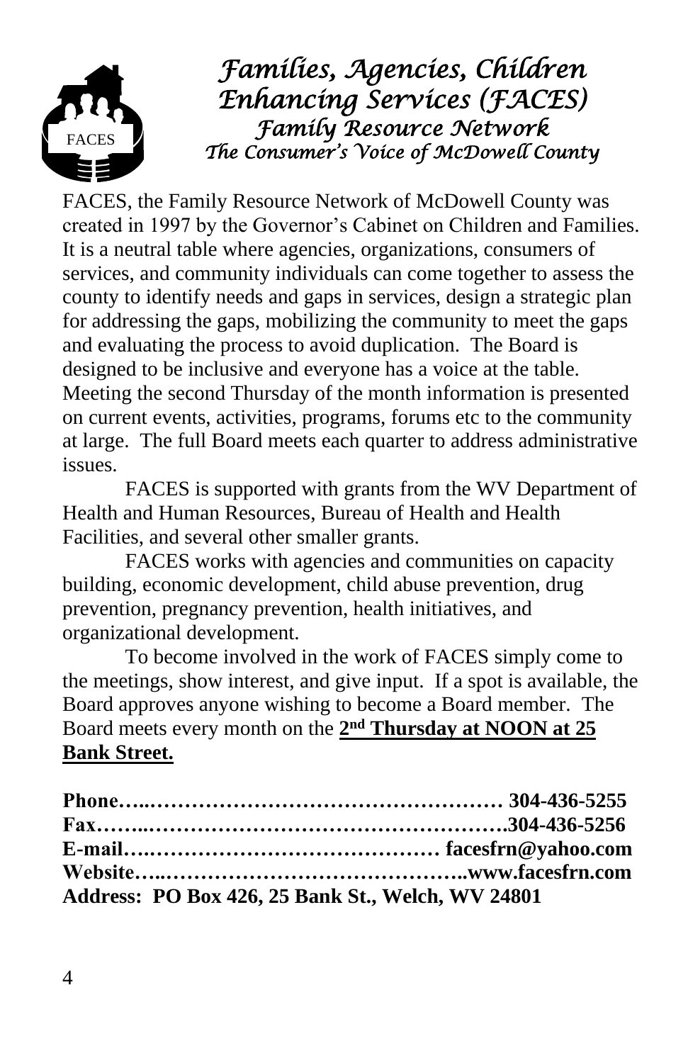# *Families, Agencies, Children Enhancing Services (FACES)*

## *Family Resource Network*

### *The Consumer's Voice of McDowell County*

FACES, the Family Resource Network of McDowell County was created in 1997 by the Governor's Cabinet on Children and Families. It is a neutral table where agencies, organizations, consumers of services, and community individuals can come together to assess the county to identify needs and gaps in services, design a strategic plan for addressing the gaps, mobilizing the community to meet the gaps and evaluating the process to avoid duplication. The Board is designed to be inclusive and everyone has a voice at the table. Meeting the second Thursday of the month information is presented on current events, activities, programs, forums etc to the community at large. The full Board meets each quarter to address administrative issues.

FACES is supported with grants from the WV Department of Health and Human Resources, Bureau of Health and Health Facilities, and several other smaller grants.

FACES works with agencies and communities on capacity building, economic development, child abuse prevention, drug prevention, pregnancy prevention, health initiatives, and organizational development.

To become involved in the work of FACES simply come to the meetings, show interest, and give input. If a spot is available, the Board approves anyone wishing to become a Board member. The Board meets every month on the **2nd Thursday at NOON at 25 Bank Street.**

**Phone…..…………………………………………… 304-436-5255**
**Fax……..…………………………………………….304-436-5256**
**E-mail….…………………………………… facesfrn@yahoo.com**
**Website…..……………………………………..www.facesfrn.com**
**Address: PO Box 426, 25 Bank St., Welch, WV 24801**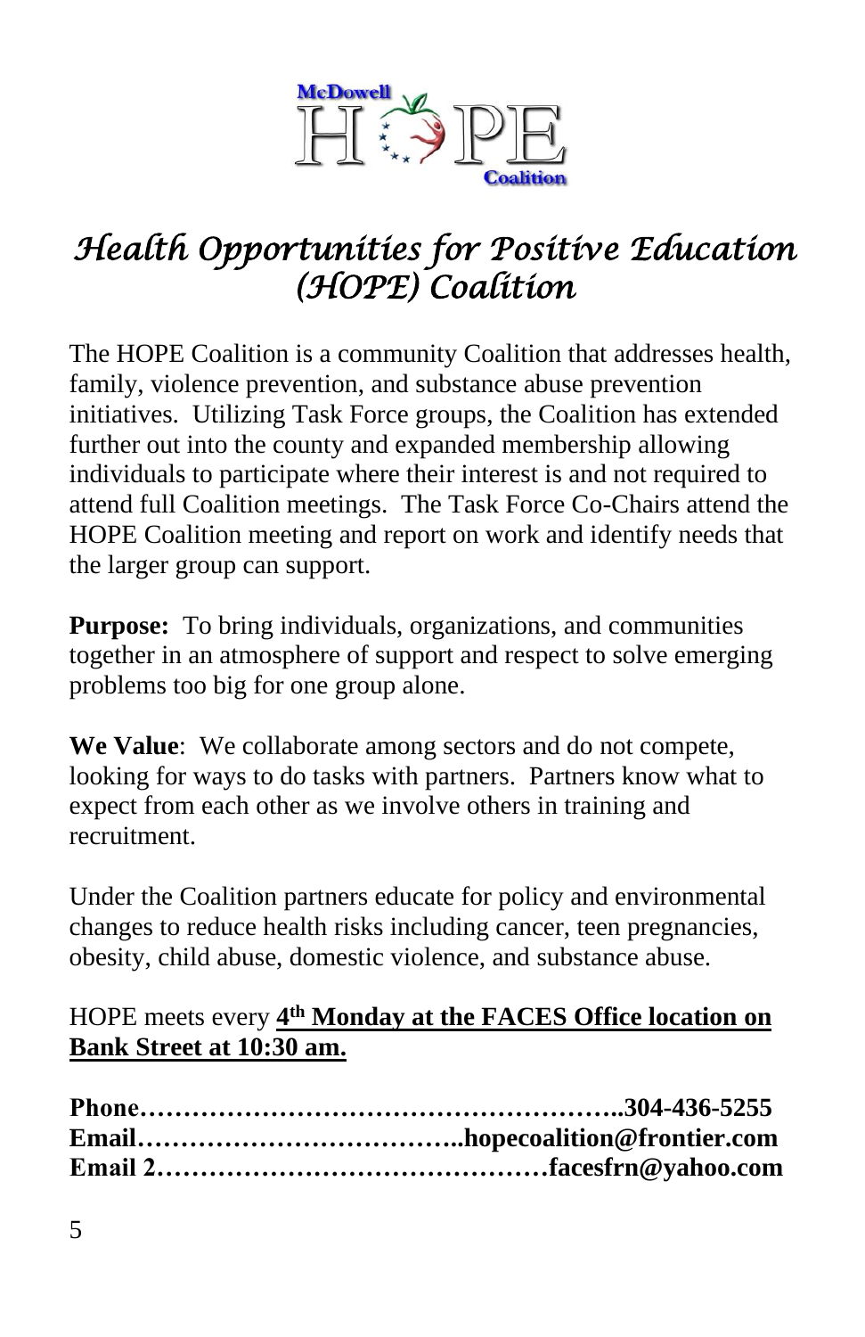# Health Opportunities for Positive Education (HOPE) Coalition

The HOPE Coalition is a community Coalition that addresses health, family, violence prevention, and substance abuse prevention initiatives. Utilizing Task Force groups, the Coalition has extended further out into the county and expanded membership allowing individuals to participate where their interest is and not required to attend full Coalition meetings. The Task Force Co-Chairs attend the HOPE Coalition meeting and report on work and identify needs that the larger group can support.

**Purpose:** To bring individuals, organizations, and communities together in an atmosphere of support and respect to solve emerging problems too big for one group alone.

**We Value**: We collaborate among sectors and do not compete, looking for ways to do tasks with partners. Partners know what to expect from each other as we involve others in training and recruitment.

Under the Coalition partners educate for policy and environmental changes to reduce health risks including cancer, teen pregnancies, obesity, child abuse, domestic violence, and substance abuse.

HOPE meets every **4th Monday at the FACES Office location on Bank Street at 10:30 am.**

**Phone……………………………………………..304-436-5255**
**Email………………………………..hopecoalition@frontier.com**
**Email 2………………………………………facesfrn@yahoo.com**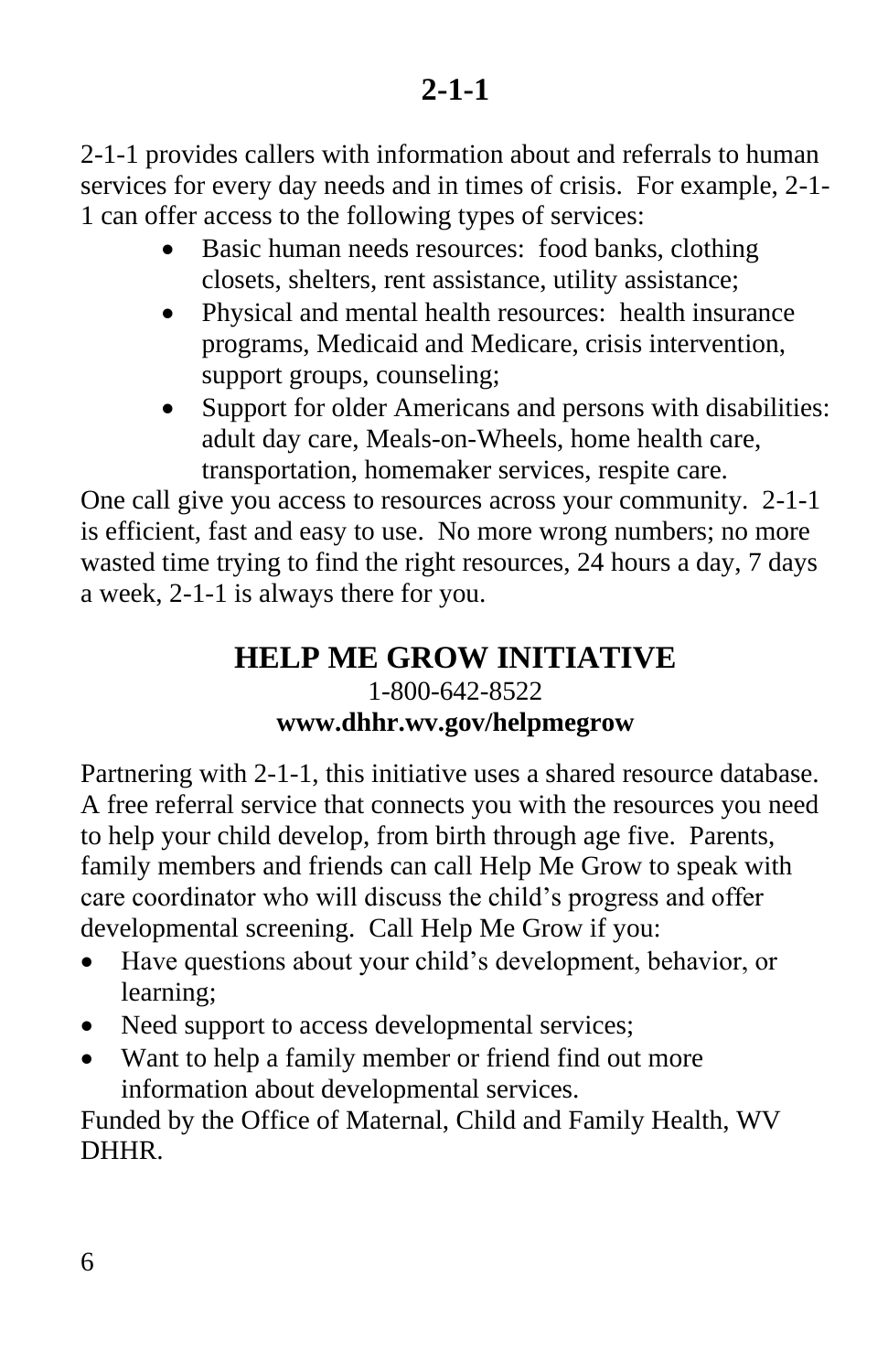# 2-1-1

2-1-1 provides callers with information about and referrals to human services for every day needs and in times of crisis. For example, 2-1-1 can offer access to the following types of services:

- Basic human needs resources: food banks, clothing closets, shelters, rent assistance, utility assistance;
- Physical and mental health resources: health insurance programs, Medicaid and Medicare, crisis intervention, support groups, counseling;
- Support for older Americans and persons with disabilities: adult day care, Meals-on-Wheels, home health care, transportation, homemaker services, respite care.

One call give you access to resources across your community. 2-1-1 is efficient, fast and easy to use. No more wrong numbers; no more wasted time trying to find the right resources, 24 hours a day, 7 days a week, 2-1-1 is always there for you.

# HELP ME GROW INITIATIVE

1-800-642-8522

**www.dhhr.wv.gov/helpmegrow**

Partnering with 2-1-1, this initiative uses a shared resource database. A free referral service that connects you with the resources you need to help your child develop, from birth through age five. Parents, family members and friends can call Help Me Grow to speak with care coordinator who will discuss the child's progress and offer developmental screening. Call Help Me Grow if you:

- Have questions about your child's development, behavior, or learning;
- Need support to access developmental services;
- Want to help a family member or friend find out more information about developmental services.

Funded by the Office of Maternal, Child and Family Health, WV DHHR.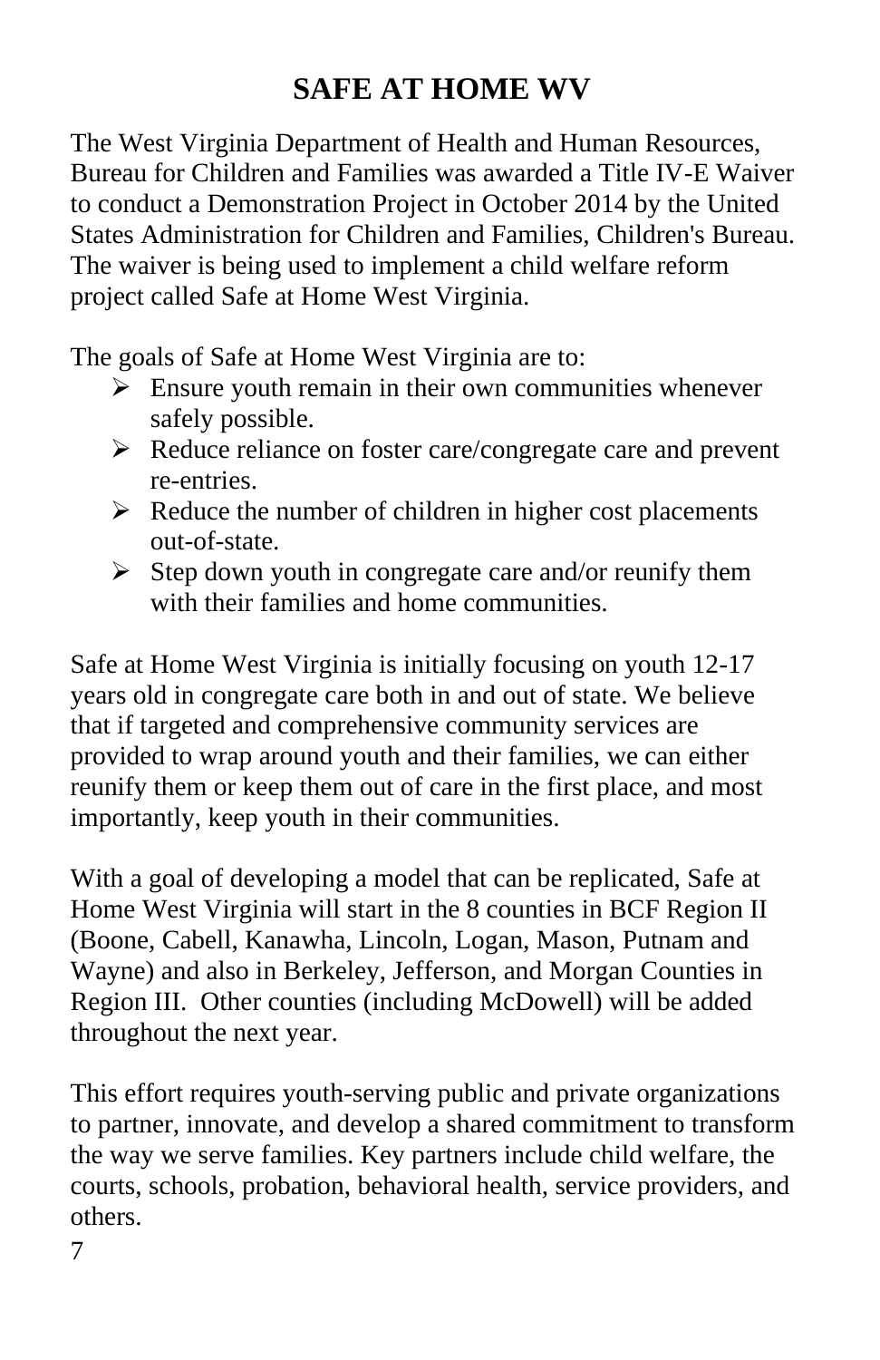# SAFE AT HOME WV

The West Virginia Department of Health and Human Resources, Bureau for Children and Families was awarded a Title IV-E Waiver to conduct a Demonstration Project in October 2014 by the United States Administration for Children and Families, Children's Bureau. The waiver is being used to implement a child welfare reform project called Safe at Home West Virginia.

The goals of Safe at Home West Virginia are to:

- Ensure youth remain in their own communities whenever safely possible.
- Reduce reliance on foster care/congregate care and prevent re-entries.
- Reduce the number of children in higher cost placements out-of-state.
- Step down youth in congregate care and/or reunify them with their families and home communities.

Safe at Home West Virginia is initially focusing on youth 12-17 years old in congregate care both in and out of state. We believe that if targeted and comprehensive community services are provided to wrap around youth and their families, we can either reunify them or keep them out of care in the first place, and most importantly, keep youth in their communities.

With a goal of developing a model that can be replicated, Safe at Home West Virginia will start in the 8 counties in BCF Region II (Boone, Cabell, Kanawha, Lincoln, Logan, Mason, Putnam and Wayne) and also in Berkeley, Jefferson, and Morgan Counties in Region III. Other counties (including McDowell) will be added throughout the next year.

This effort requires youth-serving public and private organizations to partner, innovate, and develop a shared commitment to transform the way we serve families. Key partners include child welfare, the courts, schools, probation, behavioral health, service providers, and others.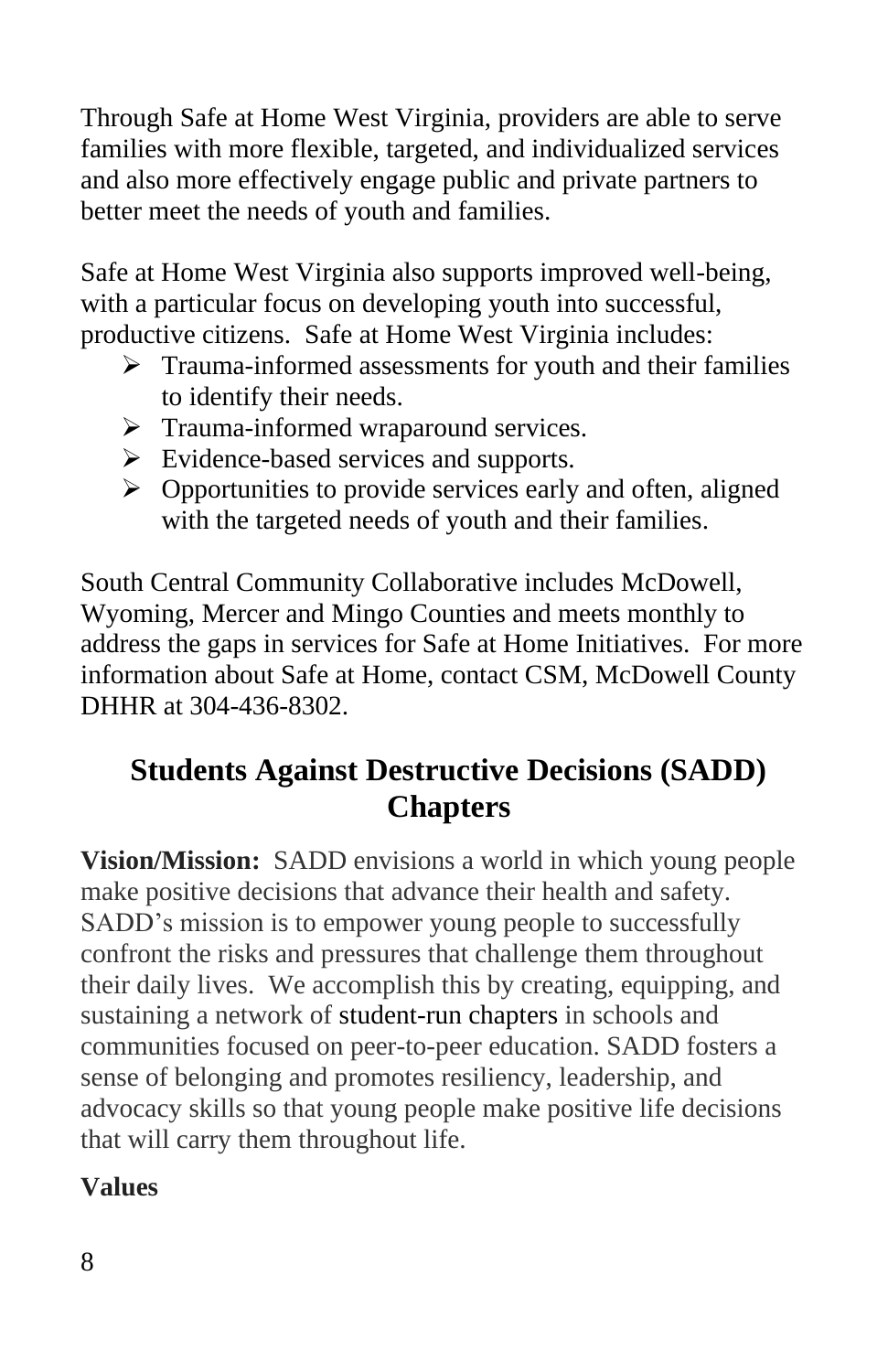Through Safe at Home West Virginia, providers are able to serve families with more flexible, targeted, and individualized services and also more effectively engage public and private partners to better meet the needs of youth and families.

Safe at Home West Virginia also supports improved well-being, with a particular focus on developing youth into successful, productive citizens. Safe at Home West Virginia includes:

- Trauma-informed assessments for youth and their families to identify their needs.
- Trauma-informed wraparound services.
- Evidence-based services and supports.
- Opportunities to provide services early and often, aligned with the targeted needs of youth and their families.

South Central Community Collaborative includes McDowell, Wyoming, Mercer and Mingo Counties and meets monthly to address the gaps in services for Safe at Home Initiatives. For more information about Safe at Home, contact CSM, McDowell County DHHR at 304-436-8302.

## Students Against Destructive Decisions (SADD) Chapters

**Vision/Mission:** SADD envisions a world in which young people make positive decisions that advance their health and safety. SADD's mission is to empower young people to successfully confront the risks and pressures that challenge them throughout their daily lives. We accomplish this by creating, equipping, and sustaining a network of student-run chapters in schools and communities focused on peer-to-peer education. SADD fosters a sense of belonging and promotes resiliency, leadership, and advocacy skills so that young people make positive life decisions that will carry them throughout life.

**Values**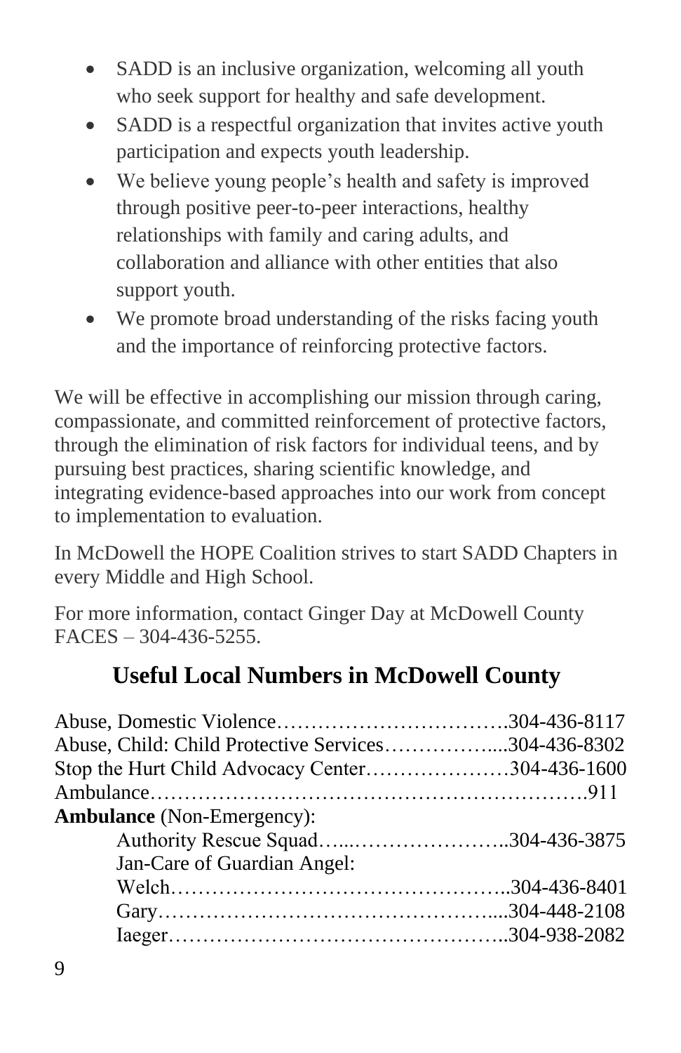- SADD is an inclusive organization, welcoming all youth who seek support for healthy and safe development.
- SADD is a respectful organization that invites active youth participation and expects youth leadership.
- We believe young people's health and safety is improved through positive peer-to-peer interactions, healthy relationships with family and caring adults, and collaboration and alliance with other entities that also support youth.
- We promote broad understanding of the risks facing youth and the importance of reinforcing protective factors.

We will be effective in accomplishing our mission through caring, compassionate, and committed reinforcement of protective factors, through the elimination of risk factors for individual teens, and by pursuing best practices, sharing scientific knowledge, and integrating evidence-based approaches into our work from concept to implementation to evaluation.

In McDowell the HOPE Coalition strives to start SADD Chapters in every Middle and High School.

For more information, contact Ginger Day at McDowell County FACES – 304-436-5255.

## Useful Local Numbers in McDowell County

Abuse, Domestic Violence……………………………….304-436-8117
Abuse, Child: Child Protective Services……………....304-436-8302
Stop the Hurt Child Advocacy Center…………………304-436-1600
Ambulance……………………………………………………….911
**Ambulance** (Non-Emergency):
  Authority Rescue Squad…...…………………..304-436-3875
  Jan-Care of Guardian Angel:
  Welch…………………………………………..304-436-8401
  Gary…………………………………………....304-448-2108
  Iaeger…………………………………………..304-938-2082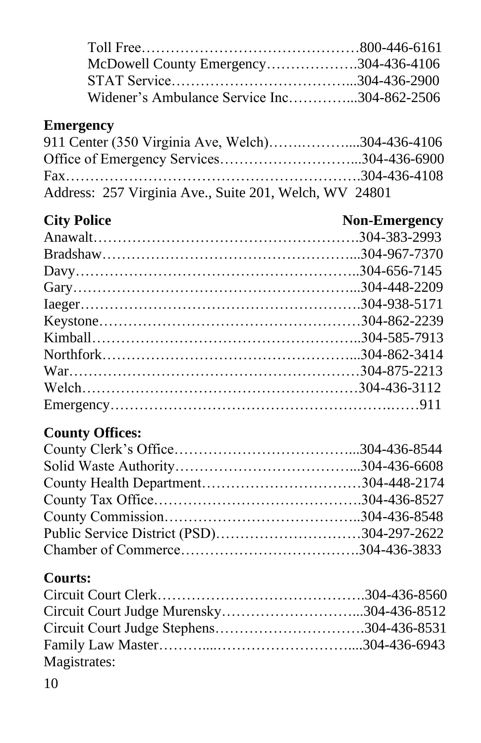Toll Free……………………………………….800-446-6161
McDowell County Emergency……………….304-436-4106
STAT Service………………………………...304-436-2900
Widener's Ambulance Service Inc…………..304-862-2506

**Emergency**

911 Center (350 Virginia Ave, Welch)…….………....304-436-4106
Office of Emergency Services………………………...304-436-6900
Fax…………………………………………………….304-436-4108
Address: 257 Virginia Ave., Suite 201, Welch, WV 24801

| **City Police** | **Non-Emergency** |
|---|---|
| Anawalt | 304-383-2993 |
| Bradshaw | 304-967-7370 |
| Davy | 304-656-7145 |
| Gary | 304-448-2209 |
| Iaeger | 304-938-5171 |
| Keystone | 304-862-2239 |
| Kimball | 304-585-7913 |
| Northfork | 304-862-3414 |
| War | 304-875-2213 |
| Welch | 304-436-3112 |
| Emergency | 911 |

**County Offices:**

County Clerk's Office………………………………...304-436-8544
Solid Waste Authority………………………………...304-436-6608
County Health Department……………………………304-448-2174
County Tax Office…………………………………….304-436-8527
County Commission…………………………………..304-436-8548
Public Service District (PSD)…………………………304-297-2622
Chamber of Commerce……………………………….304-436-3833

**Courts:**

Circuit Court Clerk…………………………………….304-436-8560
Circuit Court Judge Murensky………………………...304-436-8512
Circuit Court Judge Stephens………………………….304-436-8531
Family Law Master………...………………………....304-436-6943
Magistrates: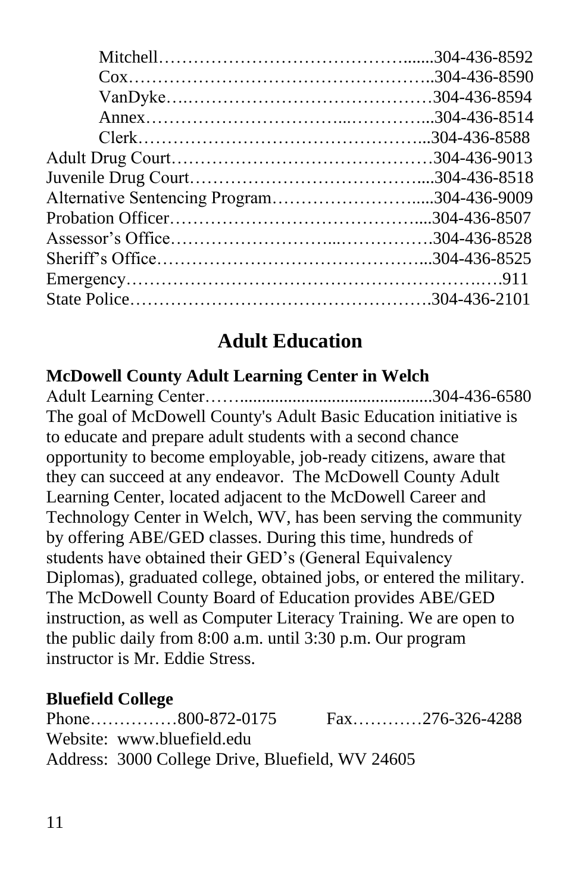Mitchell……………………………………......304-436-8592
Cox……………………………………………..304-436-8590
VanDyke….……………………………………304-436-8594
Annex…………………………...…………...304-436-8514
Clerk…………………………………………...304-436-8588

Adult Drug Court……………………………………304-436-9013
Juvenile Drug Court………………………………....304-436-8518
Alternative Sentencing Program…………………….....304-436-9009
Probation Officer…………………………………....304-436-8507
Assessor's Office………………………...……………304-436-8528
Sheriff's Office……………………………………...304-436-8525
Emergency………………………………………………….…911
State Police………………………………………….304-436-2101

## Adult Education

**McDowell County Adult Learning Center in Welch**

Adult Learning Center……..........................................304-436-6580

The goal of McDowell County's Adult Basic Education initiative is to educate and prepare adult students with a second chance opportunity to become employable, job-ready citizens, aware that they can succeed at any endeavor. The McDowell County Adult Learning Center, located adjacent to the McDowell Career and Technology Center in Welch, WV, has been serving the community by offering ABE/GED classes. During this time, hundreds of students have obtained their GED's (General Equivalency Diplomas), graduated college, obtained jobs, or entered the military. The McDowell County Board of Education provides ABE/GED instruction, as well as Computer Literacy Training. We are open to the public daily from 8:00 a.m. until 3:30 p.m. Our program instructor is Mr. Eddie Stress.

**Bluefield College**

Phone……………800-872-0175    Fax…………276-326-4288
Website: www.bluefield.edu
Address: 3000 College Drive, Bluefield, WV 24605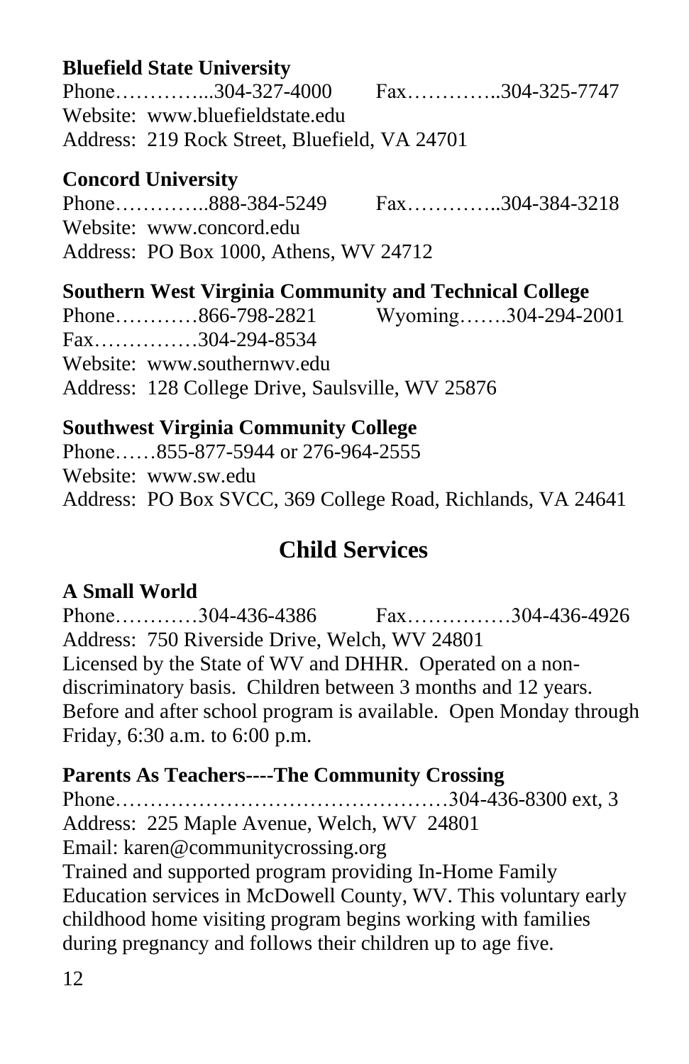**Bluefield State University**
Phone…………...304-327-4000 Fax…………..304-325-7747
Website: www.bluefieldstate.edu
Address: 219 Rock Street, Bluefield, VA 24701

**Concord University**
Phone…………..888-384-5249 Fax…………..304-384-3218
Website: www.concord.edu
Address: PO Box 1000, Athens, WV 24712

**Southern West Virginia Community and Technical College**
Phone…………866-798-2821 Wyoming…….304-294-2001
Fax……………304-294-8534
Website: www.southernwv.edu
Address: 128 College Drive, Saulsville, WV 25876

**Southwest Virginia Community College**
Phone……855-877-5944 or 276-964-2555
Website: www.sw.edu
Address: PO Box SVCC, 369 College Road, Richlands, VA 24641

## Child Services

**A Small World**
Phone…………304-436-4386 Fax……………304-436-4926
Address: 750 Riverside Drive, Welch, WV 24801
Licensed by the State of WV and DHHR. Operated on a non-discriminatory basis. Children between 3 months and 12 years. Before and after school program is available. Open Monday through Friday, 6:30 a.m. to 6:00 p.m.

**Parents As Teachers----The Community Crossing**
Phone………………………………………304-436-8300 ext, 3
Address: 225 Maple Avenue, Welch, WV 24801
Email: karen@communitycrossing.org
Trained and supported program providing In-Home Family Education services in McDowell County, WV. This voluntary early childhood home visiting program begins working with families during pregnancy and follows their children up to age five.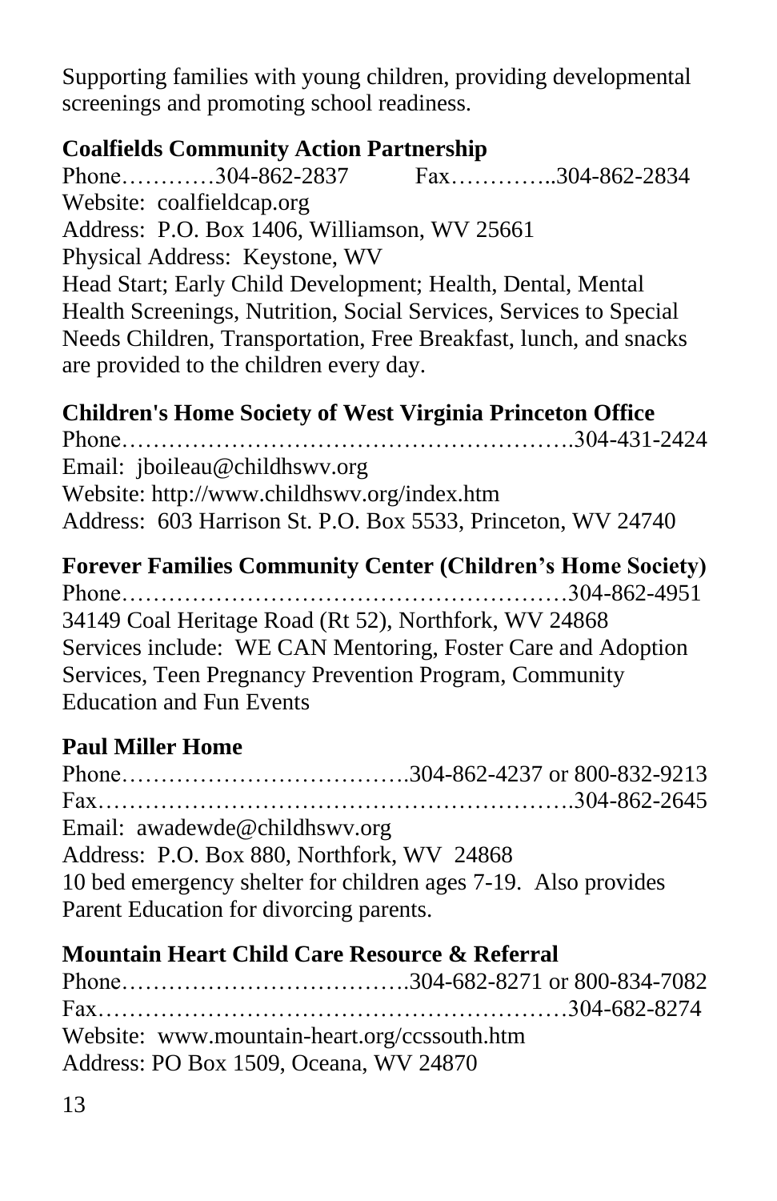Supporting families with young children, providing developmental screenings and promoting school readiness.

**Coalfields Community Action Partnership**

Phone…………304-862-2837 Fax…………..304-862-2834
Website: coalfieldcap.org
Address: P.O. Box 1406, Williamson, WV 25661
Physical Address: Keystone, WV
Head Start; Early Child Development; Health, Dental, Mental Health Screenings, Nutrition, Social Services, Services to Special Needs Children, Transportation, Free Breakfast, lunch, and snacks are provided to the children every day.

**Children's Home Society of West Virginia Princeton Office**

Phone……………………………………………….304-431-2424
Email: jboileau@childhswv.org
Website: http://www.childhswv.org/index.htm
Address: 603 Harrison St. P.O. Box 5533, Princeton, WV 24740

**Forever Families Community Center (Children's Home Society)**

Phone………………………………………………304-862-4951
34149 Coal Heritage Road (Rt 52), Northfork, WV 24868
Services include: WE CAN Mentoring, Foster Care and Adoption Services, Teen Pregnancy Prevention Program, Community Education and Fun Events

**Paul Miller Home**

Phone……………………………….304-862-4237 or 800-832-9213
Fax…………………………………………………..304-862-2645
Email: awadewde@childhswv.org
Address: P.O. Box 880, Northfork, WV 24868
10 bed emergency shelter for children ages 7-19. Also provides Parent Education for divorcing parents.

**Mountain Heart Child Care Resource & Referral**

Phone……………………………….304-682-8271 or 800-834-7082
Fax…………………………………………………304-682-8274
Website: www.mountain-heart.org/ccssouth.htm
Address: PO Box 1509, Oceana, WV 24870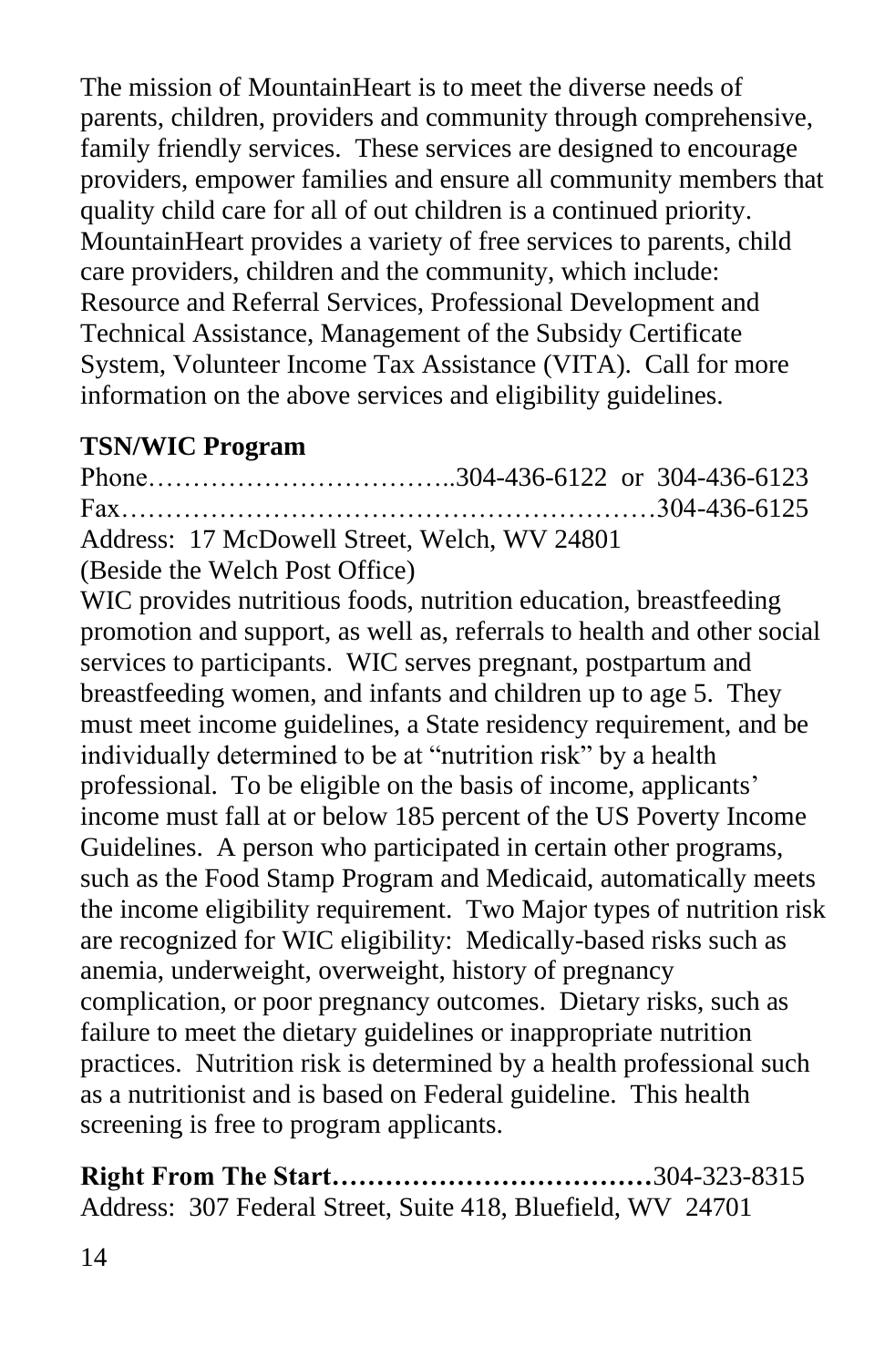The mission of MountainHeart is to meet the diverse needs of parents, children, providers and community through comprehensive, family friendly services. These services are designed to encourage providers, empower families and ensure all community members that quality child care for all of out children is a continued priority. MountainHeart provides a variety of free services to parents, child care providers, children and the community, which include: Resource and Referral Services, Professional Development and Technical Assistance, Management of the Subsidy Certificate System, Volunteer Income Tax Assistance (VITA). Call for more information on the above services and eligibility guidelines.

**TSN/WIC Program**

Phone……………………………..304-436-6122 or 304-436-6123
Fax…………………………………………………304-436-6125
Address: 17 McDowell Street, Welch, WV 24801
(Beside the Welch Post Office)

WIC provides nutritious foods, nutrition education, breastfeeding promotion and support, as well as, referrals to health and other social services to participants. WIC serves pregnant, postpartum and breastfeeding women, and infants and children up to age 5. They must meet income guidelines, a State residency requirement, and be individually determined to be at "nutrition risk" by a health professional. To be eligible on the basis of income, applicants' income must fall at or below 185 percent of the US Poverty Income Guidelines. A person who participated in certain other programs, such as the Food Stamp Program and Medicaid, automatically meets the income eligibility requirement. Two Major types of nutrition risk are recognized for WIC eligibility: Medically-based risks such as anemia, underweight, overweight, history of pregnancy complication, or poor pregnancy outcomes. Dietary risks, such as failure to meet the dietary guidelines or inappropriate nutrition practices. Nutrition risk is determined by a health professional such as a nutritionist and is based on Federal guideline. This health screening is free to program applicants.

**Right From The Start………………………………**304-323-8315
Address: 307 Federal Street, Suite 418, Bluefield, WV 24701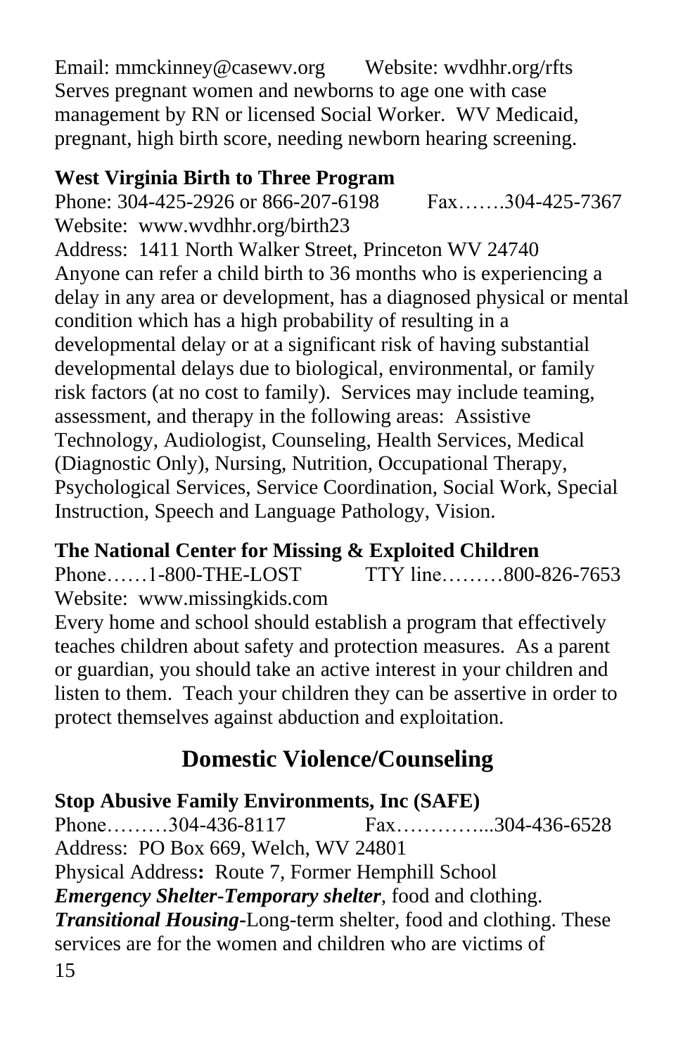Email: mmckinney@casewv.org Website: wvdhhr.org/rfts
Serves pregnant women and newborns to age one with case management by RN or licensed Social Worker. WV Medicaid, pregnant, high birth score, needing newborn hearing screening.

**West Virginia Birth to Three Program**
Phone: 304-425-2926 or 866-207-6198 Fax…….304-425-7367
Website: www.wvdhhr.org/birth23
Address: 1411 North Walker Street, Princeton WV 24740
Anyone can refer a child birth to 36 months who is experiencing a delay in any area or development, has a diagnosed physical or mental condition which has a high probability of resulting in a developmental delay or at a significant risk of having substantial developmental delays due to biological, environmental, or family risk factors (at no cost to family). Services may include teaming, assessment, and therapy in the following areas: Assistive Technology, Audiologist, Counseling, Health Services, Medical (Diagnostic Only), Nursing, Nutrition, Occupational Therapy, Psychological Services, Service Coordination, Social Work, Special Instruction, Speech and Language Pathology, Vision.

**The National Center for Missing & Exploited Children**
Phone……1-800-THE-LOST TTY line………800-826-7653
Website: www.missingkids.com
Every home and school should establish a program that effectively teaches children about safety and protection measures. As a parent or guardian, you should take an active interest in your children and listen to them. Teach your children they can be assertive in order to protect themselves against abduction and exploitation.

## Domestic Violence/Counseling

**Stop Abusive Family Environments, Inc (SAFE)**
Phone………304-436-8117 Fax…………...304-436-6528
Address: PO Box 669, Welch, WV 24801
Physical Address**:** Route 7, Former Hemphill School
***Emergency Shelter-Temporary shelter***, food and clothing.
***Transitional Housing***-Long-term shelter, food and clothing. These services are for the women and children who are victims of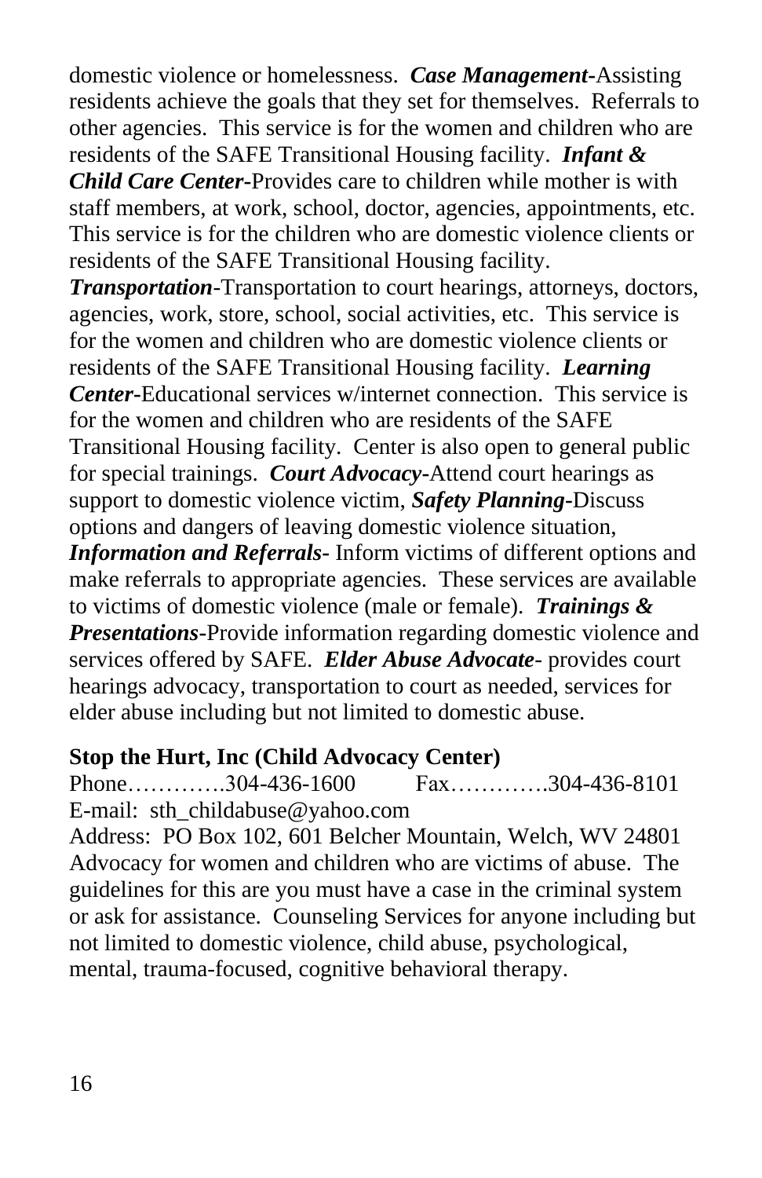domestic violence or homelessness. ***Case Management***-Assisting residents achieve the goals that they set for themselves. Referrals to other agencies. This service is for the women and children who are residents of the SAFE Transitional Housing facility. ***Infant & Child Care Center***-Provides care to children while mother is with staff members, at work, school, doctor, agencies, appointments, etc. This service is for the children who are domestic violence clients or residents of the SAFE Transitional Housing facility. ***Transportation***-Transportation to court hearings, attorneys, doctors, agencies, work, store, school, social activities, etc. This service is for the women and children who are domestic violence clients or residents of the SAFE Transitional Housing facility. ***Learning Center***-Educational services w/internet connection. This service is for the women and children who are residents of the SAFE Transitional Housing facility. Center is also open to general public for special trainings. ***Court Advocacy***-Attend court hearings as support to domestic violence victim, ***Safety Planning***-Discuss options and dangers of leaving domestic violence situation, ***Information and Referrals***- Inform victims of different options and make referrals to appropriate agencies. These services are available to victims of domestic violence (male or female). ***Trainings & Presentations***-Provide information regarding domestic violence and services offered by SAFE. ***Elder Abuse Advocate***- provides court hearings advocacy, transportation to court as needed, services for elder abuse including but not limited to domestic abuse.

**Stop the Hurt, Inc (Child Advocacy Center)**
Phone………….304-436-1600 Fax………….304-436-8101
E-mail: sth_childabuse@yahoo.com
Address: PO Box 102, 601 Belcher Mountain, Welch, WV 24801
Advocacy for women and children who are victims of abuse. The guidelines for this are you must have a case in the criminal system or ask for assistance. Counseling Services for anyone including but not limited to domestic violence, child abuse, psychological, mental, trauma-focused, cognitive behavioral therapy.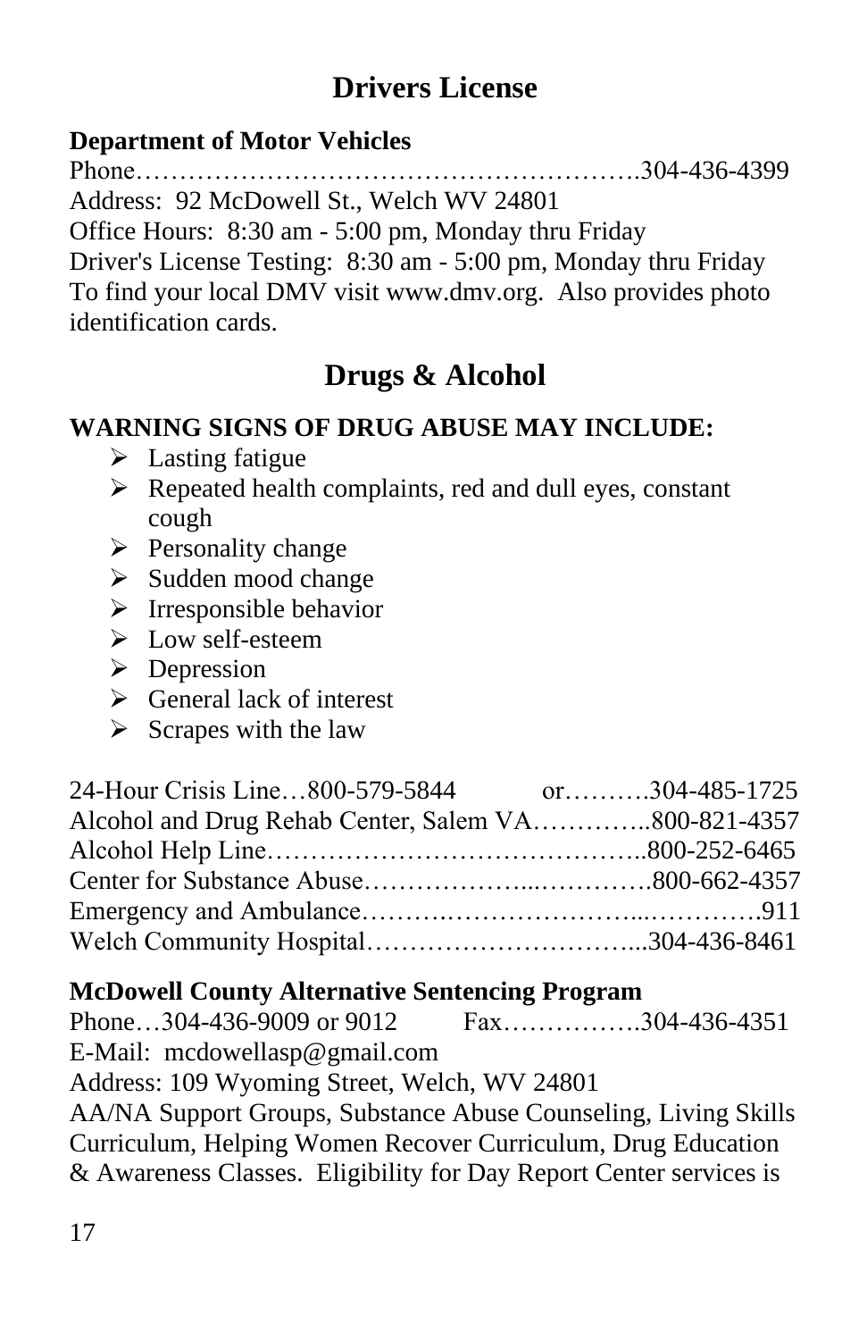# Drivers License

**Department of Motor Vehicles**

Phone……………………………………………….304-436-4399
Address: 92 McDowell St., Welch WV 24801
Office Hours: 8:30 am - 5:00 pm, Monday thru Friday
Driver's License Testing: 8:30 am - 5:00 pm, Monday thru Friday
To find your local DMV visit www.dmv.org. Also provides photo identification cards.

# Drugs & Alcohol

**WARNING SIGNS OF DRUG ABUSE MAY INCLUDE:**

- Lasting fatigue
- Repeated health complaints, red and dull eyes, constant cough
- Personality change
- Sudden mood change
- Irresponsible behavior
- Low self-esteem
- Depression
- General lack of interest
- Scrapes with the law

24-Hour Crisis Line…800-579-5844 or……….304-485-1725
Alcohol and Drug Rehab Center, Salem VA…………..800-821-4357
Alcohol Help Line…………………………………..800-252-6465
Center for Substance Abuse………………...………….800-662-4357
Emergency and Ambulance……….…………………...………….911
Welch Community Hospital…………………………...304-436-8461

**McDowell County Alternative Sentencing Program**

Phone…304-436-9009 or 9012 Fax…………….304-436-4351
E-Mail: mcdowellasp@gmail.com
Address: 109 Wyoming Street, Welch, WV 24801
AA/NA Support Groups, Substance Abuse Counseling, Living Skills Curriculum, Helping Women Recover Curriculum, Drug Education & Awareness Classes. Eligibility for Day Report Center services is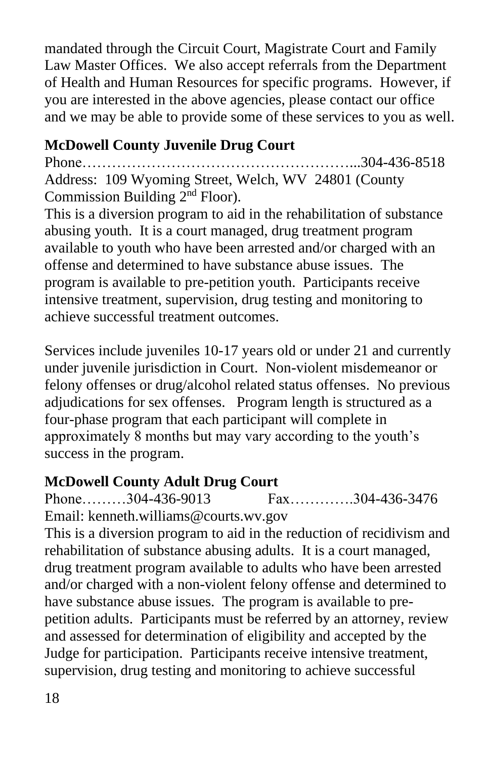mandated through the Circuit Court, Magistrate Court and Family Law Master Offices. We also accept referrals from the Department of Health and Human Resources for specific programs. However, if you are interested in the above agencies, please contact our office and we may be able to provide some of these services to you as well.

**McDowell County Juvenile Drug Court**

Phone……………………………………………...304-436-8518
Address: 109 Wyoming Street, Welch, WV 24801 (County Commission Building 2nd Floor).

This is a diversion program to aid in the rehabilitation of substance abusing youth. It is a court managed, drug treatment program available to youth who have been arrested and/or charged with an offense and determined to have substance abuse issues. The program is available to pre-petition youth. Participants receive intensive treatment, supervision, drug testing and monitoring to achieve successful treatment outcomes.

Services include juveniles 10-17 years old or under 21 and currently under juvenile jurisdiction in Court. Non-violent misdemeanor or felony offenses or drug/alcohol related status offenses. No previous adjudications for sex offenses. Program length is structured as a four-phase program that each participant will complete in approximately 8 months but may vary according to the youth's success in the program.

**McDowell County Adult Drug Court**

Phone………304-436-9013 Fax………….304-436-3476
Email: kenneth.williams@courts.wv.gov

This is a diversion program to aid in the reduction of recidivism and rehabilitation of substance abusing adults. It is a court managed, drug treatment program available to adults who have been arrested and/or charged with a non-violent felony offense and determined to have substance abuse issues. The program is available to pre-petition adults. Participants must be referred by an attorney, review and assessed for determination of eligibility and accepted by the Judge for participation. Participants receive intensive treatment, supervision, drug testing and monitoring to achieve successful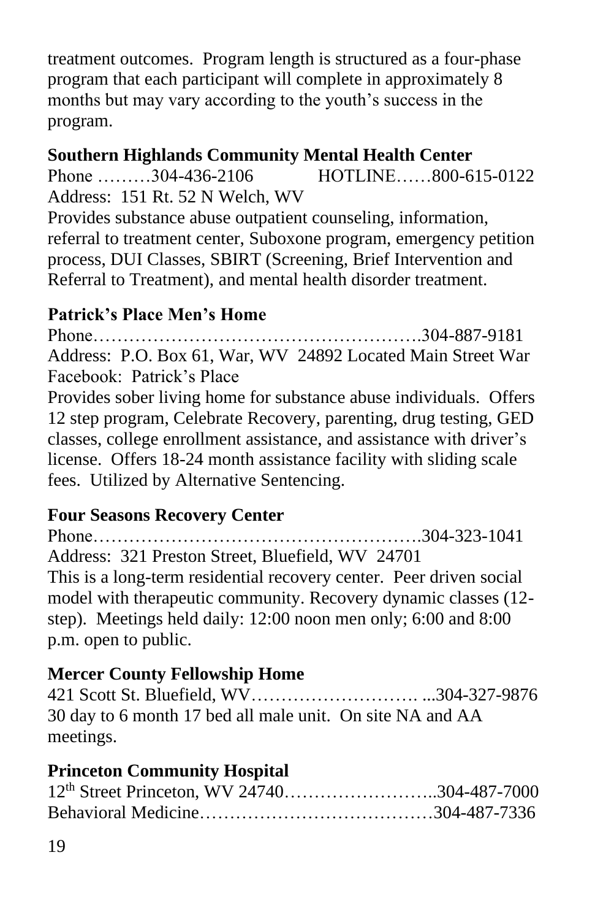treatment outcomes. Program length is structured as a four-phase program that each participant will complete in approximately 8 months but may vary according to the youth's success in the program.

**Southern Highlands Community Mental Health Center**

Phone ………304-436-2106 HOTLINE……800-615-0122

Address: 151 Rt. 52 N Welch, WV

Provides substance abuse outpatient counseling, information, referral to treatment center, Suboxone program, emergency petition process, DUI Classes, SBIRT (Screening, Brief Intervention and Referral to Treatment), and mental health disorder treatment.

**Patrick's Place Men's Home**

Phone……………………………………………….304-887-9181

Address: P.O. Box 61, War, WV 24892 Located Main Street War

Facebook: Patrick's Place

Provides sober living home for substance abuse individuals. Offers 12 step program, Celebrate Recovery, parenting, drug testing, GED classes, college enrollment assistance, and assistance with driver's license. Offers 18-24 month assistance facility with sliding scale fees. Utilized by Alternative Sentencing.

**Four Seasons Recovery Center**

Phone……………………………………………….304-323-1041

Address: 321 Preston Street, Bluefield, WV 24701

This is a long-term residential recovery center. Peer driven social model with therapeutic community. Recovery dynamic classes (12-step). Meetings held daily: 12:00 noon men only; 6:00 and 8:00 p.m. open to public.

**Mercer County Fellowship Home**

421 Scott St. Bluefield, WV………………………. ...304-327-9876

30 day to 6 month 17 bed all male unit. On site NA and AA meetings.

**Princeton Community Hospital**

12th Street Princeton, WV 24740……………………..304-487-7000

Behavioral Medicine…………………………………304-487-7336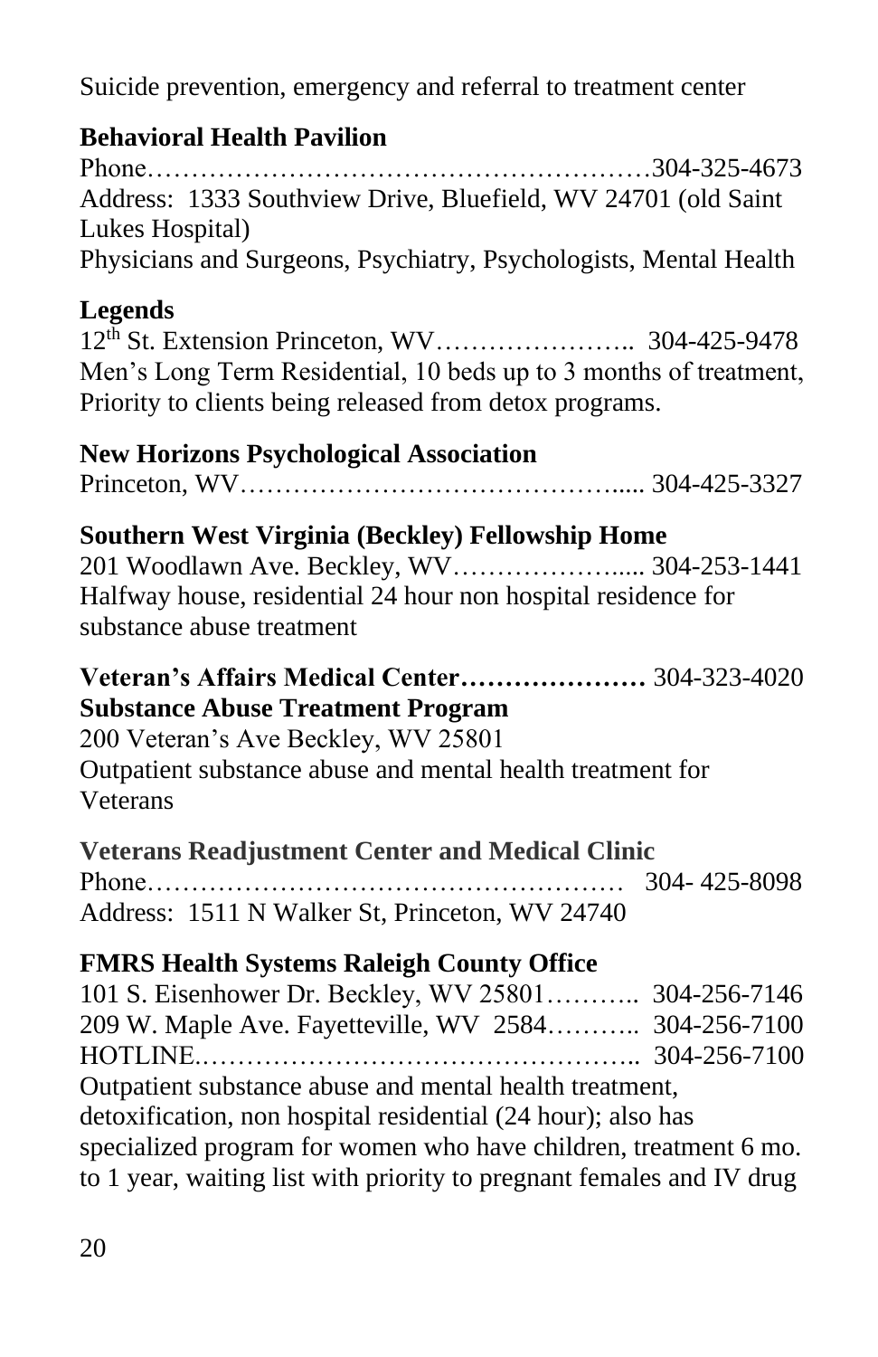Suicide prevention, emergency and referral to treatment center

**Behavioral Health Pavilion**

Phone……………………………………………………304-325-4673
Address: 1333 Southview Drive, Bluefield, WV 24701 (old Saint Lukes Hospital)
Physicians and Surgeons, Psychiatry, Psychologists, Mental Health

**Legends**

12th St. Extension Princeton, WV………………….. 304-425-9478
Men's Long Term Residential, 10 beds up to 3 months of treatment, Priority to clients being released from detox programs.

**New Horizons Psychological Association**

Princeton, WV……………………………………..... 304-425-3327

**Southern West Virginia (Beckley) Fellowship Home**

201 Woodlawn Ave. Beckley, WV……………….... 304-253-1441
Halfway house, residential 24 hour non hospital residence for substance abuse treatment

**Veteran's Affairs Medical Center…………………** 304-323-4020
**Substance Abuse Treatment Program**

200 Veteran's Ave Beckley, WV 25801
Outpatient substance abuse and mental health treatment for Veterans

**Veterans Readjustment Center and Medical Clinic**

Phone……………………………………………… 304- 425-8098
Address: 1511 N Walker St, Princeton, WV 24740

**FMRS Health Systems Raleigh County Office**

101 S. Eisenhower Dr. Beckley, WV 25801……….. 304-256-7146
209 W. Maple Ave. Fayetteville, WV 2584……….. 304-256-7100
HOTLINE.……………………………………….. 304-256-7100
Outpatient substance abuse and mental health treatment, detoxification, non hospital residential (24 hour); also has specialized program for women who have children, treatment 6 mo. to 1 year, waiting list with priority to pregnant females and IV drug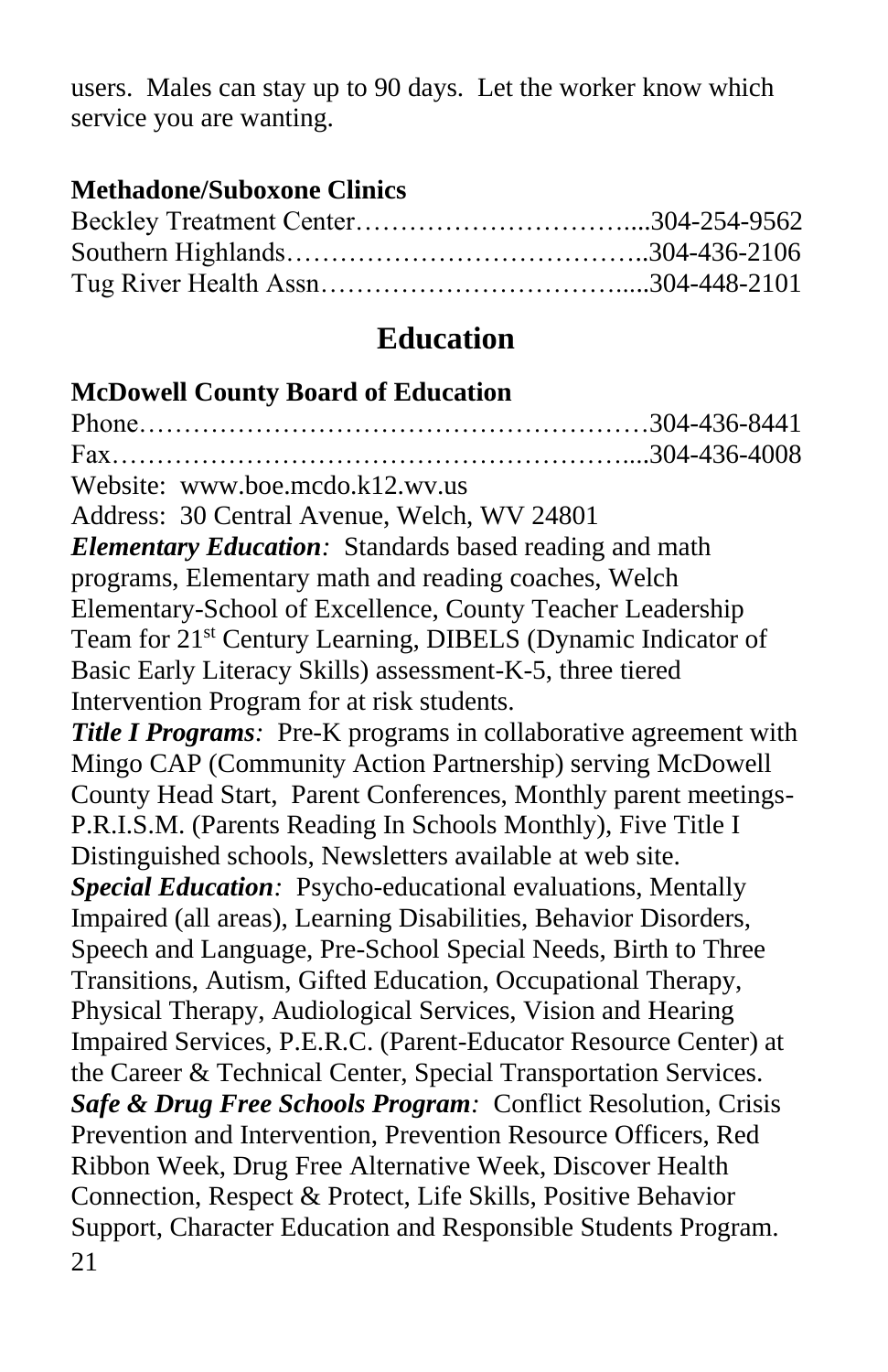users. Males can stay up to 90 days. Let the worker know which service you are wanting.

**Methadone/Suboxone Clinics**

Beckley Treatment Center…………………………....304-254-9562
Southern Highlands………………………………..304-436-2106
Tug River Health Assn……………………………....304-448-2101

## Education

**McDowell County Board of Education**

Phone………………………………………………304-436-8441
Fax………………………………………………....304-436-4008
Website: www.boe.mcdo.k12.wv.us
Address: 30 Central Avenue, Welch, WV 24801

***Elementary Education**:* Standards based reading and math programs, Elementary math and reading coaches, Welch Elementary-School of Excellence, County Teacher Leadership Team for 21st Century Learning, DIBELS (Dynamic Indicator of Basic Early Literacy Skills) assessment-K-5, three tiered Intervention Program for at risk students.

***Title I Programs**:* Pre-K programs in collaborative agreement with Mingo CAP (Community Action Partnership) serving McDowell County Head Start, Parent Conferences, Monthly parent meetings-P.R.I.S.M. (Parents Reading In Schools Monthly), Five Title I Distinguished schools, Newsletters available at web site.

***Special Education**:* Psycho-educational evaluations, Mentally Impaired (all areas), Learning Disabilities, Behavior Disorders, Speech and Language, Pre-School Special Needs, Birth to Three Transitions, Autism, Gifted Education, Occupational Therapy, Physical Therapy, Audiological Services, Vision and Hearing Impaired Services, P.E.R.C. (Parent-Educator Resource Center) at the Career & Technical Center, Special Transportation Services.

***Safe & Drug Free Schools Program**:* Conflict Resolution, Crisis Prevention and Intervention, Prevention Resource Officers, Red Ribbon Week, Drug Free Alternative Week, Discover Health Connection, Respect & Protect, Life Skills, Positive Behavior Support, Character Education and Responsible Students Program.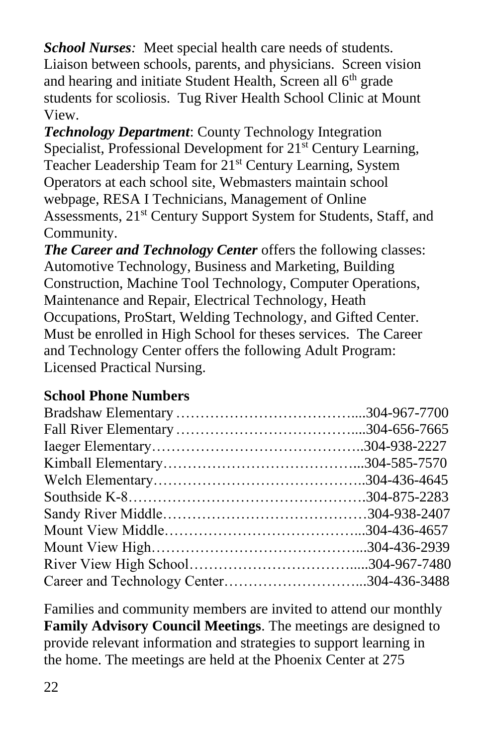***School Nurses:*** Meet special health care needs of students. Liaison between schools, parents, and physicians. Screen vision and hearing and initiate Student Health, Screen all 6th grade students for scoliosis. Tug River Health School Clinic at Mount View.

***Technology Department***: County Technology Integration Specialist, Professional Development for 21st Century Learning, Teacher Leadership Team for 21st Century Learning, System Operators at each school site, Webmasters maintain school webpage, RESA I Technicians, Management of Online Assessments, 21st Century Support System for Students, Staff, and Community.

***The Career and Technology Center*** offers the following classes: Automotive Technology, Business and Marketing, Building Construction, Machine Tool Technology, Computer Operations, Maintenance and Repair, Electrical Technology, Heath Occupations, ProStart, Welding Technology, and Gifted Center. Must be enrolled in High School for theses services. The Career and Technology Center offers the following Adult Program: Licensed Practical Nursing.

**School Phone Numbers**

Bradshaw Elementary ………………………………....304-967-7700
Fall River Elementary ………………………………....304-656-7665
Iaeger Elementary……………………………………..304-938-2227
Kimball Elementary…………………………………...304-585-7570
Welch Elementary……………………………………..304-436-4645
Southside K-8………………………………………….304-875-2283
Sandy River Middle……………………………………304-938-2407
Mount View Middle…………………………………...304-436-4657
Mount View High……………………………………...304-436-2939
River View High School…………………………….....304-967-7480
Career and Technology Center………………………...304-436-3488

Families and community members are invited to attend our monthly **Family Advisory Council Meetings**. The meetings are designed to provide relevant information and strategies to support learning in the home. The meetings are held at the Phoenix Center at 275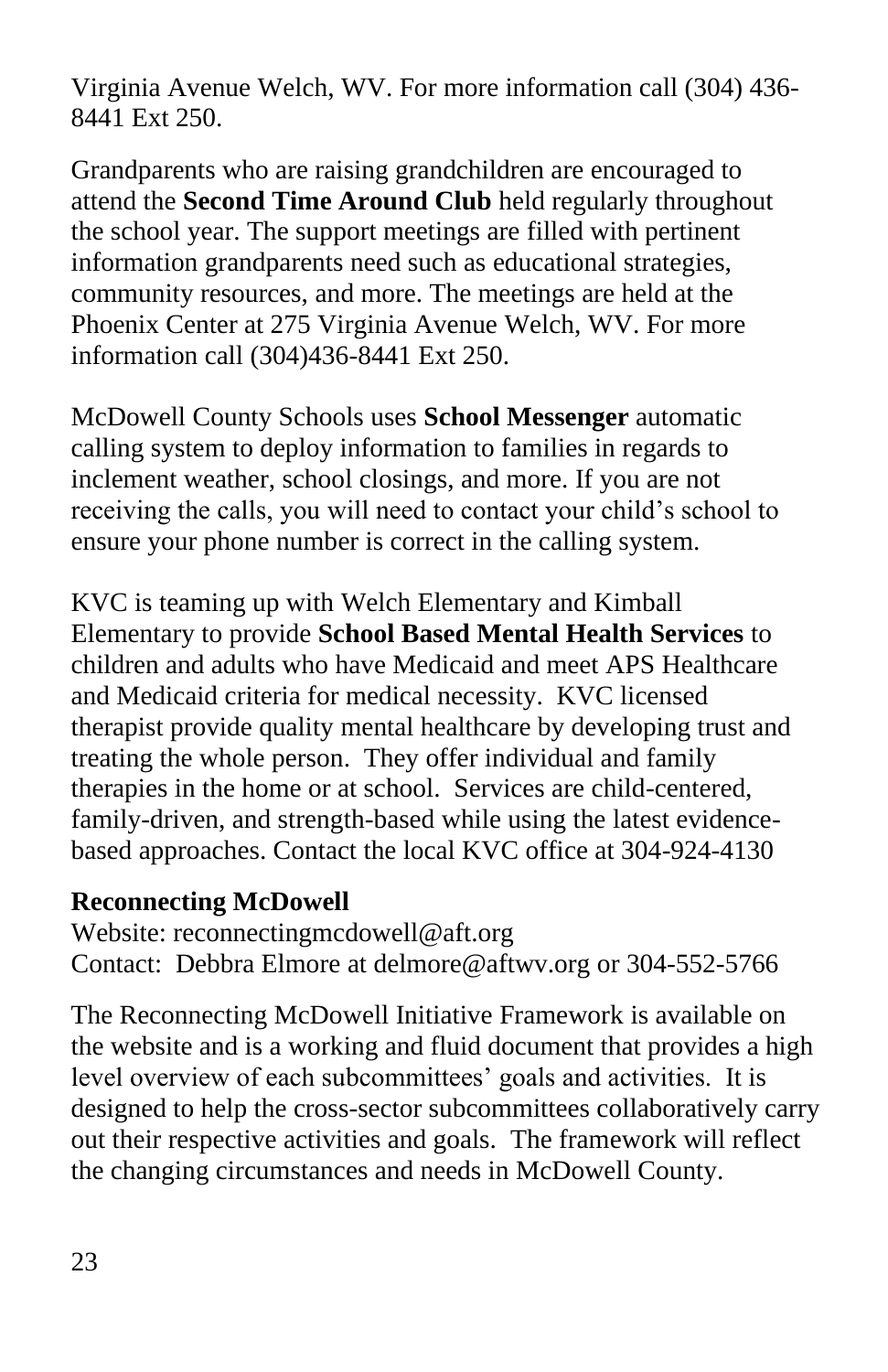Virginia Avenue Welch, WV. For more information call (304) 436-8441 Ext 250.

Grandparents who are raising grandchildren are encouraged to attend the **Second Time Around Club** held regularly throughout the school year. The support meetings are filled with pertinent information grandparents need such as educational strategies, community resources, and more. The meetings are held at the Phoenix Center at 275 Virginia Avenue Welch, WV. For more information call (304)436-8441 Ext 250.

McDowell County Schools uses **School Messenger** automatic calling system to deploy information to families in regards to inclement weather, school closings, and more. If you are not receiving the calls, you will need to contact your child's school to ensure your phone number is correct in the calling system.

KVC is teaming up with Welch Elementary and Kimball Elementary to provide **School Based Mental Health Services** to children and adults who have Medicaid and meet APS Healthcare and Medicaid criteria for medical necessity. KVC licensed therapist provide quality mental healthcare by developing trust and treating the whole person. They offer individual and family therapies in the home or at school. Services are child-centered, family-driven, and strength-based while using the latest evidence-based approaches. Contact the local KVC office at 304-924-4130

**Reconnecting McDowell**
Website: reconnectingmcdowell@aft.org
Contact: Debbra Elmore at delmore@aftwv.org or 304-552-5766

The Reconnecting McDowell Initiative Framework is available on the website and is a working and fluid document that provides a high level overview of each subcommittees' goals and activities. It is designed to help the cross-sector subcommittees collaboratively carry out their respective activities and goals. The framework will reflect the changing circumstances and needs in McDowell County.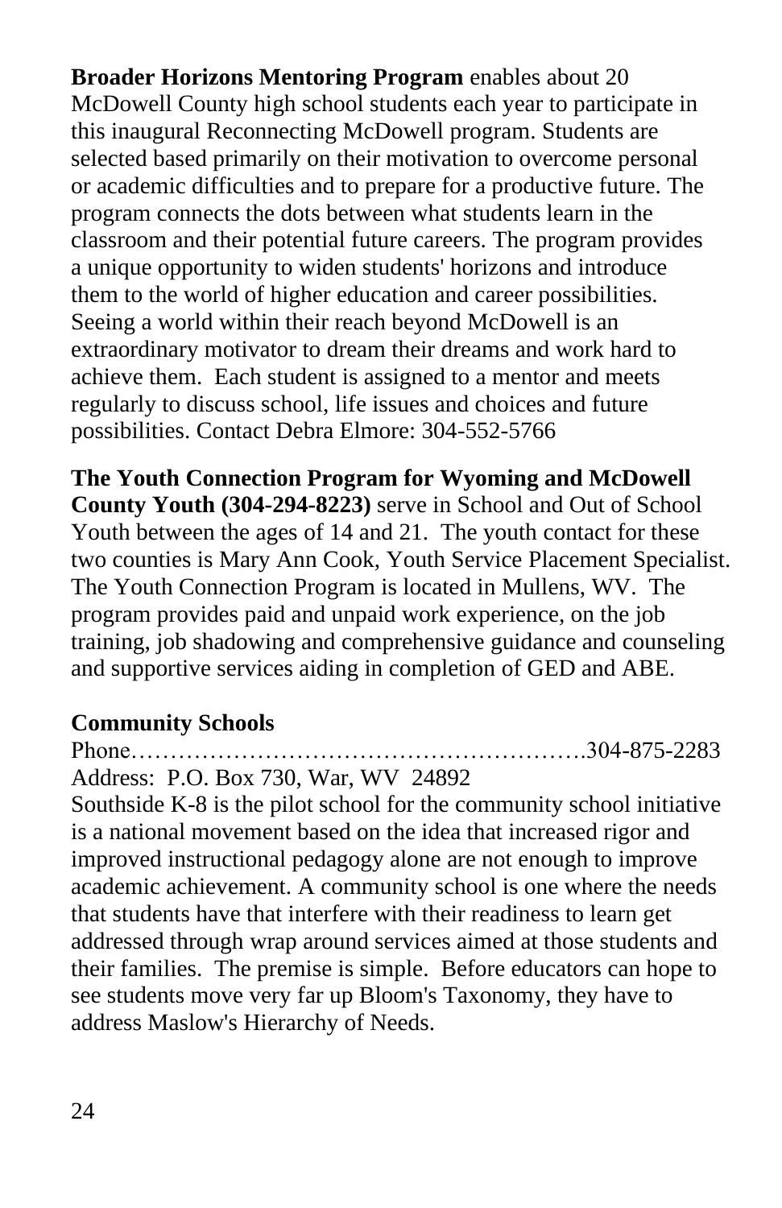**Broader Horizons Mentoring Program** enables about 20 McDowell County high school students each year to participate in this inaugural Reconnecting McDowell program. Students are selected based primarily on their motivation to overcome personal or academic difficulties and to prepare for a productive future. The program connects the dots between what students learn in the classroom and their potential future careers. The program provides a unique opportunity to widen students' horizons and introduce them to the world of higher education and career possibilities. Seeing a world within their reach beyond McDowell is an extraordinary motivator to dream their dreams and work hard to achieve them. Each student is assigned to a mentor and meets regularly to discuss school, life issues and choices and future possibilities. Contact Debra Elmore: 304-552-5766

**The Youth Connection Program for Wyoming and McDowell County Youth (304-294-8223)** serve in School and Out of School Youth between the ages of 14 and 21. The youth contact for these two counties is Mary Ann Cook, Youth Service Placement Specialist. The Youth Connection Program is located in Mullens, WV. The program provides paid and unpaid work experience, on the job training, job shadowing and comprehensive guidance and counseling and supportive services aiding in completion of GED and ABE.

**Community Schools**

Phone……………………………………………….304-875-2283
Address: P.O. Box 730, War, WV 24892
Southside K-8 is the pilot school for the community school initiative is a national movement based on the idea that increased rigor and improved instructional pedagogy alone are not enough to improve academic achievement. A community school is one where the needs that students have that interfere with their readiness to learn get addressed through wrap around services aimed at those students and their families. The premise is simple. Before educators can hope to see students move very far up Bloom's Taxonomy, they have to address Maslow's Hierarchy of Needs.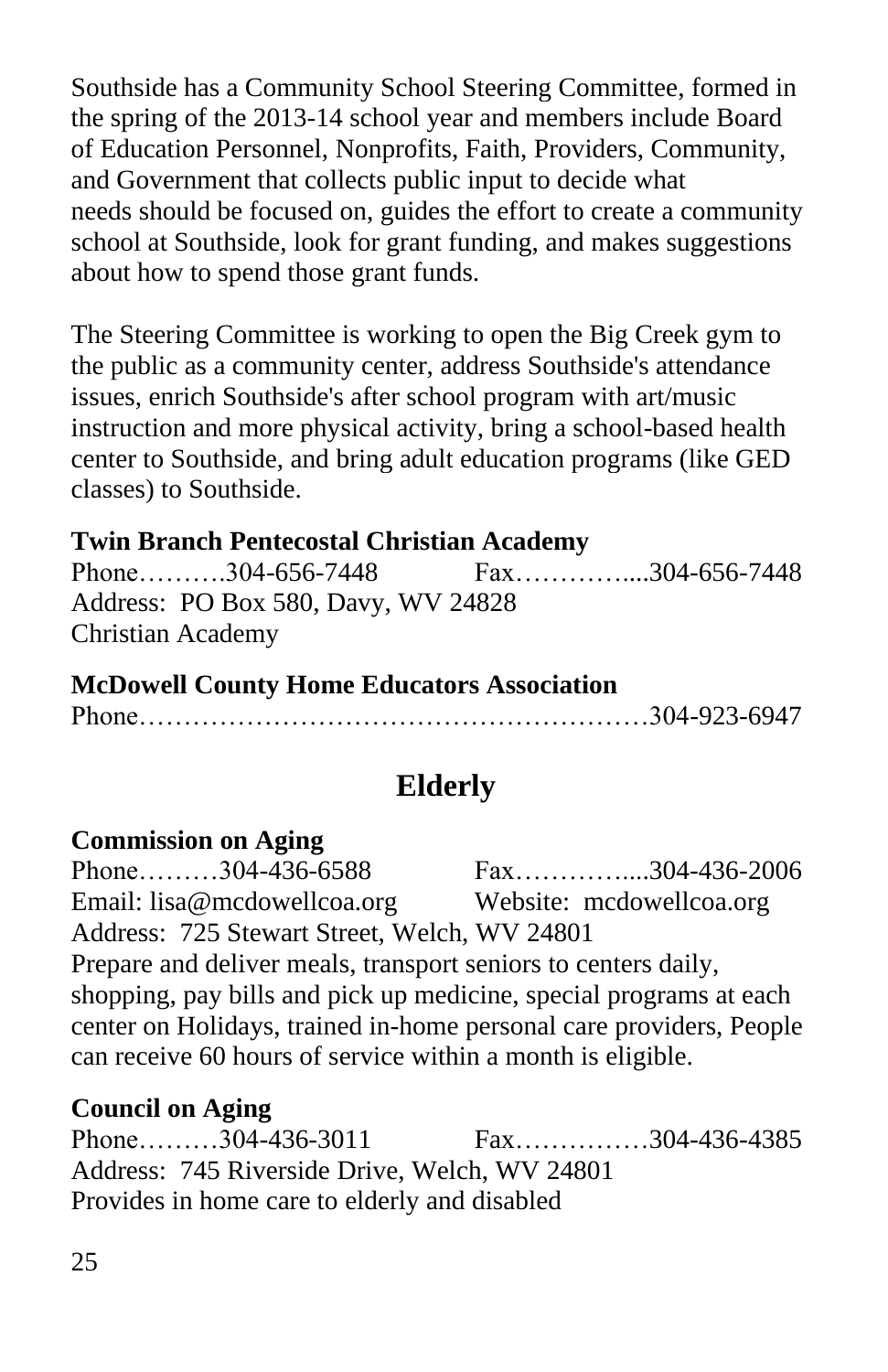Southside has a Community School Steering Committee, formed in the spring of the 2013-14 school year and members include Board of Education Personnel, Nonprofits, Faith, Providers, Community, and Government that collects public input to decide what needs should be focused on, guides the effort to create a community school at Southside, look for grant funding, and makes suggestions about how to spend those grant funds.

The Steering Committee is working to open the Big Creek gym to the public as a community center, address Southside's attendance issues, enrich Southside's after school program with art/music instruction and more physical activity, bring a school-based health center to Southside, and bring adult education programs (like GED classes) to Southside.

**Twin Branch Pentecostal Christian Academy**
Phone……….304-656-7448 Fax…………....304-656-7448
Address: PO Box 580, Davy, WV 24828
Christian Academy

**McDowell County Home Educators Association**
Phone………………………………………………304-923-6947

## Elderly

**Commission on Aging**
Phone………304-436-6588 Fax…………....304-436-2006
Email: lisa@mcdowellcoa.org Website: mcdowellcoa.org
Address: 725 Stewart Street, Welch, WV 24801
Prepare and deliver meals, transport seniors to centers daily, shopping, pay bills and pick up medicine, special programs at each center on Holidays, trained in-home personal care providers, People can receive 60 hours of service within a month is eligible.

**Council on Aging**
Phone………304-436-3011 Fax……………304-436-4385
Address: 745 Riverside Drive, Welch, WV 24801
Provides in home care to elderly and disabled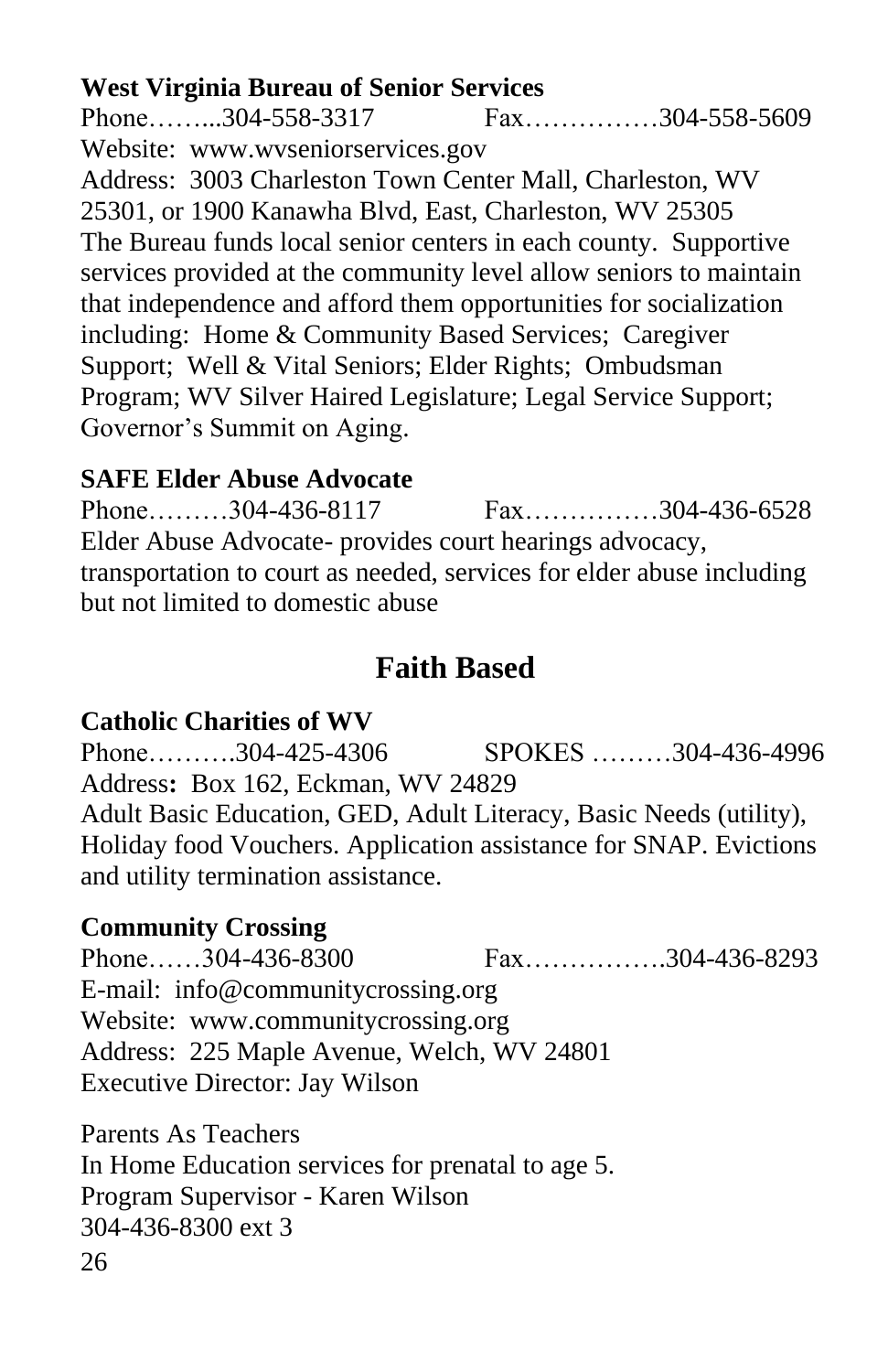**West Virginia Bureau of Senior Services**

Phone……...304-558-3317 Fax……………304-558-5609

Website: www.wvseniorservices.gov

Address: 3003 Charleston Town Center Mall, Charleston, WV 25301, or 1900 Kanawha Blvd, East, Charleston, WV 25305

The Bureau funds local senior centers in each county. Supportive services provided at the community level allow seniors to maintain that independence and afford them opportunities for socialization including: Home & Community Based Services; Caregiver Support; Well & Vital Seniors; Elder Rights; Ombudsman Program; WV Silver Haired Legislature; Legal Service Support; Governor's Summit on Aging.

**SAFE Elder Abuse Advocate**

Phone………304-436-8117 Fax……………304-436-6528

Elder Abuse Advocate- provides court hearings advocacy, transportation to court as needed, services for elder abuse including but not limited to domestic abuse

## Faith Based

**Catholic Charities of WV**

Phone……….304-425-4306 SPOKES ………304-436-4996

Address**:** Box 162, Eckman, WV 24829

Adult Basic Education, GED, Adult Literacy, Basic Needs (utility), Holiday food Vouchers. Application assistance for SNAP. Evictions and utility termination assistance.

**Community Crossing**

Phone……304-436-8300 Fax…………….304-436-8293

E-mail: info@communitycrossing.org

Website: www.communitycrossing.org

Address: 225 Maple Avenue, Welch, WV 24801

Executive Director: Jay Wilson

Parents As Teachers

In Home Education services for prenatal to age 5.

Program Supervisor - Karen Wilson

304-436-8300 ext 3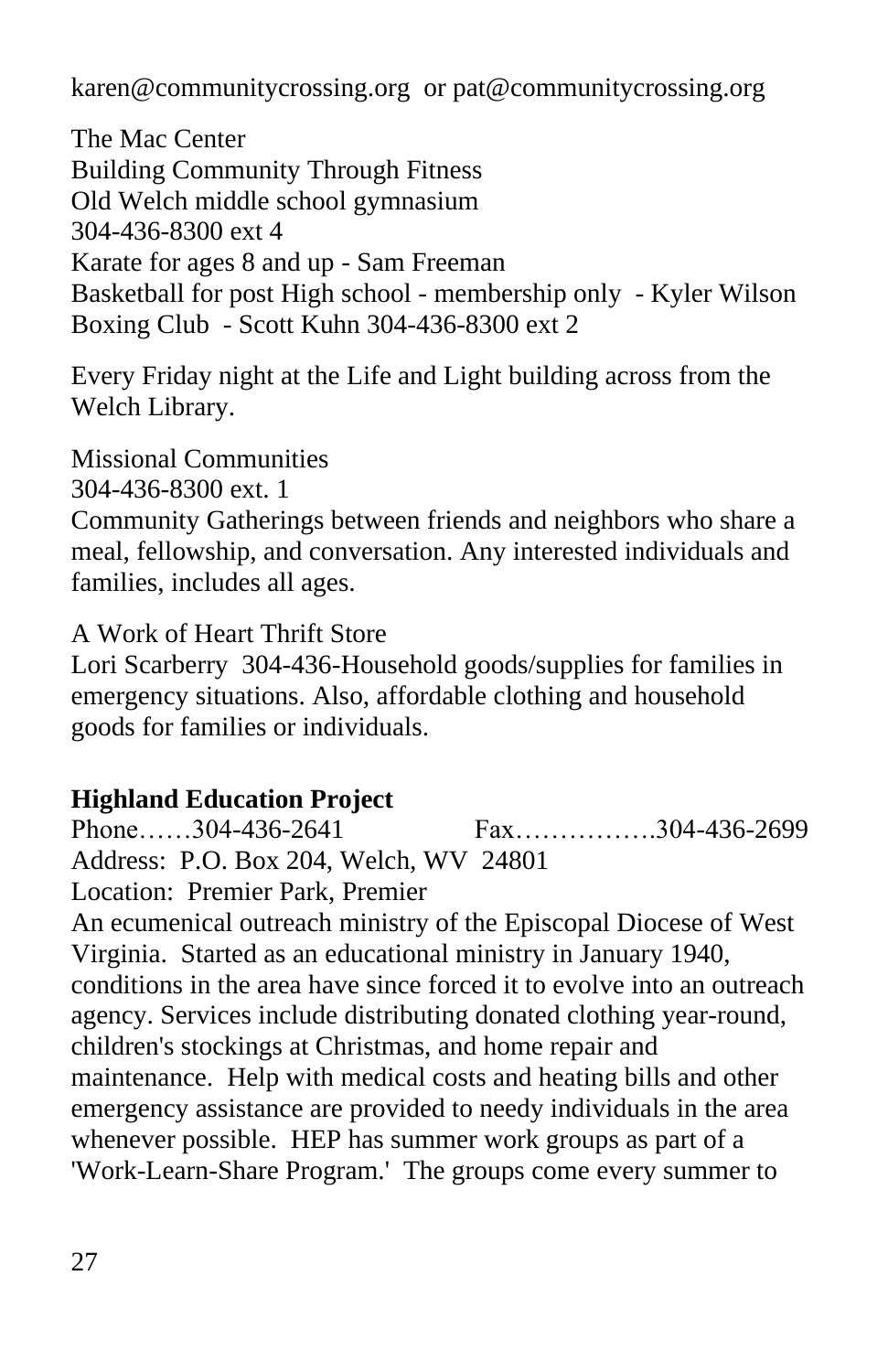karen@communitycrossing.org or pat@communitycrossing.org

The Mac Center
Building Community Through Fitness
Old Welch middle school gymnasium
304-436-8300 ext 4
Karate for ages 8 and up - Sam Freeman
Basketball for post High school - membership only - Kyler Wilson
Boxing Club - Scott Kuhn 304-436-8300 ext 2

Every Friday night at the Life and Light building across from the Welch Library.

Missional Communities
304-436-8300 ext. 1
Community Gatherings between friends and neighbors who share a meal, fellowship, and conversation. Any interested individuals and families, includes all ages.

A Work of Heart Thrift Store
Lori Scarberry 304-436-Household goods/supplies for families in emergency situations. Also, affordable clothing and household goods for families or individuals.

**Highland Education Project**
Phone……304-436-2641 Fax…………….304-436-2699
Address: P.O. Box 204, Welch, WV 24801
Location: Premier Park, Premier
An ecumenical outreach ministry of the Episcopal Diocese of West Virginia. Started as an educational ministry in January 1940, conditions in the area have since forced it to evolve into an outreach agency. Services include distributing donated clothing year-round, children's stockings at Christmas, and home repair and maintenance. Help with medical costs and heating bills and other emergency assistance are provided to needy individuals in the area whenever possible. HEP has summer work groups as part of a 'Work-Learn-Share Program.' The groups come every summer to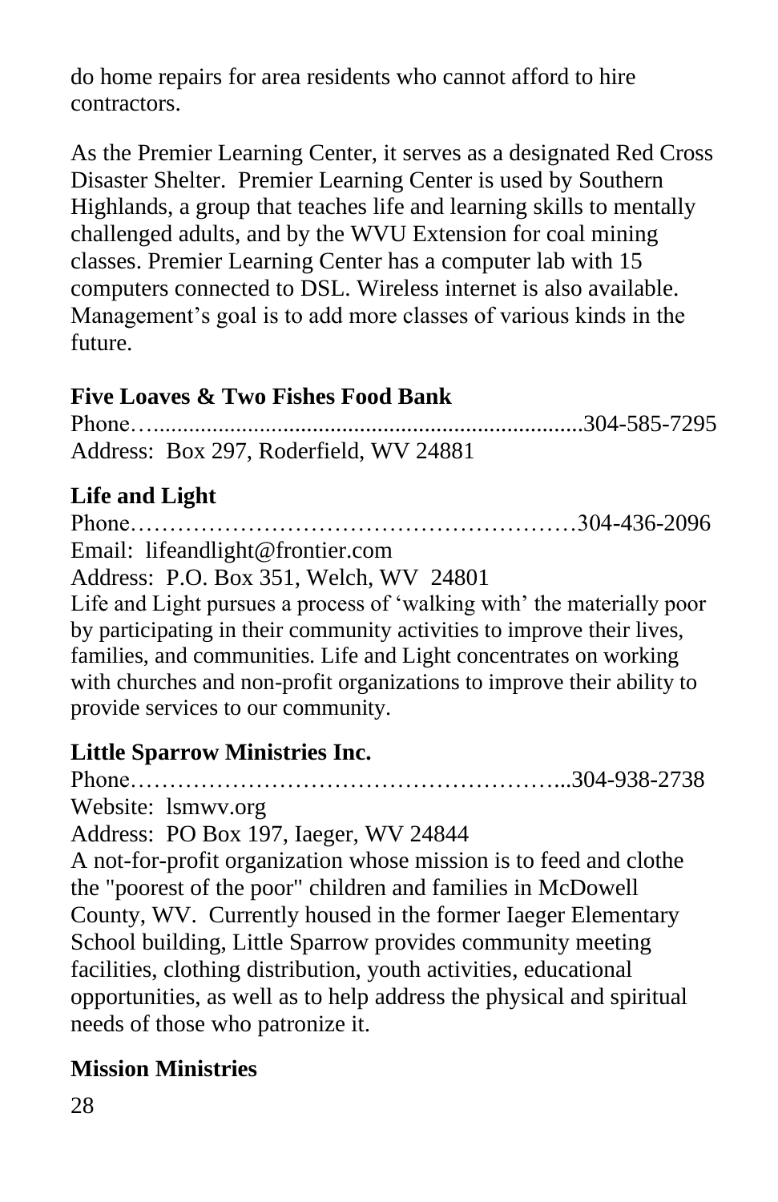do home repairs for area residents who cannot afford to hire contractors.

As the Premier Learning Center, it serves as a designated Red Cross Disaster Shelter. Premier Learning Center is used by Southern Highlands, a group that teaches life and learning skills to mentally challenged adults, and by the WVU Extension for coal mining classes. Premier Learning Center has a computer lab with 15 computers connected to DSL. Wireless internet is also available. Management's goal is to add more classes of various kinds in the future.

**Five Loaves & Two Fishes Food Bank**

Phone…......................................................................304-585-7295
Address: Box 297, Roderfield, WV 24881

**Life and Light**

Phone………………………………………………304-436-2096
Email: lifeandlight@frontier.com
Address: P.O. Box 351, Welch, WV 24801
Life and Light pursues a process of 'walking with' the materially poor by participating in their community activities to improve their lives, families, and communities. Life and Light concentrates on working with churches and non-profit organizations to improve their ability to provide services to our community.

**Little Sparrow Ministries Inc.**

Phone……………………………………………...304-938-2738
Website: lsmwv.org
Address: PO Box 197, Iaeger, WV 24844
A not-for-profit organization whose mission is to feed and clothe the "poorest of the poor" children and families in McDowell County, WV. Currently housed in the former Iaeger Elementary School building, Little Sparrow provides community meeting facilities, clothing distribution, youth activities, educational opportunities, as well as to help address the physical and spiritual needs of those who patronize it.

**Mission Ministries**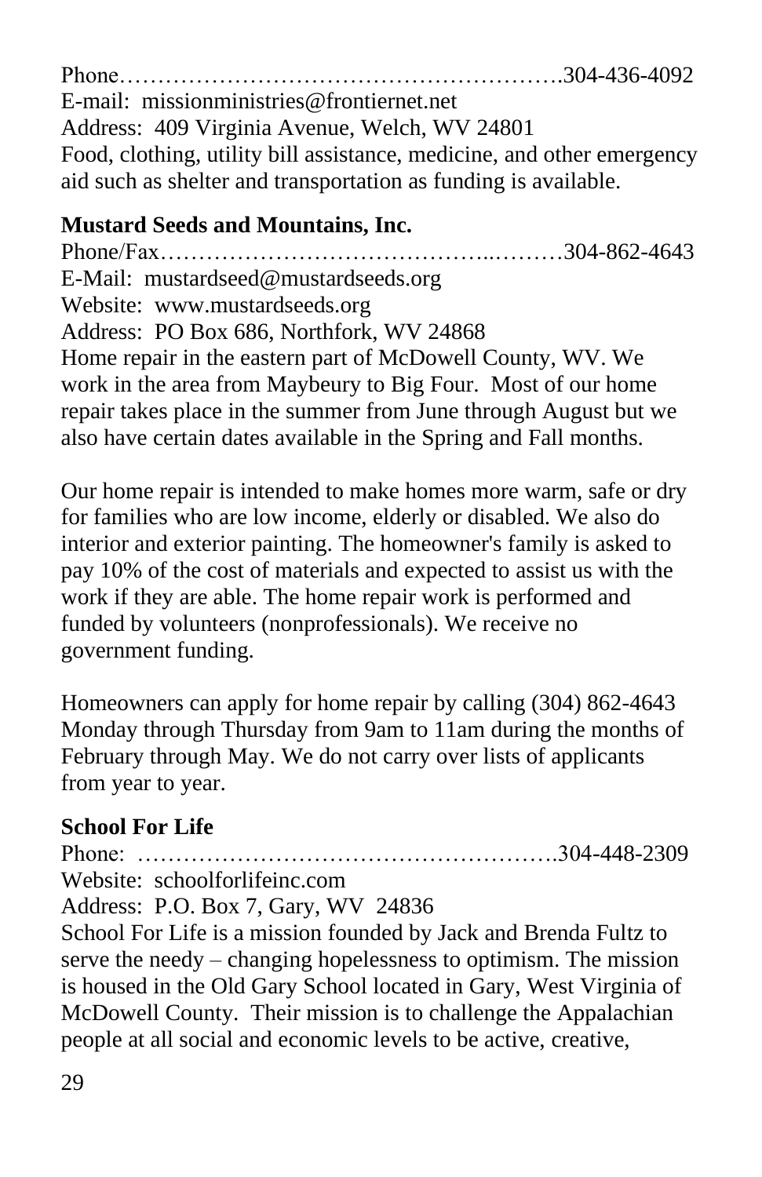Phone……………………………………………….304-436-4092
E-mail: missionministries@frontiernet.net
Address: 409 Virginia Avenue, Welch, WV 24801
Food, clothing, utility bill assistance, medicine, and other emergency aid such as shelter and transportation as funding is available.

**Mustard Seeds and Mountains, Inc.**

Phone/Fax…………………………………..………304-862-4643
E-Mail: mustardseed@mustardseeds.org
Website: www.mustardseeds.org
Address: PO Box 686, Northfork, WV 24868
Home repair in the eastern part of McDowell County, WV. We work in the area from Maybeury to Big Four. Most of our home repair takes place in the summer from June through August but we also have certain dates available in the Spring and Fall months.

Our home repair is intended to make homes more warm, safe or dry for families who are low income, elderly or disabled. We also do interior and exterior painting. The homeowner's family is asked to pay 10% of the cost of materials and expected to assist us with the work if they are able. The home repair work is performed and funded by volunteers (nonprofessionals). We receive no government funding.

Homeowners can apply for home repair by calling (304) 862-4643 Monday through Thursday from 9am to 11am during the months of February through May. We do not carry over lists of applicants from year to year.

**School For Life**

Phone: …………………………………………….304-448-2309
Website: schoolforlifeinc.com
Address: P.O. Box 7, Gary, WV 24836
School For Life is a mission founded by Jack and Brenda Fultz to serve the needy – changing hopelessness to optimism. The mission is housed in the Old Gary School located in Gary, West Virginia of McDowell County. Their mission is to challenge the Appalachian people at all social and economic levels to be active, creative,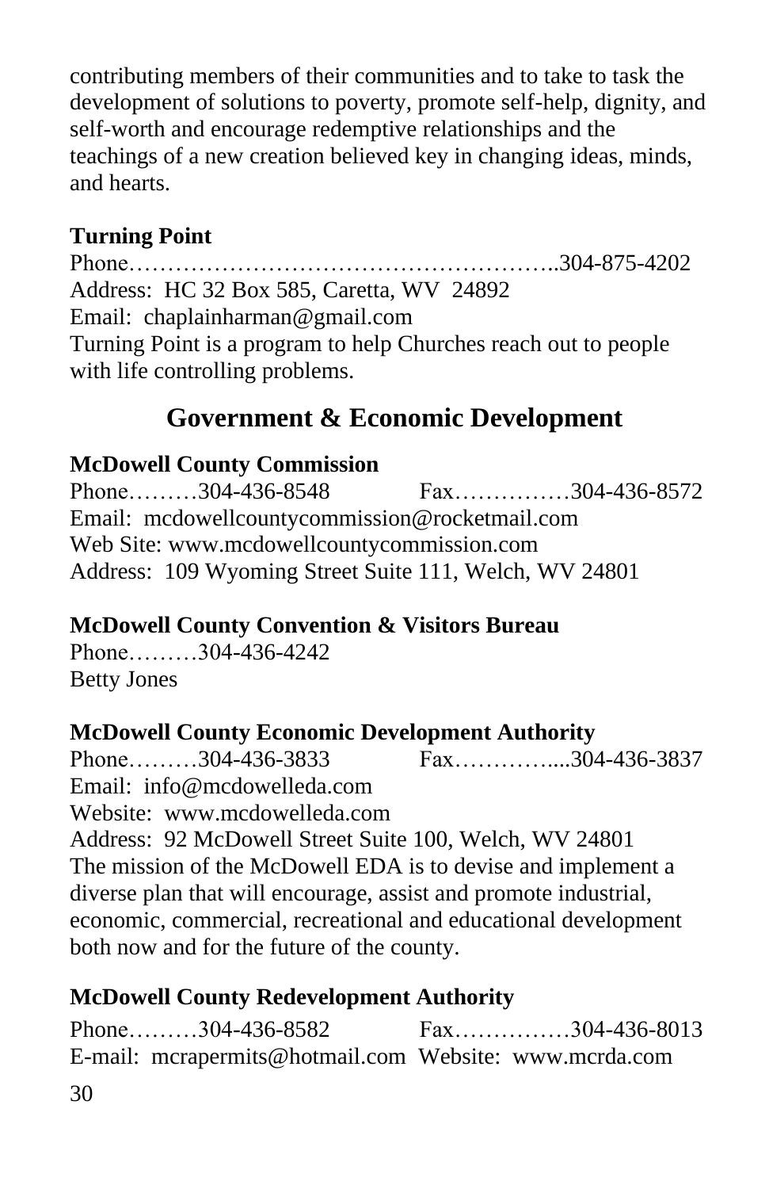contributing members of their communities and to take to task the development of solutions to poverty, promote self-help, dignity, and self-worth and encourage redemptive relationships and the teachings of a new creation believed key in changing ideas, minds, and hearts.

**Turning Point**

Phone……………………………………………..304-875-4202
Address: HC 32 Box 585, Caretta, WV 24892
Email: chaplainharman@gmail.com
Turning Point is a program to help Churches reach out to people with life controlling problems.

## Government & Economic Development

**McDowell County Commission**

Phone………304-436-8548 Fax……………304-436-8572
Email: mcdowellcountycommission@rocketmail.com
Web Site: www.mcdowellcountycommission.com
Address: 109 Wyoming Street Suite 111, Welch, WV 24801

**McDowell County Convention & Visitors Bureau**

Phone………304-436-4242
Betty Jones

**McDowell County Economic Development Authority**

Phone………304-436-3833 Fax…………....304-436-3837
Email: info@mcdowelleda.com
Website: www.mcdowelleda.com
Address: 92 McDowell Street Suite 100, Welch, WV 24801
The mission of the McDowell EDA is to devise and implement a diverse plan that will encourage, assist and promote industrial, economic, commercial, recreational and educational development both now and for the future of the county.

**McDowell County Redevelopment Authority**

Phone………304-436-8582 Fax……………304-436-8013
E-mail: mcrapermits@hotmail.com Website: www.mcrda.com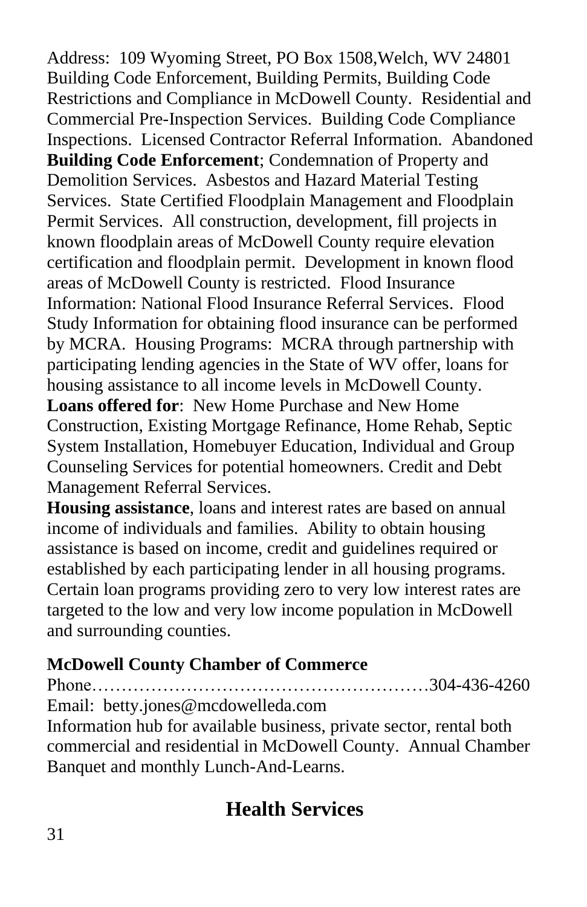Address: 109 Wyoming Street, PO Box 1508,Welch, WV 24801
Building Code Enforcement, Building Permits, Building Code Restrictions and Compliance in McDowell County. Residential and Commercial Pre-Inspection Services. Building Code Compliance Inspections. Licensed Contractor Referral Information. Abandoned **Building Code Enforcement**; Condemnation of Property and Demolition Services. Asbestos and Hazard Material Testing Services. State Certified Floodplain Management and Floodplain Permit Services. All construction, development, fill projects in known floodplain areas of McDowell County require elevation certification and floodplain permit. Development in known flood areas of McDowell County is restricted. Flood Insurance Information: National Flood Insurance Referral Services. Flood Study Information for obtaining flood insurance can be performed by MCRA. Housing Programs: MCRA through partnership with participating lending agencies in the State of WV offer, loans for housing assistance to all income levels in McDowell County.
**Loans offered for**: New Home Purchase and New Home Construction, Existing Mortgage Refinance, Home Rehab, Septic System Installation, Homebuyer Education, Individual and Group Counseling Services for potential homeowners. Credit and Debt Management Referral Services.
**Housing assistance**, loans and interest rates are based on annual income of individuals and families. Ability to obtain housing assistance is based on income, credit and guidelines required or established by each participating lender in all housing programs. Certain loan programs providing zero to very low interest rates are targeted to the low and very low income population in McDowell and surrounding counties.

**McDowell County Chamber of Commerce**
Phone……………………………………………….304-436-4260
Email: betty.jones@mcdowelleda.com
Information hub for available business, private sector, rental both commercial and residential in McDowell County. Annual Chamber Banquet and monthly Lunch-And-Learns.

## Health Services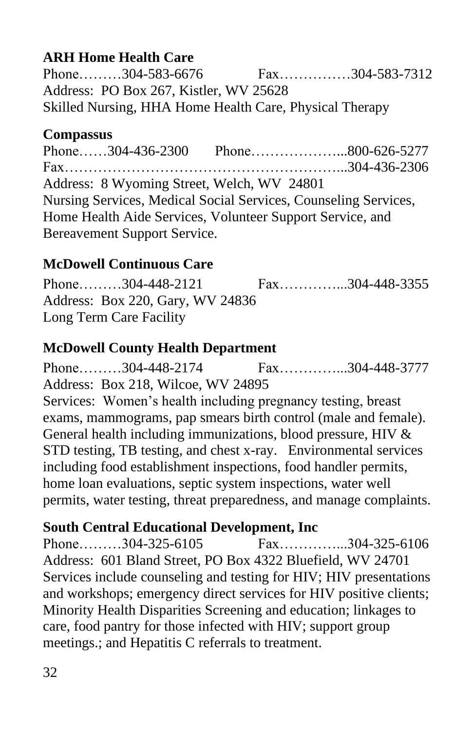**ARH Home Health Care**

Phone………304-583-6676 Fax……………304-583-7312
Address: PO Box 267, Kistler, WV 25628
Skilled Nursing, HHA Home Health Care, Physical Therapy

**Compassus**

Phone……304-436-2300 Phone………………...800-626-5277
Fax……………………………………………...304-436-2306
Address: 8 Wyoming Street, Welch, WV 24801
Nursing Services, Medical Social Services, Counseling Services, Home Health Aide Services, Volunteer Support Service, and Bereavement Support Service.

**McDowell Continuous Care**

Phone………304-448-2121 Fax…………...304-448-3355
Address: Box 220, Gary, WV 24836
Long Term Care Facility

**McDowell County Health Department**

Phone………304-448-2174 Fax…………...304-448-3777
Address: Box 218, Wilcoe, WV 24895
Services: Women's health including pregnancy testing, breast exams, mammograms, pap smears birth control (male and female). General health including immunizations, blood pressure, HIV & STD testing, TB testing, and chest x-ray. Environmental services including food establishment inspections, food handler permits, home loan evaluations, septic system inspections, water well permits, water testing, threat preparedness, and manage complaints.

**South Central Educational Development, Inc**

Phone………304-325-6105 Fax…………...304-325-6106
Address: 601 Bland Street, PO Box 4322 Bluefield, WV 24701
Services include counseling and testing for HIV; HIV presentations and workshops; emergency direct services for HIV positive clients; Minority Health Disparities Screening and education; linkages to care, food pantry for those infected with HIV; support group meetings.; and Hepatitis C referrals to treatment.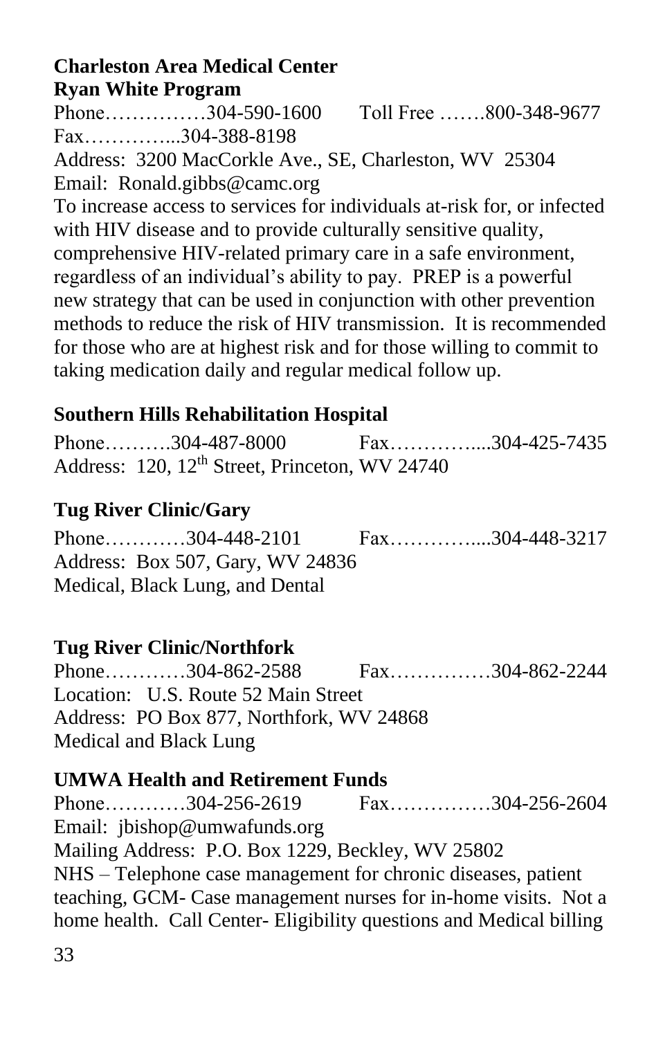**Charleston Area Medical Center**
**Ryan White Program**

Phone……………304-590-1600 Toll Free …….800-348-9677
Fax…………...304-388-8198
Address: 3200 MacCorkle Ave., SE, Charleston, WV 25304
Email: Ronald.gibbs@camc.org
To increase access to services for individuals at-risk for, or infected with HIV disease and to provide culturally sensitive quality, comprehensive HIV-related primary care in a safe environment, regardless of an individual's ability to pay. PREP is a powerful new strategy that can be used in conjunction with other prevention methods to reduce the risk of HIV transmission. It is recommended for those who are at highest risk and for those willing to commit to taking medication daily and regular medical follow up.

**Southern Hills Rehabilitation Hospital**

Phone……….304-487-8000 Fax…………....304-425-7435
Address: 120, 12th Street, Princeton, WV 24740

**Tug River Clinic/Gary**

Phone…………304-448-2101 Fax…………....304-448-3217
Address: Box 507, Gary, WV 24836
Medical, Black Lung, and Dental

**Tug River Clinic/Northfork**

Phone…………304-862-2588 Fax……………304-862-2244
Location: U.S. Route 52 Main Street
Address: PO Box 877, Northfork, WV 24868
Medical and Black Lung

**UMWA Health and Retirement Funds**

Phone…………304-256-2619 Fax……………304-256-2604
Email: jbishop@umwafunds.org
Mailing Address: P.O. Box 1229, Beckley, WV 25802
NHS – Telephone case management for chronic diseases, patient teaching, GCM- Case management nurses for in-home visits. Not a home health. Call Center- Eligibility questions and Medical billing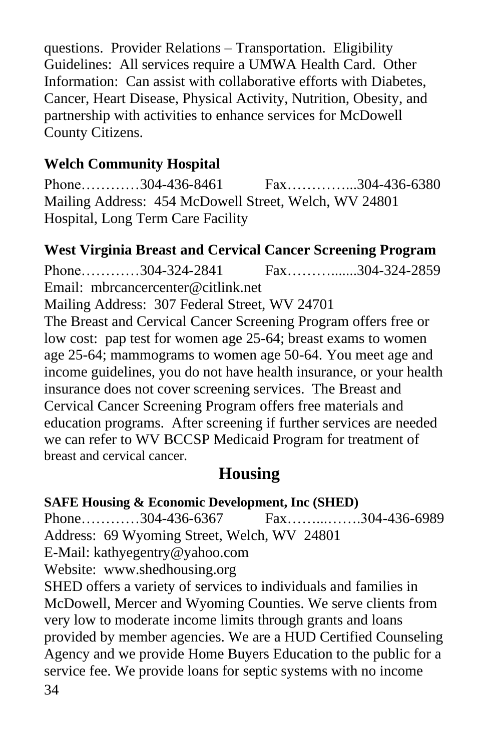questions. Provider Relations – Transportation. Eligibility Guidelines: All services require a UMWA Health Card. Other Information: Can assist with collaborative efforts with Diabetes, Cancer, Heart Disease, Physical Activity, Nutrition, Obesity, and partnership with activities to enhance services for McDowell County Citizens.

**Welch Community Hospital**

Phone…………304-436-8461 Fax…………...304-436-6380
Mailing Address: 454 McDowell Street, Welch, WV 24801
Hospital, Long Term Care Facility

**West Virginia Breast and Cervical Cancer Screening Program**

Phone…………304-324-2841 Fax……….......304-324-2859
Email: mbrcancercenter@citlink.net
Mailing Address: 307 Federal Street, WV 24701
The Breast and Cervical Cancer Screening Program offers free or low cost: pap test for women age 25-64; breast exams to women age 25-64; mammograms to women age 50-64. You meet age and income guidelines, you do not have health insurance, or your health insurance does not cover screening services. The Breast and Cervical Cancer Screening Program offers free materials and education programs. After screening if further services are needed we can refer to WV BCCSP Medicaid Program for treatment of breast and cervical cancer.

## Housing

**SAFE Housing & Economic Development, Inc (SHED)**

Phone…………304-436-6367 Fax……...…….304-436-6989
Address: 69 Wyoming Street, Welch, WV 24801
E-Mail: kathyegentry@yahoo.com
Website: www.shedhousing.org
SHED offers a variety of services to individuals and families in McDowell, Mercer and Wyoming Counties. We serve clients from very low to moderate income limits through grants and loans provided by member agencies. We are a HUD Certified Counseling Agency and we provide Home Buyers Education to the public for a service fee. We provide loans for septic systems with no income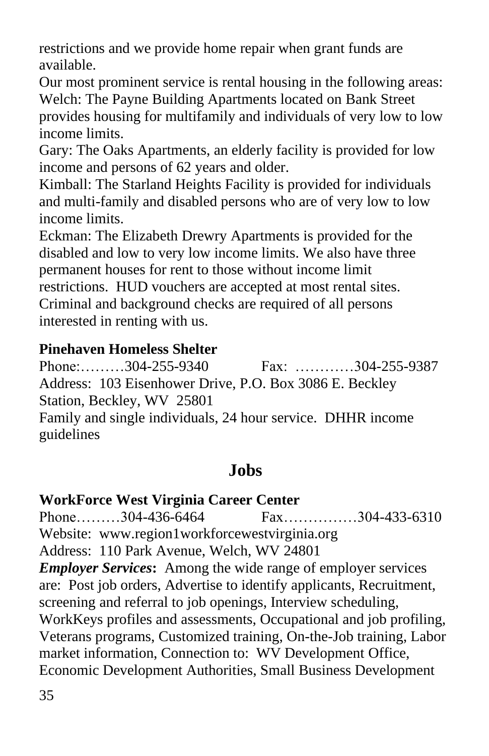restrictions and we provide home repair when grant funds are available.

Our most prominent service is rental housing in the following areas:

Welch: The Payne Building Apartments located on Bank Street provides housing for multifamily and individuals of very low to low income limits.

Gary: The Oaks Apartments, an elderly facility is provided for low income and persons of 62 years and older.

Kimball: The Starland Heights Facility is provided for individuals and multi-family and disabled persons who are of very low to low income limits.

Eckman: The Elizabeth Drewry Apartments is provided for the disabled and low to very low income limits. We also have three permanent houses for rent to those without income limit restrictions. HUD vouchers are accepted at most rental sites. Criminal and background checks are required of all persons interested in renting with us.

**Pinehaven Homeless Shelter**

Phone:………304-255-9340 Fax: …………304-255-9387

Address: 103 Eisenhower Drive, P.O. Box 3086 E. Beckley Station, Beckley, WV 25801

Family and single individuals, 24 hour service. DHHR income guidelines

## Jobs

**WorkForce West Virginia Career Center**

Phone………304-436-6464 Fax……………304-433-6310

Website: www.region1workforcewestvirginia.org

Address: 110 Park Avenue, Welch, WV 24801

***Employer Services*:** Among the wide range of employer services are: Post job orders, Advertise to identify applicants, Recruitment, screening and referral to job openings, Interview scheduling, WorkKeys profiles and assessments, Occupational and job profiling, Veterans programs, Customized training, On-the-Job training, Labor market information, Connection to: WV Development Office, Economic Development Authorities, Small Business Development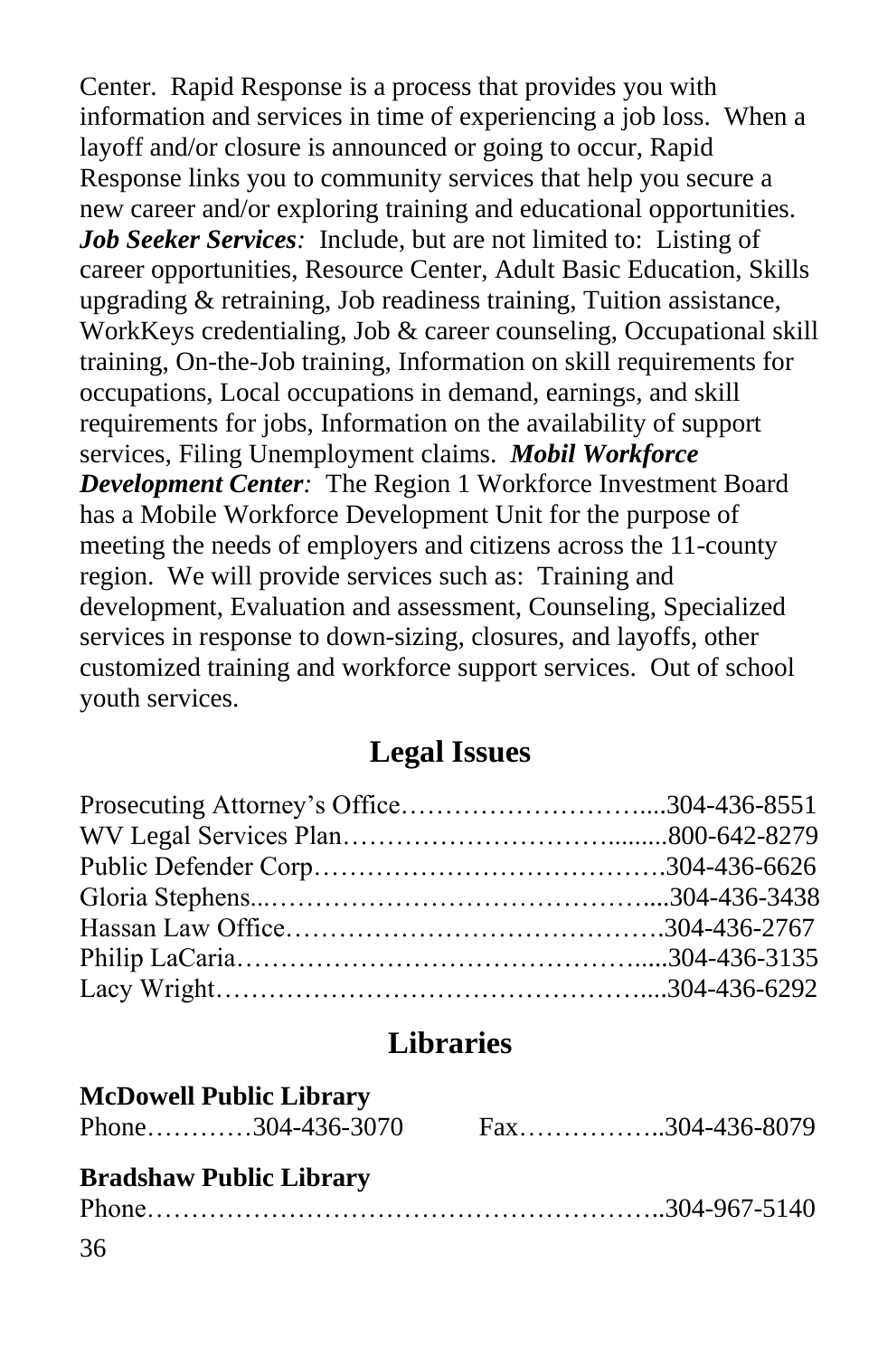Center. Rapid Response is a process that provides you with information and services in time of experiencing a job loss. When a layoff and/or closure is announced or going to occur, Rapid Response links you to community services that help you secure a new career and/or exploring training and educational opportunities. ***Job Seeker Services****:* Include, but are not limited to: Listing of career opportunities, Resource Center, Adult Basic Education, Skills upgrading & retraining, Job readiness training, Tuition assistance, WorkKeys credentialing, Job & career counseling, Occupational skill training, On-the-Job training, Information on skill requirements for occupations, Local occupations in demand, earnings, and skill requirements for jobs, Information on the availability of support services, Filing Unemployment claims. ***Mobil Workforce Development Center****:* The Region 1 Workforce Investment Board has a Mobile Workforce Development Unit for the purpose of meeting the needs of employers and citizens across the 11-county region. We will provide services such as: Training and development, Evaluation and assessment, Counseling, Specialized services in response to down-sizing, closures, and layoffs, other customized training and workforce support services. Out of school youth services.

## Legal Issues

Prosecuting Attorney's Office…………………………...304-436-8551
WV Legal Services Plan…………………………........800-642-8279
Public Defender Corp………………………………….304-436-6626
Gloria Stephens...……………………………………....304-436-3438
Hassan Law Office…………………………………….304-436-2767
Philip LaCaria……………………………………….....304-436-3135
Lacy Wright……………………………………….......304-436-6292

## Libraries

**McDowell Public Library**
Phone…………304-436-3070 Fax……………..304-436-8079

**Bradshaw Public Library**
Phone……………………………………………….304-967-5140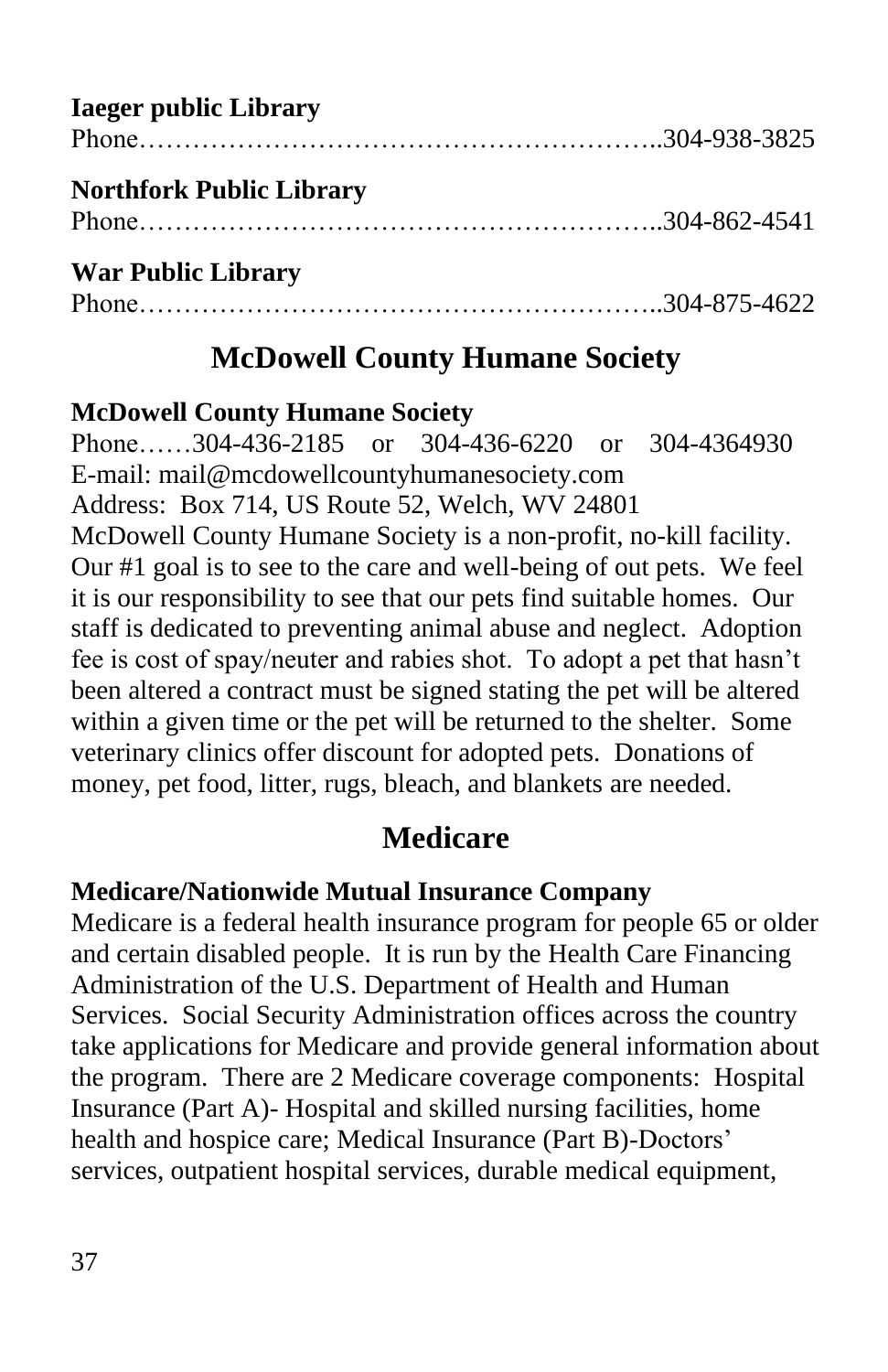**Iaeger public Library**
Phone……………………………………………………..304-938-3825

**Northfork Public Library**
Phone……………………………………………………..304-862-4541

**War Public Library**
Phone……………………………………………………..304-875-4622

## McDowell County Humane Society

**McDowell County Humane Society**
Phone……304-436-2185 or 304-436-6220 or 304-4364930
E-mail: mail@mcdowellcountyhumanesociety.com
Address: Box 714, US Route 52, Welch, WV 24801
McDowell County Humane Society is a non-profit, no-kill facility. Our #1 goal is to see to the care and well-being of out pets. We feel it is our responsibility to see that our pets find suitable homes. Our staff is dedicated to preventing animal abuse and neglect. Adoption fee is cost of spay/neuter and rabies shot. To adopt a pet that hasn't been altered a contract must be signed stating the pet will be altered within a given time or the pet will be returned to the shelter. Some veterinary clinics offer discount for adopted pets. Donations of money, pet food, litter, rugs, bleach, and blankets are needed.

## Medicare

**Medicare/Nationwide Mutual Insurance Company**
Medicare is a federal health insurance program for people 65 or older and certain disabled people. It is run by the Health Care Financing Administration of the U.S. Department of Health and Human Services. Social Security Administration offices across the country take applications for Medicare and provide general information about the program. There are 2 Medicare coverage components: Hospital Insurance (Part A)- Hospital and skilled nursing facilities, home health and hospice care; Medical Insurance (Part B)-Doctors' services, outpatient hospital services, durable medical equipment,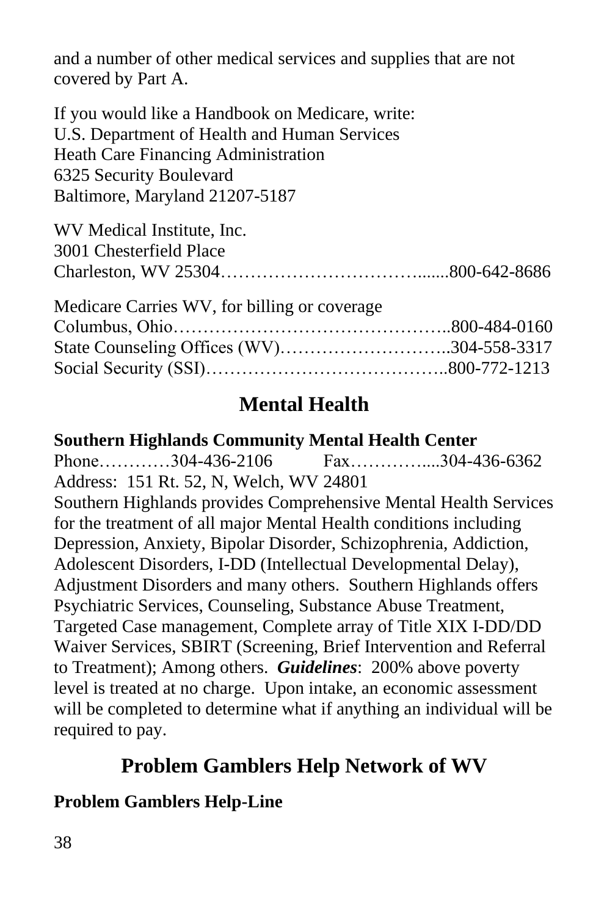and a number of other medical services and supplies that are not covered by Part A.

If you would like a Handbook on Medicare, write:
U.S. Department of Health and Human Services
Heath Care Financing Administration
6325 Security Boulevard
Baltimore, Maryland 21207-5187

WV Medical Institute, Inc.
3001 Chesterfield Place
Charleston, WV 25304…………………………….......800-642-8686

Medicare Carries WV, for billing or coverage
Columbus, Ohio………………………………………..800-484-0160
State Counseling Offices (WV)………………………..304-558-3317
Social Security (SSI)…………………………………..800-772-1213

## Mental Health

**Southern Highlands Community Mental Health Center**
Phone…………304-436-2106 Fax…………....304-436-6362
Address: 151 Rt. 52, N, Welch, WV 24801
Southern Highlands provides Comprehensive Mental Health Services for the treatment of all major Mental Health conditions including Depression, Anxiety, Bipolar Disorder, Schizophrenia, Addiction, Adolescent Disorders, I-DD (Intellectual Developmental Delay), Adjustment Disorders and many others. Southern Highlands offers Psychiatric Services, Counseling, Substance Abuse Treatment, Targeted Case management, Complete array of Title XIX I-DD/DD Waiver Services, SBIRT (Screening, Brief Intervention and Referral to Treatment); Among others. ***Guidelines***: 200% above poverty level is treated at no charge. Upon intake, an economic assessment will be completed to determine what if anything an individual will be required to pay.

## Problem Gamblers Help Network of WV

**Problem Gamblers Help-Line**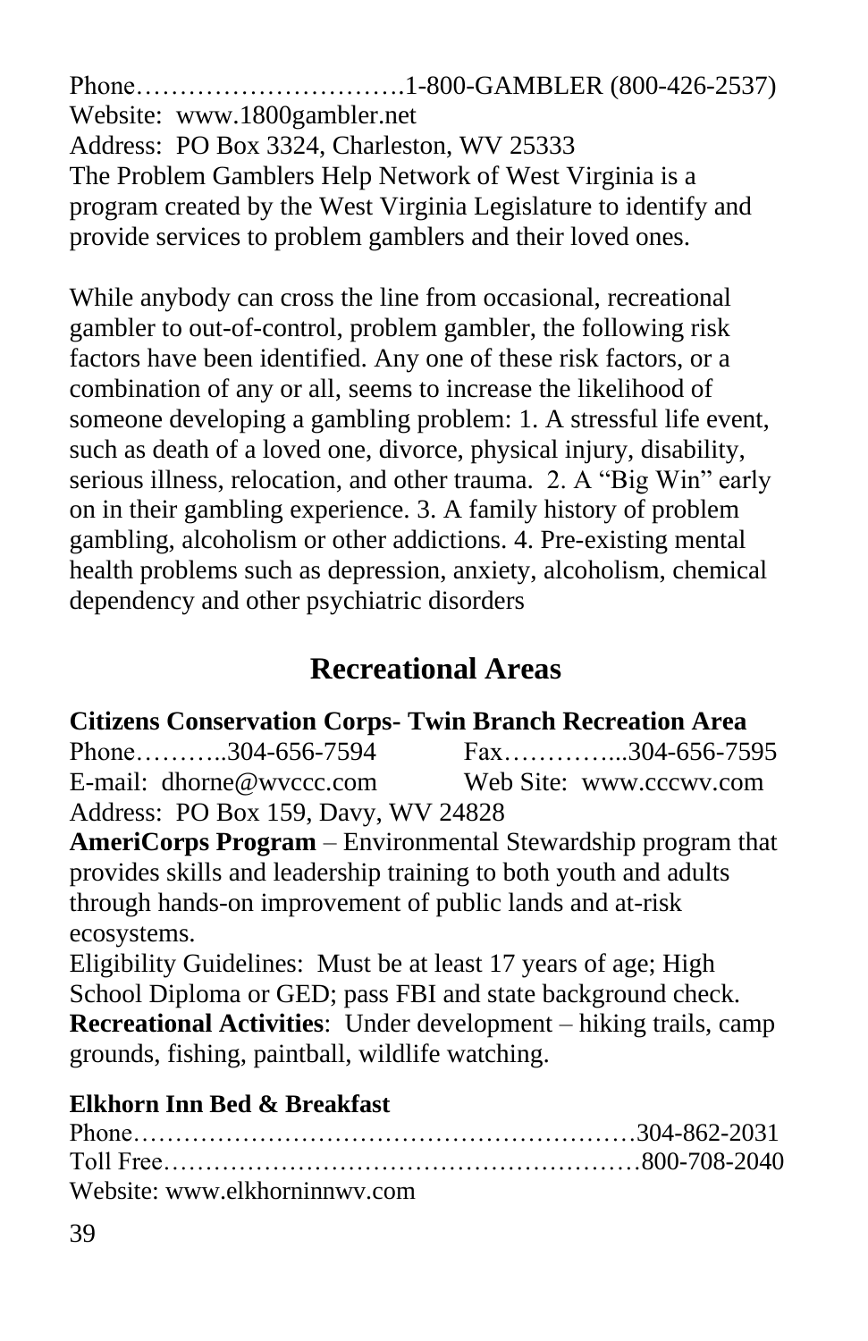Phone………………………….1-800-GAMBLER (800-426-2537)
Website: www.1800gambler.net
Address: PO Box 3324, Charleston, WV 25333
The Problem Gamblers Help Network of West Virginia is a program created by the West Virginia Legislature to identify and provide services to problem gamblers and their loved ones.

While anybody can cross the line from occasional, recreational gambler to out-of-control, problem gambler, the following risk factors have been identified. Any one of these risk factors, or a combination of any or all, seems to increase the likelihood of someone developing a gambling problem: 1. A stressful life event, such as death of a loved one, divorce, physical injury, disability, serious illness, relocation, and other trauma. 2. A "Big Win" early on in their gambling experience. 3. A family history of problem gambling, alcoholism or other addictions. 4. Pre-existing mental health problems such as depression, anxiety, alcoholism, chemical dependency and other psychiatric disorders

## Recreational Areas

**Citizens Conservation Corps- Twin Branch Recreation Area**
Phone………..304-656-7594 Fax…………...304-656-7595
E-mail: dhorne@wvccc.com Web Site: www.cccwv.com
Address: PO Box 159, Davy, WV 24828
**AmeriCorps Program** – Environmental Stewardship program that provides skills and leadership training to both youth and adults through hands-on improvement of public lands and at-risk ecosystems.
Eligibility Guidelines: Must be at least 17 years of age; High School Diploma or GED; pass FBI and state background check.
**Recreational Activities**: Under development – hiking trails, camp grounds, fishing, paintball, wildlife watching.

**Elkhorn Inn Bed & Breakfast**
Phone……………………………………………….304-862-2031
Toll Free……………………………………………800-708-2040
Website: www.elkhorninnwv.com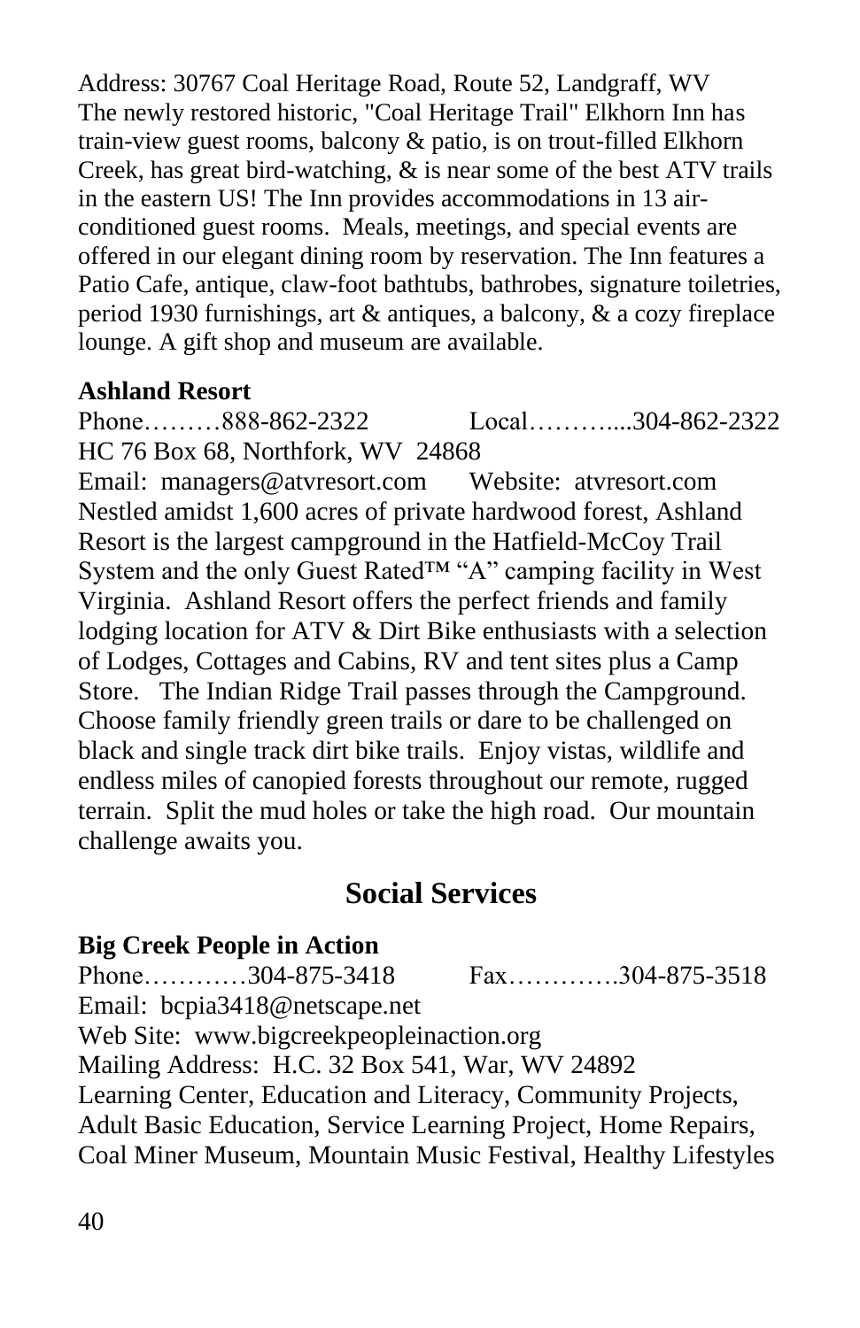Address: 30767 Coal Heritage Road, Route 52, Landgraff, WV
The newly restored historic, "Coal Heritage Trail" Elkhorn Inn has train-view guest rooms, balcony & patio, is on trout-filled Elkhorn Creek, has great bird-watching, & is near some of the best ATV trails in the eastern US! The Inn provides accommodations in 13 air-conditioned guest rooms. Meals, meetings, and special events are offered in our elegant dining room by reservation. The Inn features a Patio Cafe, antique, claw-foot bathtubs, bathrobes, signature toiletries, period 1930 furnishings, art & antiques, a balcony, & a cozy fireplace lounge. A gift shop and museum are available.

**Ashland Resort**
Phone………888-862-2322 Local………...304-862-2322
HC 76 Box 68, Northfork, WV 24868
Email: managers@atvresort.com Website: atvresort.com
Nestled amidst 1,600 acres of private hardwood forest, Ashland Resort is the largest campground in the Hatfield-McCoy Trail System and the only Guest Rated™ "A" camping facility in West Virginia. Ashland Resort offers the perfect friends and family lodging location for ATV & Dirt Bike enthusiasts with a selection of Lodges, Cottages and Cabins, RV and tent sites plus a Camp Store. The Indian Ridge Trail passes through the Campground. Choose family friendly green trails or dare to be challenged on black and single track dirt bike trails. Enjoy vistas, wildlife and endless miles of canopied forests throughout our remote, rugged terrain. Split the mud holes or take the high road. Our mountain challenge awaits you.

## Social Services

**Big Creek People in Action**
Phone…………304-875-3418 Fax………….304-875-3518
Email: bcpia3418@netscape.net
Web Site: www.bigcreekpeopleinaction.org
Mailing Address: H.C. 32 Box 541, War, WV 24892
Learning Center, Education and Literacy, Community Projects, Adult Basic Education, Service Learning Project, Home Repairs, Coal Miner Museum, Mountain Music Festival, Healthy Lifestyles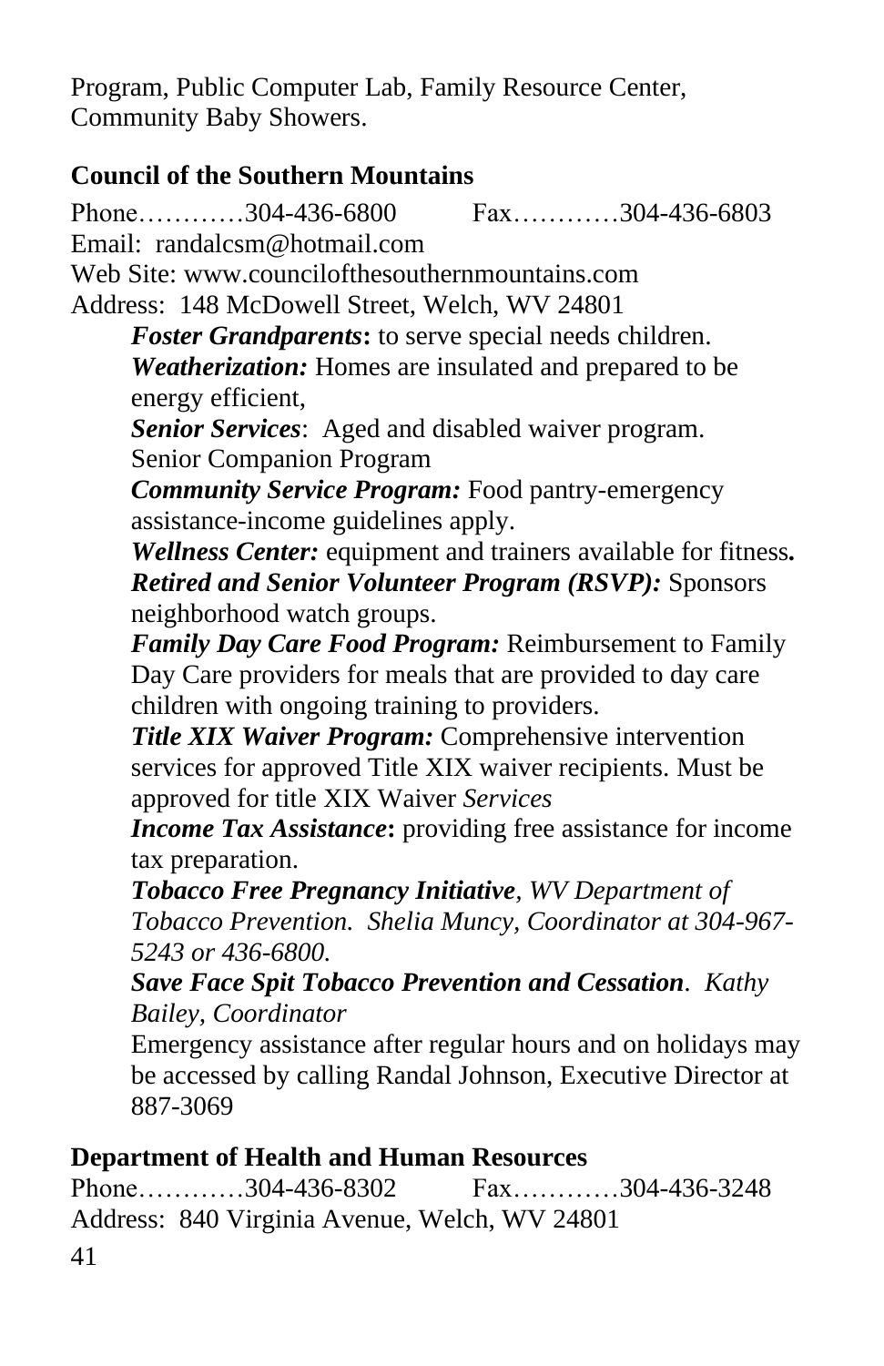Program, Public Computer Lab, Family Resource Center, Community Baby Showers.

**Council of the Southern Mountains**

Phone…………304-436-6800 Fax…………304-436-6803
Email: randalcsm@hotmail.com
Web Site: www.councilofthesouthernmountains.com
Address: 148 McDowell Street, Welch, WV 24801

***Foster Grandparents*****:** to serve special needs children.
***Weatherization:*** Homes are insulated and prepared to be energy efficient,
***Senior Services***: Aged and disabled waiver program. Senior Companion Program
***Community Service Program:*** Food pantry-emergency assistance-income guidelines apply.
***Wellness Center:*** equipment and trainers available for fitness**.**
***Retired and Senior Volunteer Program (RSVP):*** Sponsors neighborhood watch groups.
***Family Day Care Food Program:*** Reimbursement to Family Day Care providers for meals that are provided to day care children with ongoing training to providers.
***Title XIX Waiver Program:*** Comprehensive intervention services for approved Title XIX waiver recipients. Must be approved for title XIX Waiver *Services*
***Income Tax Assistance*****:** providing free assistance for income tax preparation.
***Tobacco Free Pregnancy Initiative****, WV Department of Tobacco Prevention. Shelia Muncy, Coordinator at 304-967-5243 or 436-6800.*
***Save Face Spit Tobacco Prevention and Cessation****. Kathy Bailey, Coordinator*
Emergency assistance after regular hours and on holidays may be accessed by calling Randal Johnson, Executive Director at 887-3069

**Department of Health and Human Resources**

Phone…………304-436-8302 Fax…………304-436-3248
Address: 840 Virginia Avenue, Welch, WV 24801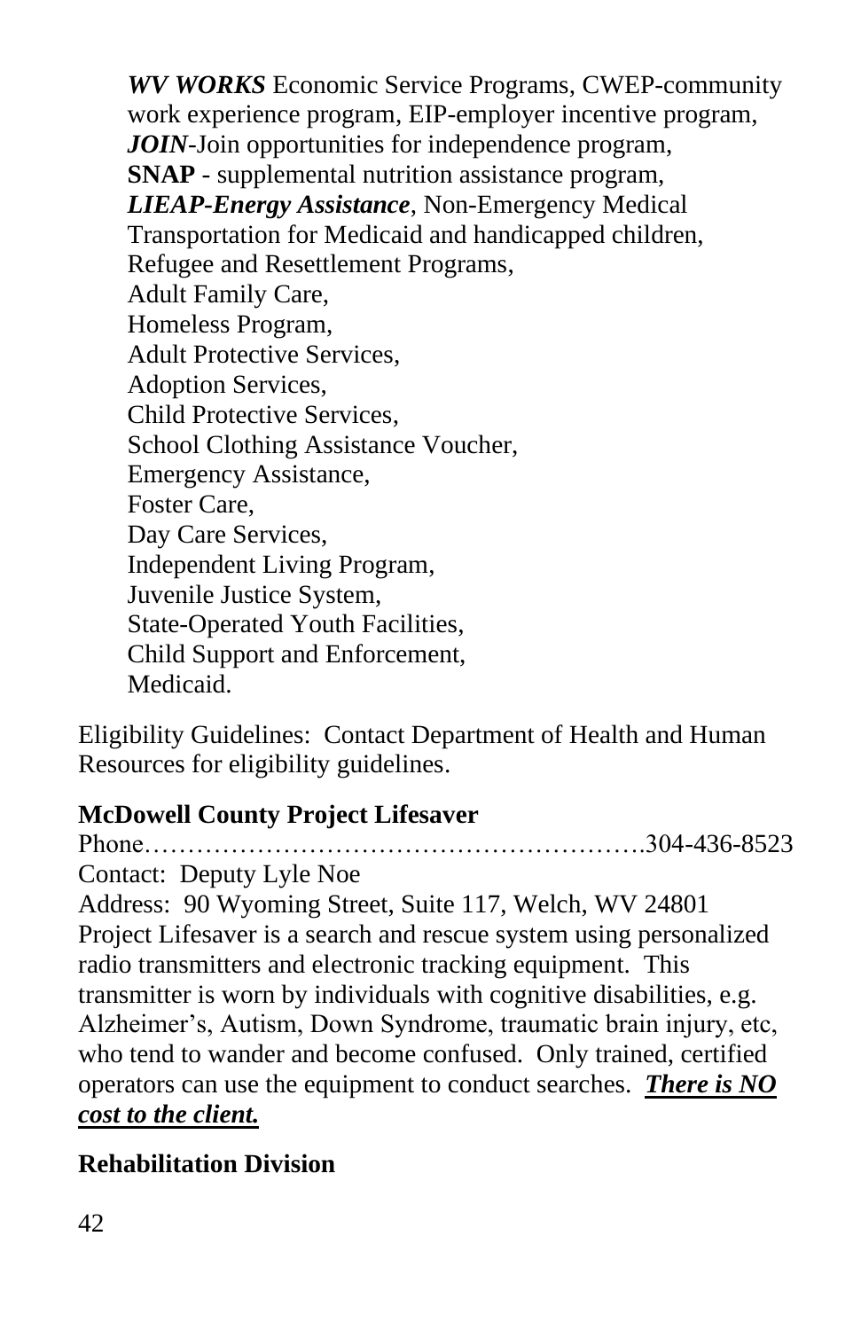***WV WORKS*** Economic Service Programs, CWEP-community work experience program, EIP-employer incentive program,
***JOIN***-Join opportunities for independence program,
**SNAP** - supplemental nutrition assistance program,
***LIEAP-Energy Assistance***, Non-Emergency Medical Transportation for Medicaid and handicapped children,
Refugee and Resettlement Programs,
Adult Family Care,
Homeless Program,
Adult Protective Services,
Adoption Services,
Child Protective Services,
School Clothing Assistance Voucher,
Emergency Assistance,
Foster Care,
Day Care Services,
Independent Living Program,
Juvenile Justice System,
State-Operated Youth Facilities,
Child Support and Enforcement,
Medicaid.

Eligibility Guidelines: Contact Department of Health and Human Resources for eligibility guidelines.

**McDowell County Project Lifesaver**

Phone……………………………………………….304-436-8523
Contact: Deputy Lyle Noe
Address: 90 Wyoming Street, Suite 117, Welch, WV 24801
Project Lifesaver is a search and rescue system using personalized radio transmitters and electronic tracking equipment. This transmitter is worn by individuals with cognitive disabilities, e.g. Alzheimer's, Autism, Down Syndrome, traumatic brain injury, etc, who tend to wander and become confused. Only trained, certified operators can use the equipment to conduct searches. ***There is NO cost to the client.***

**Rehabilitation Division**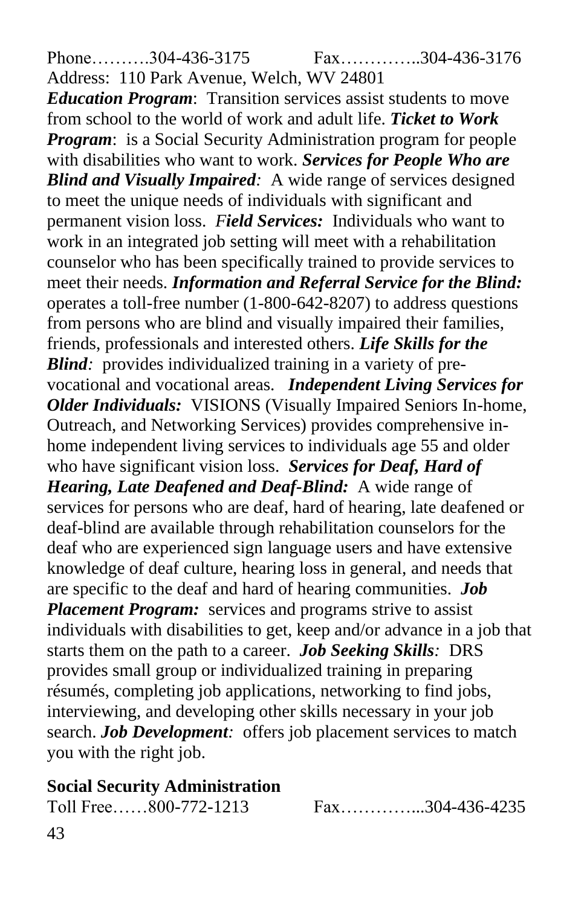Phone……….304-436-3175 Fax…………..304-436-3176
Address: 110 Park Avenue, Welch, WV 24801

***Education Program***: Transition services assist students to move from school to the world of work and adult life. ***Ticket to Work Program***: is a Social Security Administration program for people with disabilities who want to work. ***Services for People Who are Blind and Visually Impaired**:* A wide range of services designed to meet the unique needs of individuals with significant and permanent vision loss. ***Field Services:*** Individuals who want to work in an integrated job setting will meet with a rehabilitation counselor who has been specifically trained to provide services to meet their needs. ***Information and Referral Service for the Blind:*** operates a toll-free number (1-800-642-8207) to address questions from persons who are blind and visually impaired their families, friends, professionals and interested others. ***Life Skills for the Blind**:* provides individualized training in a variety of pre-vocational and vocational areas. ***Independent Living Services for Older Individuals:*** VISIONS (Visually Impaired Seniors In-home, Outreach, and Networking Services) provides comprehensive in-home independent living services to individuals age 55 and older who have significant vision loss. ***Services for Deaf, Hard of Hearing, Late Deafened and Deaf-Blind:*** A wide range of services for persons who are deaf, hard of hearing, late deafened or deaf-blind are available through rehabilitation counselors for the deaf who are experienced sign language users and have extensive knowledge of deaf culture, hearing loss in general, and needs that are specific to the deaf and hard of hearing communities. ***Job Placement Program:*** services and programs strive to assist individuals with disabilities to get, keep and/or advance in a job that starts them on the path to a career. ***Job Seeking Skills**:* DRS provides small group or individualized training in preparing résumés, completing job applications, networking to find jobs, interviewing, and developing other skills necessary in your job search. ***Job Development**:* offers job placement services to match you with the right job.

**Social Security Administration**

Toll Free……800-772-1213 Fax…………...304-436-4235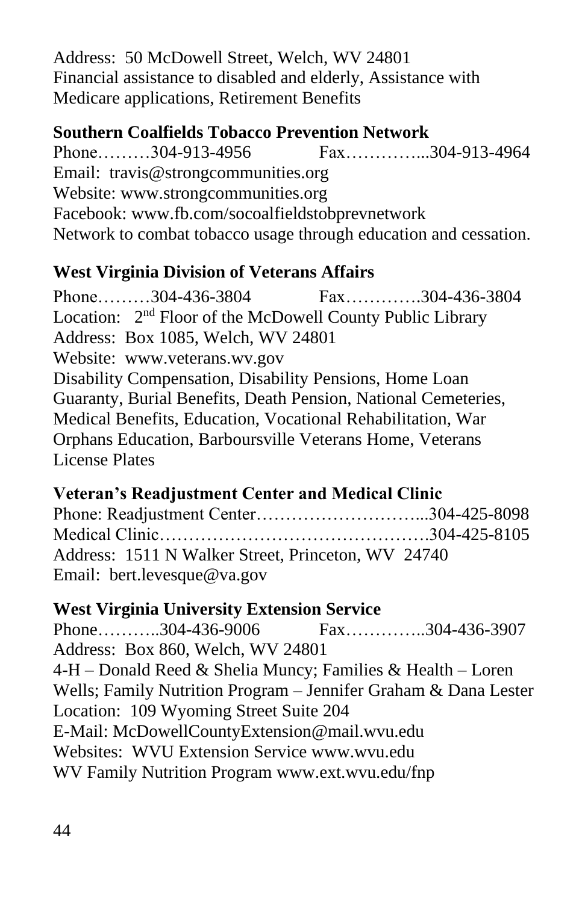Address: 50 McDowell Street, Welch, WV 24801
Financial assistance to disabled and elderly, Assistance with Medicare applications, Retirement Benefits

**Southern Coalfields Tobacco Prevention Network**

Phone………304-913-4956 Fax…………...304-913-4964
Email: travis@strongcommunities.org
Website: www.strongcommunities.org
Facebook: www.fb.com/socoalfieldstobprevnetwork
Network to combat tobacco usage through education and cessation.

**West Virginia Division of Veterans Affairs**

Phone………304-436-3804 Fax………….304-436-3804
Location: 2nd Floor of the McDowell County Public Library
Address: Box 1085, Welch, WV 24801
Website: www.veterans.wv.gov
Disability Compensation, Disability Pensions, Home Loan Guaranty, Burial Benefits, Death Pension, National Cemeteries, Medical Benefits, Education, Vocational Rehabilitation, War Orphans Education, Barboursville Veterans Home, Veterans License Plates

**Veteran's Readjustment Center and Medical Clinic**

Phone: Readjustment Center………………………...304-425-8098
Medical Clinic……………………………………….304-425-8105
Address: 1511 N Walker Street, Princeton, WV 24740
Email: bert.levesque@va.gov

**West Virginia University Extension Service**

Phone………..304-436-9006 Fax…………..304-436-3907
Address: Box 860, Welch, WV 24801
4-H – Donald Reed & Shelia Muncy; Families & Health – Loren Wells; Family Nutrition Program – Jennifer Graham & Dana Lester
Location: 109 Wyoming Street Suite 204
E-Mail: McDowellCountyExtension@mail.wvu.edu
Websites: WVU Extension Service www.wvu.edu
WV Family Nutrition Program www.ext.wvu.edu/fnp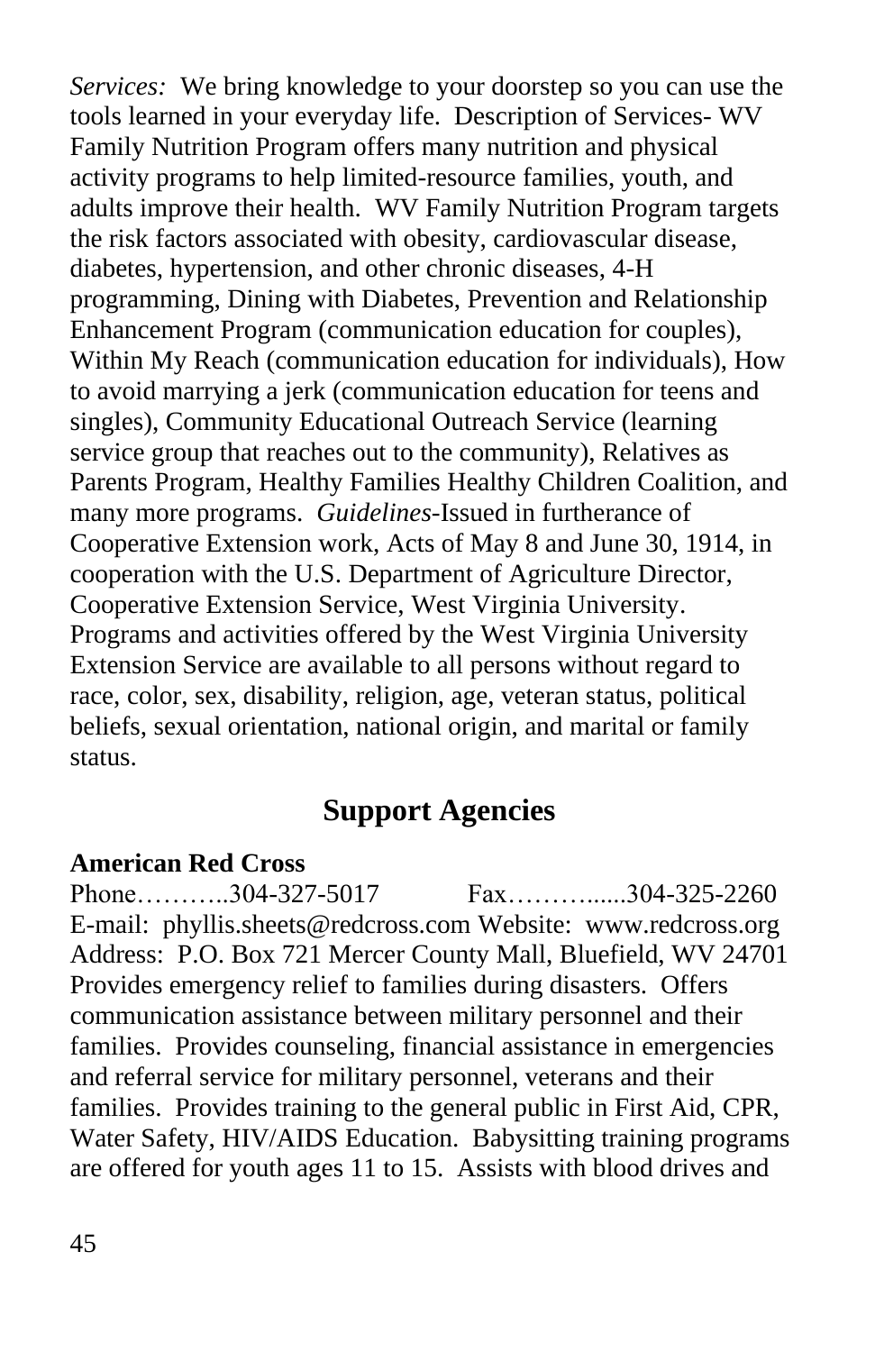*Services:* We bring knowledge to your doorstep so you can use the tools learned in your everyday life. Description of Services- WV Family Nutrition Program offers many nutrition and physical activity programs to help limited-resource families, youth, and adults improve their health. WV Family Nutrition Program targets the risk factors associated with obesity, cardiovascular disease, diabetes, hypertension, and other chronic diseases, 4-H programming, Dining with Diabetes, Prevention and Relationship Enhancement Program (communication education for couples), Within My Reach (communication education for individuals), How to avoid marrying a jerk (communication education for teens and singles), Community Educational Outreach Service (learning service group that reaches out to the community), Relatives as Parents Program, Healthy Families Healthy Children Coalition, and many more programs. *Guidelines*-Issued in furtherance of Cooperative Extension work, Acts of May 8 and June 30, 1914, in cooperation with the U.S. Department of Agriculture Director, Cooperative Extension Service, West Virginia University. Programs and activities offered by the West Virginia University Extension Service are available to all persons without regard to race, color, sex, disability, religion, age, veteran status, political beliefs, sexual orientation, national origin, and marital or family status.

## Support Agencies

**American Red Cross**
Phone………..304-327-5017 Fax……….....304-325-2260
E-mail: phyllis.sheets@redcross.com Website: www.redcross.org
Address: P.O. Box 721 Mercer County Mall, Bluefield, WV 24701
Provides emergency relief to families during disasters. Offers communication assistance between military personnel and their families. Provides counseling, financial assistance in emergencies and referral service for military personnel, veterans and their families. Provides training to the general public in First Aid, CPR, Water Safety, HIV/AIDS Education. Babysitting training programs are offered for youth ages 11 to 15. Assists with blood drives and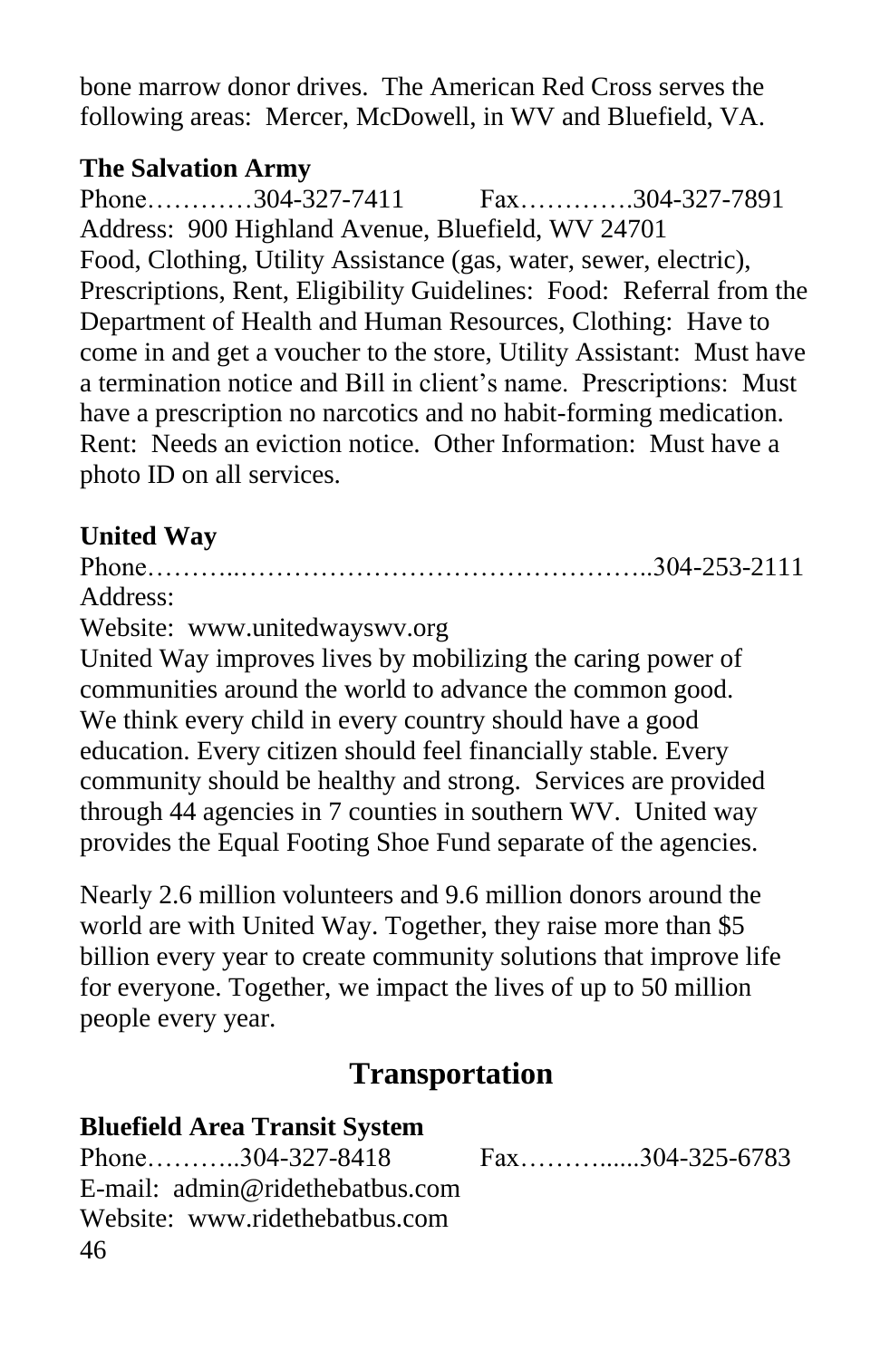bone marrow donor drives. The American Red Cross serves the following areas: Mercer, McDowell, in WV and Bluefield, VA.

**The Salvation Army**

Phone…………304-327-7411 Fax………….304-327-7891
Address: 900 Highland Avenue, Bluefield, WV 24701
Food, Clothing, Utility Assistance (gas, water, sewer, electric), Prescriptions, Rent, Eligibility Guidelines: Food: Referral from the Department of Health and Human Resources, Clothing: Have to come in and get a voucher to the store, Utility Assistant: Must have a termination notice and Bill in client's name. Prescriptions: Must have a prescription no narcotics and no habit-forming medication. Rent: Needs an eviction notice. Other Information: Must have a photo ID on all services.

**United Way**

Phone………..………………………………………..304-253-2111
Address:
Website: www.unitedwayswv.org
United Way improves lives by mobilizing the caring power of communities around the world to advance the common good. We think every child in every country should have a good education. Every citizen should feel financially stable. Every community should be healthy and strong. Services are provided through 44 agencies in 7 counties in southern WV. United way provides the Equal Footing Shoe Fund separate of the agencies.

Nearly 2.6 million volunteers and 9.6 million donors around the world are with United Way. Together, they raise more than $5 billion every year to create community solutions that improve life for everyone. Together, we impact the lives of up to 50 million people every year.

## Transportation

**Bluefield Area Transit System**

Phone………..304-327-8418 Fax……….....304-325-6783
E-mail: admin@ridethebatbus.com
Website: www.ridethebatbus.com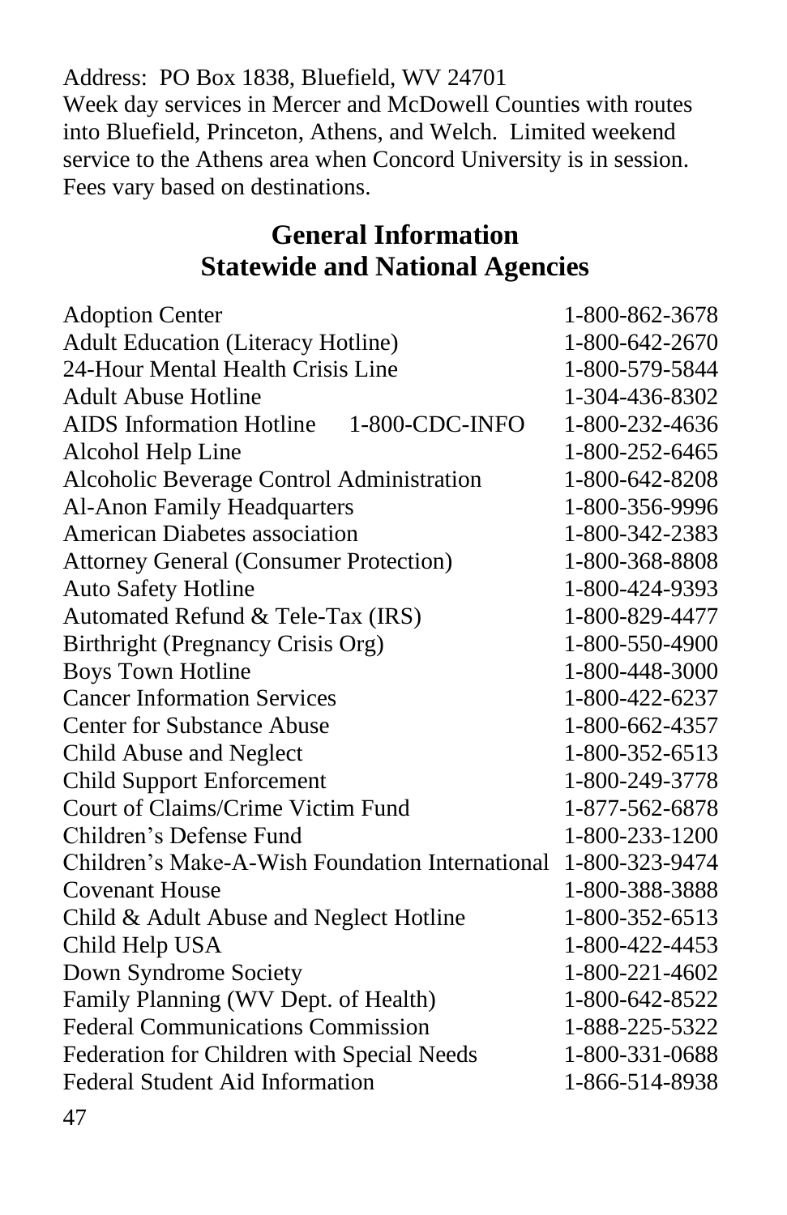Address: PO Box 1838, Bluefield, WV 24701
Week day services in Mercer and McDowell Counties with routes into Bluefield, Princeton, Athens, and Welch. Limited weekend service to the Athens area when Concord University is in session. Fees vary based on destinations.

## General Information
## Statewide and National Agencies

| | |
|---|---|
| Adoption Center | 1-800-862-3678 |
| Adult Education (Literacy Hotline) | 1-800-642-2670 |
| 24-Hour Mental Health Crisis Line | 1-800-579-5844 |
| Adult Abuse Hotline | 1-304-436-8302 |
| AIDS Information Hotline 1-800-CDC-INFO | 1-800-232-4636 |
| Alcohol Help Line | 1-800-252-6465 |
| Alcoholic Beverage Control Administration | 1-800-642-8208 |
| Al-Anon Family Headquarters | 1-800-356-9996 |
| American Diabetes association | 1-800-342-2383 |
| Attorney General (Consumer Protection) | 1-800-368-8808 |
| Auto Safety Hotline | 1-800-424-9393 |
| Automated Refund & Tele-Tax (IRS) | 1-800-829-4477 |
| Birthright (Pregnancy Crisis Org) | 1-800-550-4900 |
| Boys Town Hotline | 1-800-448-3000 |
| Cancer Information Services | 1-800-422-6237 |
| Center for Substance Abuse | 1-800-662-4357 |
| Child Abuse and Neglect | 1-800-352-6513 |
| Child Support Enforcement | 1-800-249-3778 |
| Court of Claims/Crime Victim Fund | 1-877-562-6878 |
| Children's Defense Fund | 1-800-233-1200 |
| Children's Make-A-Wish Foundation International | 1-800-323-9474 |
| Covenant House | 1-800-388-3888 |
| Child & Adult Abuse and Neglect Hotline | 1-800-352-6513 |
| Child Help USA | 1-800-422-4453 |
| Down Syndrome Society | 1-800-221-4602 |
| Family Planning (WV Dept. of Health) | 1-800-642-8522 |
| Federal Communications Commission | 1-888-225-5322 |
| Federation for Children with Special Needs | 1-800-331-0688 |
| Federal Student Aid Information | 1-866-514-8938 |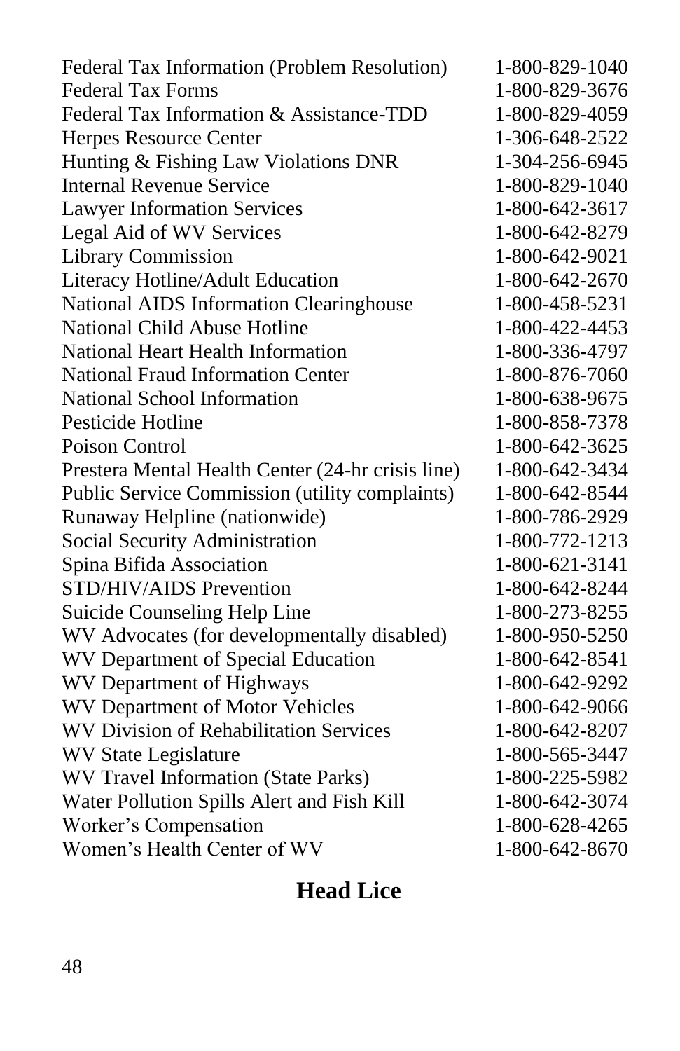| | |
|---|---|
| Federal Tax Information (Problem Resolution) | 1-800-829-1040 |
| Federal Tax Forms | 1-800-829-3676 |
| Federal Tax Information & Assistance-TDD | 1-800-829-4059 |
| Herpes Resource Center | 1-306-648-2522 |
| Hunting & Fishing Law Violations DNR | 1-304-256-6945 |
| Internal Revenue Service | 1-800-829-1040 |
| Lawyer Information Services | 1-800-642-3617 |
| Legal Aid of WV Services | 1-800-642-8279 |
| Library Commission | 1-800-642-9021 |
| Literacy Hotline/Adult Education | 1-800-642-2670 |
| National AIDS Information Clearinghouse | 1-800-458-5231 |
| National Child Abuse Hotline | 1-800-422-4453 |
| National Heart Health Information | 1-800-336-4797 |
| National Fraud Information Center | 1-800-876-7060 |
| National School Information | 1-800-638-9675 |
| Pesticide Hotline | 1-800-858-7378 |
| Poison Control | 1-800-642-3625 |
| Prestera Mental Health Center (24-hr crisis line) | 1-800-642-3434 |
| Public Service Commission (utility complaints) | 1-800-642-8544 |
| Runaway Helpline (nationwide) | 1-800-786-2929 |
| Social Security Administration | 1-800-772-1213 |
| Spina Bifida Association | 1-800-621-3141 |
| STD/HIV/AIDS Prevention | 1-800-642-8244 |
| Suicide Counseling Help Line | 1-800-273-8255 |
| WV Advocates (for developmentally disabled) | 1-800-950-5250 |
| WV Department of Special Education | 1-800-642-8541 |
| WV Department of Highways | 1-800-642-9292 |
| WV Department of Motor Vehicles | 1-800-642-9066 |
| WV Division of Rehabilitation Services | 1-800-642-8207 |
| WV State Legislature | 1-800-565-3447 |
| WV Travel Information (State Parks) | 1-800-225-5982 |
| Water Pollution Spills Alert and Fish Kill | 1-800-642-3074 |
| Worker's Compensation | 1-800-628-4265 |
| Women's Health Center of WV | 1-800-642-8670 |

## Head Lice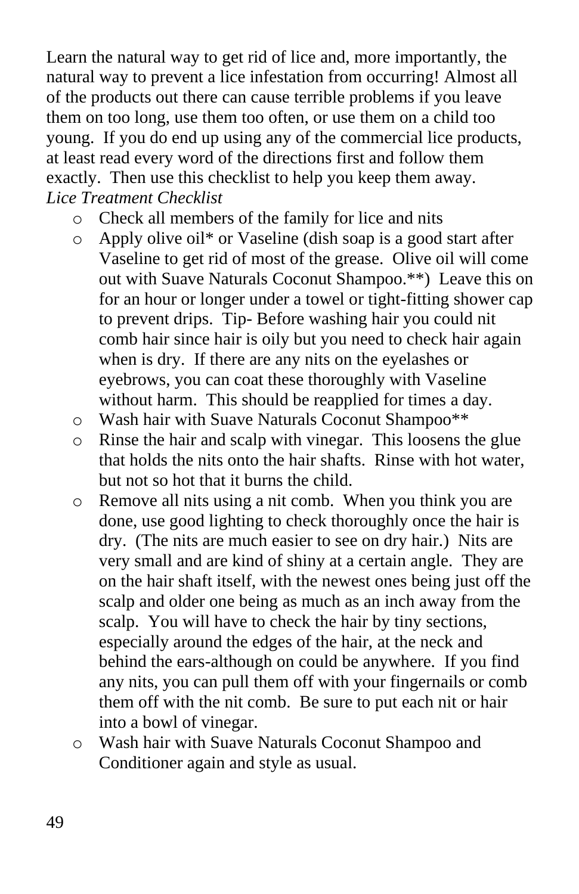Learn the natural way to get rid of lice and, more importantly, the natural way to prevent a lice infestation from occurring! Almost all of the products out there can cause terrible problems if you leave them on too long, use them too often, or use them on a child too young. If you do end up using any of the commercial lice products, at least read every word of the directions first and follow them exactly. Then use this checklist to help you keep them away.

*Lice Treatment Checklist*

- Check all members of the family for lice and nits
- Apply olive oil* or Vaseline (dish soap is a good start after Vaseline to get rid of most of the grease. Olive oil will come out with Suave Naturals Coconut Shampoo.**) Leave this on for an hour or longer under a towel or tight-fitting shower cap to prevent drips. Tip- Before washing hair you could nit comb hair since hair is oily but you need to check hair again when is dry. If there are any nits on the eyelashes or eyebrows, you can coat these thoroughly with Vaseline without harm. This should be reapplied for times a day.
- Wash hair with Suave Naturals Coconut Shampoo**
- Rinse the hair and scalp with vinegar. This loosens the glue that holds the nits onto the hair shafts. Rinse with hot water, but not so hot that it burns the child.
- Remove all nits using a nit comb. When you think you are done, use good lighting to check thoroughly once the hair is dry. (The nits are much easier to see on dry hair.) Nits are very small and are kind of shiny at a certain angle. They are on the hair shaft itself, with the newest ones being just off the scalp and older one being as much as an inch away from the scalp. You will have to check the hair by tiny sections, especially around the edges of the hair, at the neck and behind the ears-although on could be anywhere. If you find any nits, you can pull them off with your fingernails or comb them off with the nit comb. Be sure to put each nit or hair into a bowl of vinegar.
- Wash hair with Suave Naturals Coconut Shampoo and Conditioner again and style as usual.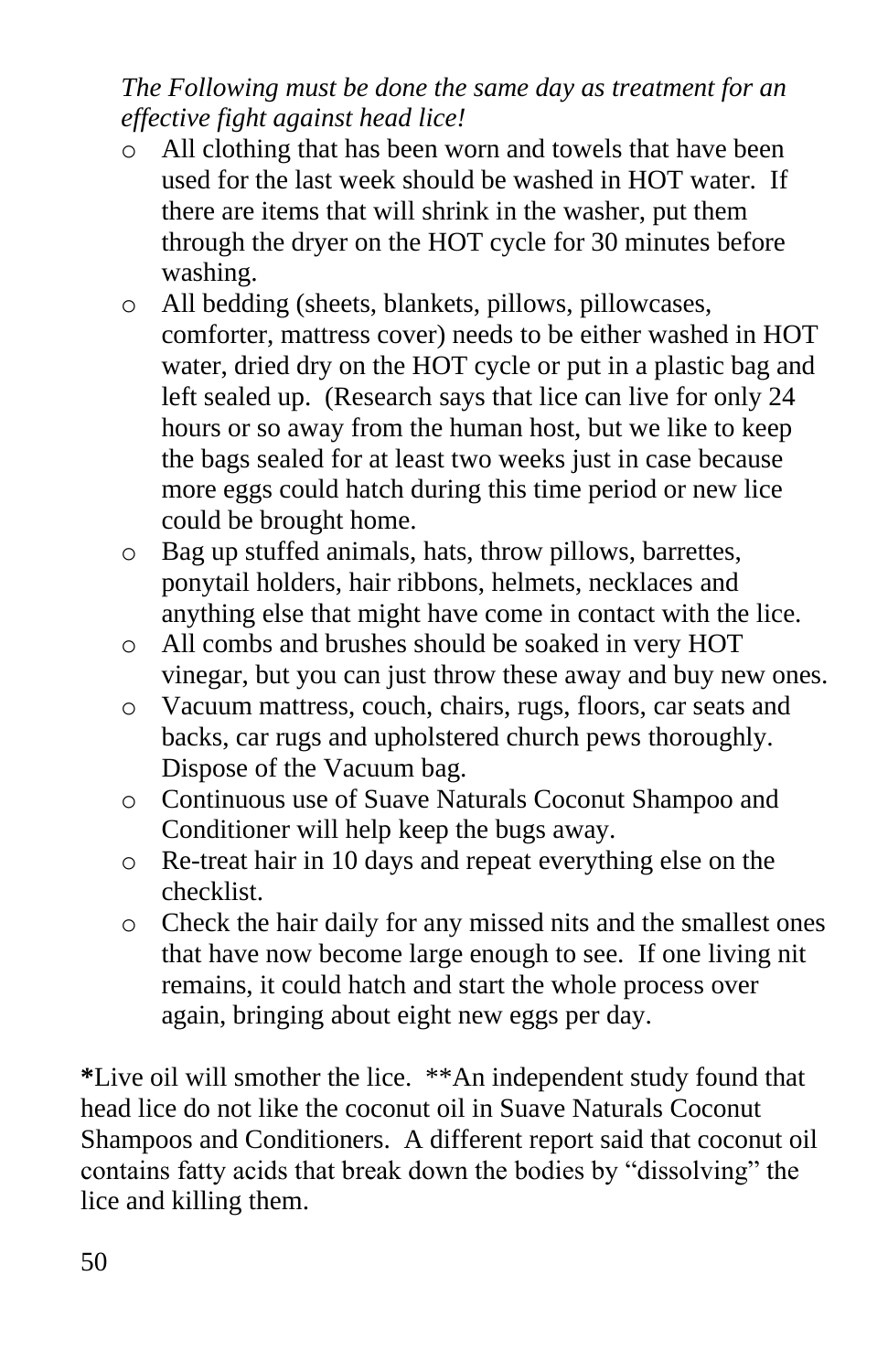*The Following must be done the same day as treatment for an effective fight against head lice!*

- All clothing that has been worn and towels that have been used for the last week should be washed in HOT water. If there are items that will shrink in the washer, put them through the dryer on the HOT cycle for 30 minutes before washing.
- All bedding (sheets, blankets, pillows, pillowcases, comforter, mattress cover) needs to be either washed in HOT water, dried dry on the HOT cycle or put in a plastic bag and left sealed up. (Research says that lice can live for only 24 hours or so away from the human host, but we like to keep the bags sealed for at least two weeks just in case because more eggs could hatch during this time period or new lice could be brought home.
- Bag up stuffed animals, hats, throw pillows, barrettes, ponytail holders, hair ribbons, helmets, necklaces and anything else that might have come in contact with the lice.
- All combs and brushes should be soaked in very HOT vinegar, but you can just throw these away and buy new ones.
- Vacuum mattress, couch, chairs, rugs, floors, car seats and backs, car rugs and upholstered church pews thoroughly. Dispose of the Vacuum bag.
- Continuous use of Suave Naturals Coconut Shampoo and Conditioner will help keep the bugs away.
- Re-treat hair in 10 days and repeat everything else on the checklist.
- Check the hair daily for any missed nits and the smallest ones that have now become large enough to see. If one living nit remains, it could hatch and start the whole process over again, bringing about eight new eggs per day.

**\***Live oil will smother the lice. **An independent study found that head lice do not like the coconut oil in Suave Naturals Coconut Shampoos and Conditioners. A different report said that coconut oil contains fatty acids that break down the bodies by "dissolving" the lice and killing them.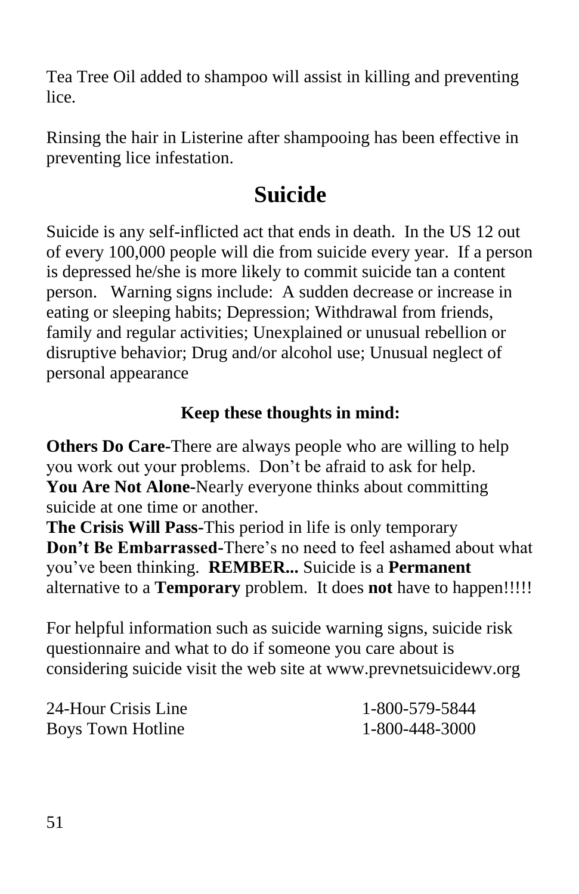Tea Tree Oil added to shampoo will assist in killing and preventing lice.

Rinsing the hair in Listerine after shampooing has been effective in preventing lice infestation.

## Suicide

Suicide is any self-inflicted act that ends in death. In the US 12 out of every 100,000 people will die from suicide every year. If a person is depressed he/she is more likely to commit suicide tan a content person. Warning signs include: A sudden decrease or increase in eating or sleeping habits; Depression; Withdrawal from friends, family and regular activities; Unexplained or unusual rebellion or disruptive behavior; Drug and/or alcohol use; Unusual neglect of personal appearance

**Keep these thoughts in mind:**

**Others Do Care-**There are always people who are willing to help you work out your problems. Don't be afraid to ask for help.
**You Are Not Alone-**Nearly everyone thinks about committing suicide at one time or another.
**The Crisis Will Pass-**This period in life is only temporary
**Don't Be Embarrassed-**There's no need to feel ashamed about what you've been thinking. **REMBER...** Suicide is a **Permanent** alternative to a **Temporary** problem. It does **not** have to happen!!!!!

For helpful information such as suicide warning signs, suicide risk questionnaire and what to do if someone you care about is considering suicide visit the web site at www.prevnetsuicidewv.org

| | |
|---|---|
| 24-Hour Crisis Line | 1-800-579-5844 |
| Boys Town Hotline | 1-800-448-3000 |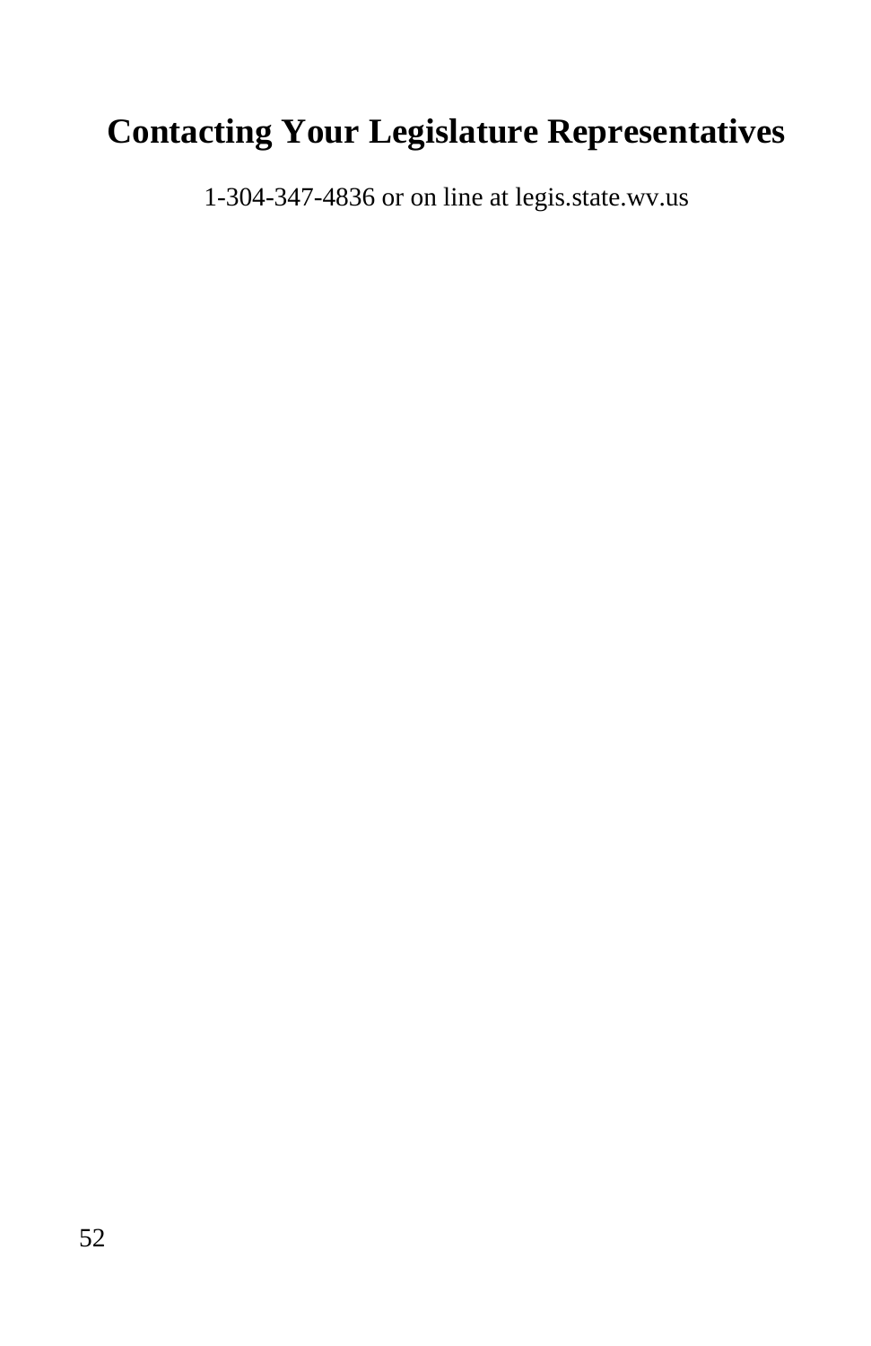# Contacting Your Legislature Representatives

1-304-347-4836 or on line at legis.state.wv.us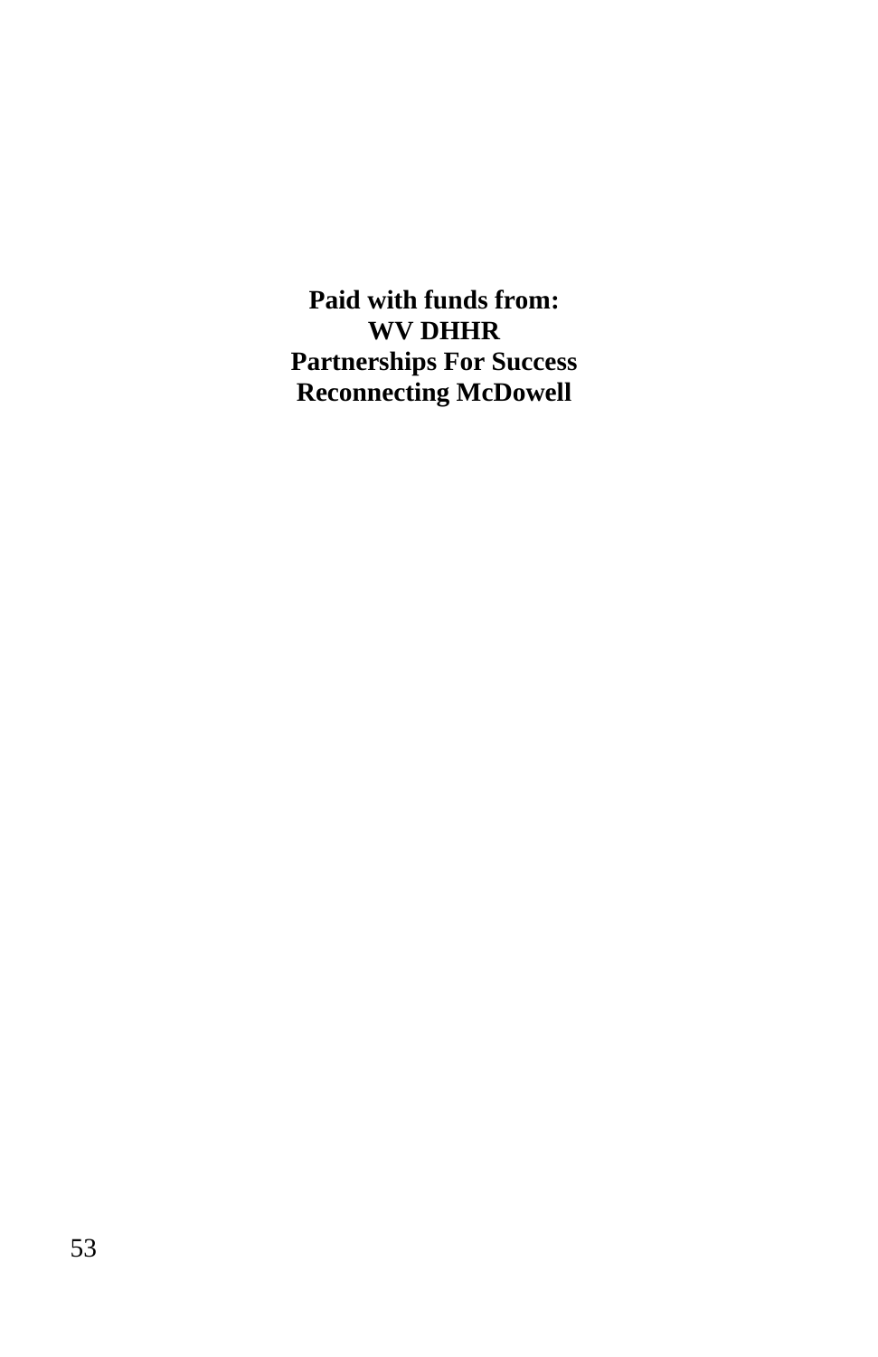**Paid with funds from:**
**WV DHHR**
**Partnerships For Success**
**Reconnecting McDowell**